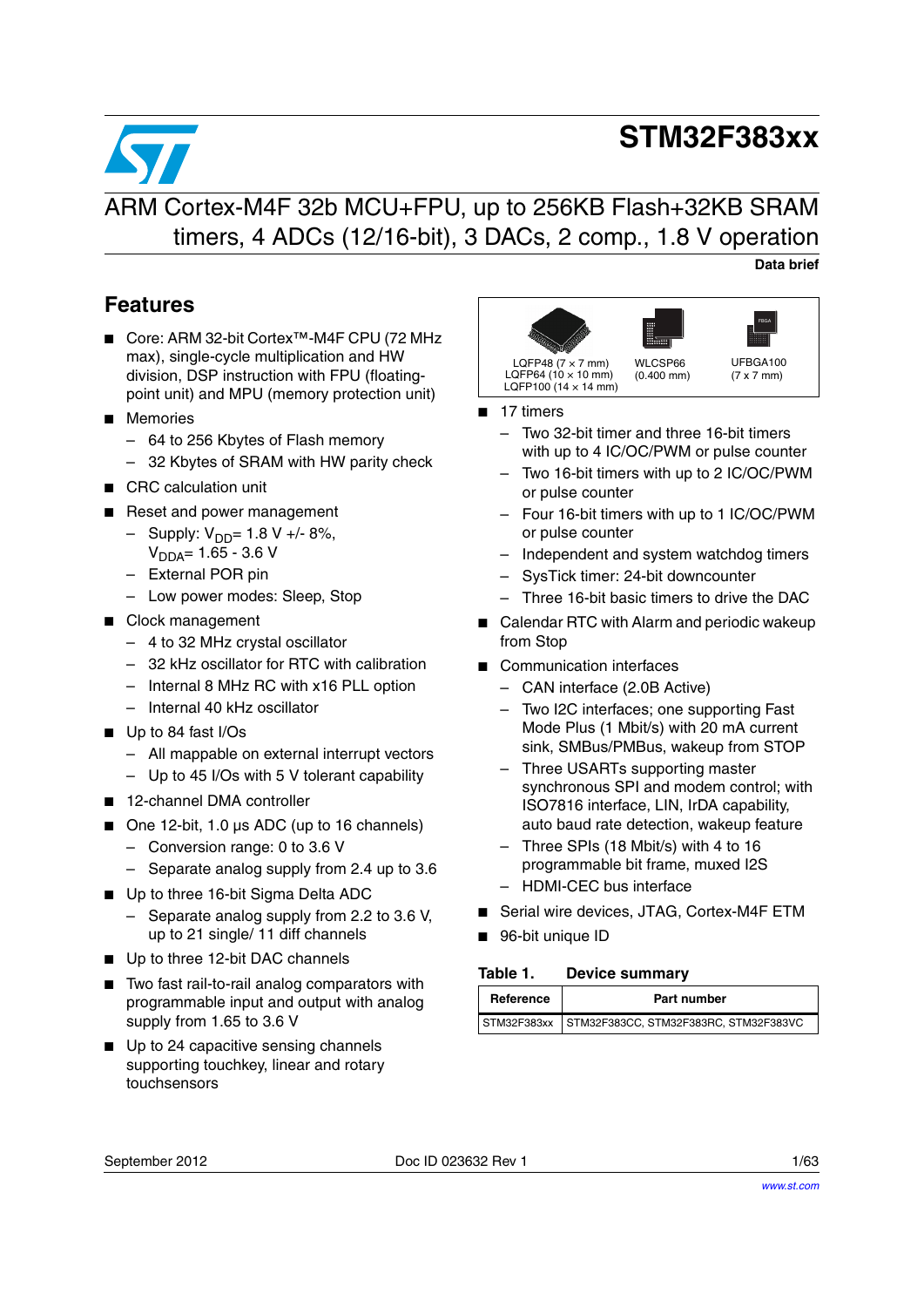# STM32F383xx

## ARM Cortex-M4F 32b MCU+FPU, up to 256KB Flash+32KB SRAM timers, 4 ADCs (12/16-bit), 3 DACs, 2 comp., 1.8 V operation

**Data brief**

## Features

- Core: ARM 32-bit Cortex™-M4F CPU (72 MHz max), single-cycle multiplication and HW division, DSP instruction with FPU (floating-point unit) and MPU (memory protection unit)
- Memories
  - 64 to 256 Kbytes of Flash memory
  - 32 Kbytes of SRAM with HW parity check
- CRC calculation unit
- Reset and power management
  - Supply: $V_{DD}$= 1.8 V +/- 8%, $V_{DDA}$= 1.65 - 3.6 V
  - External POR pin
  - Low power modes: Sleep, Stop
- Clock management
  - 4 to 32 MHz crystal oscillator
  - 32 kHz oscillator for RTC with calibration
  - Internal 8 MHz RC with x16 PLL option
  - Internal 40 kHz oscillator
- Up to 84 fast I/Os
  - All mappable on external interrupt vectors
  - Up to 45 I/Os with 5 V tolerant capability
- 12-channel DMA controller
- One 12-bit, 1.0 µs ADC (up to 16 channels)
  - Conversion range: 0 to 3.6 V
  - Separate analog supply from 2.4 up to 3.6
- Up to three 16-bit Sigma Delta ADC
  - Separate analog supply from 2.2 to 3.6 V, up to 21 single/ 11 diff channels
- Up to three 12-bit DAC channels
- Two fast rail-to-rail analog comparators with programmable input and output with analog supply from 1.65 to 3.6 V
- Up to 24 capacitive sensing channels supporting touchkey, linear and rotary touchsensors

LQFP48 (7 × 7 mm)
LQFP64 (10 × 10 mm)
LQFP100 (14 × 14 mm)

WLCSP66
(0.400 mm)

UFBGA100
(7 x 7 mm)

- 17 timers
  - Two 32-bit timer and three 16-bit timers with up to 4 IC/OC/PWM or pulse counter
  - Two 16-bit timers with up to 2 IC/OC/PWM or pulse counter
  - Four 16-bit timers with up to 1 IC/OC/PWM or pulse counter
  - Independent and system watchdog timers
  - SysTick timer: 24-bit downcounter
  - Three 16-bit basic timers to drive the DAC
- Calendar RTC with Alarm and periodic wakeup from Stop
- Communication interfaces
  - CAN interface (2.0B Active)
  - Two I2C interfaces; one supporting Fast Mode Plus (1 Mbit/s) with 20 mA current sink, SMBus/PMBus, wakeup from STOP
  - Three USARTs supporting master synchronous SPI and modem control; with ISO7816 interface, LIN, IrDA capability, auto baud rate detection, wakeup feature
  - Three SPIs (18 Mbit/s) with 4 to 16 programmable bit frame, muxed I2S
  - HDMI-CEC bus interface
- Serial wire devices, JTAG, Cortex-M4F ETM
- 96-bit unique ID

**Table 1. Device summary**

| Reference | Part number |
|---|---|
| STM32F383xx | STM32F383CC, STM32F383RC, STM32F383VC |

September 2012 Doc ID 023632 Rev 1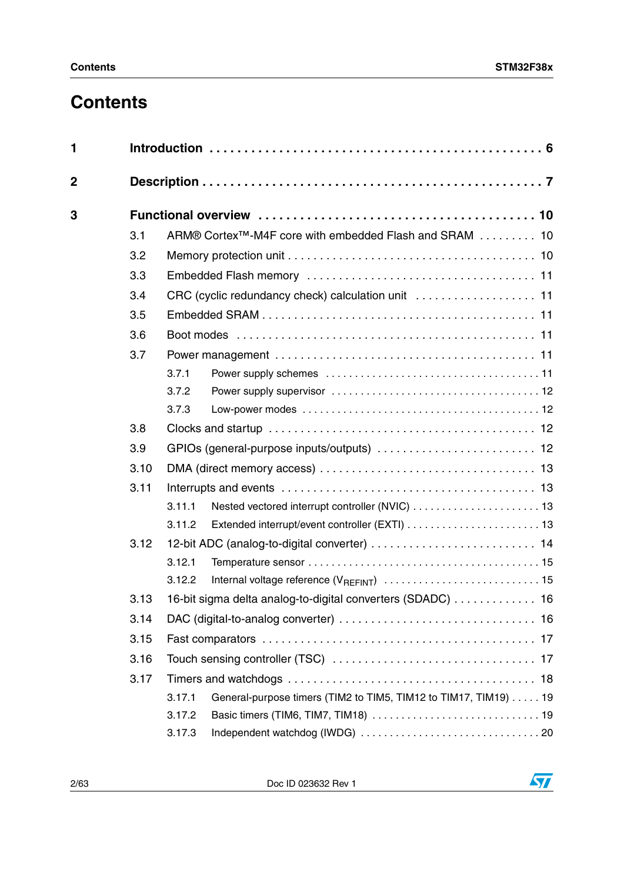# Contents

| | | | |
|---|---|---|---|
| **1** | **Introduction** | | **6** |
| **2** | **Description** | | **7** |
| **3** | **Functional overview** | | **10** |
| | 3.1 | ARM® Cortex™-M4F core with embedded Flash and SRAM | 10 |
| | 3.2 | Memory protection unit | 10 |
| | 3.3 | Embedded Flash memory | 11 |
| | 3.4 | CRC (cyclic redundancy check) calculation unit | 11 |
| | 3.5 | Embedded SRAM | 11 |
| | 3.6 | Boot modes | 11 |
| | 3.7 | Power management | 11 |
| | | 3.7.1 Power supply schemes | 11 |
| | | 3.7.2 Power supply supervisor | 12 |
| | | 3.7.3 Low-power modes | 12 |
| | 3.8 | Clocks and startup | 12 |
| | 3.9 | GPIOs (general-purpose inputs/outputs) | 12 |
| | 3.10 | DMA (direct memory access) | 13 |
| | 3.11 | Interrupts and events | 13 |
| | | 3.11.1 Nested vectored interrupt controller (NVIC) | 13 |
| | | 3.11.2 Extended interrupt/event controller (EXTI) | 13 |
| | 3.12 | 12-bit ADC (analog-to-digital converter) | 14 |
| | | 3.12.1 Temperature sensor | 15 |
| | | 3.12.2 Internal voltage reference ($V_{REFINT}$) | 15 |
| | 3.13 | 16-bit sigma delta analog-to-digital converters (SDADC) | 16 |
| | 3.14 | DAC (digital-to-analog converter) | 16 |
| | 3.15 | Fast comparators | 17 |
| | 3.16 | Touch sensing controller (TSC) | 17 |
| | 3.17 | Timers and watchdogs | 18 |
| | | 3.17.1 General-purpose timers (TIM2 to TIM5, TIM12 to TIM17, TIM19) | 19 |
| | | 3.17.2 Basic timers (TIM6, TIM7, TIM18) | 19 |
| | | 3.17.3 Independent watchdog (IWDG) | 20 |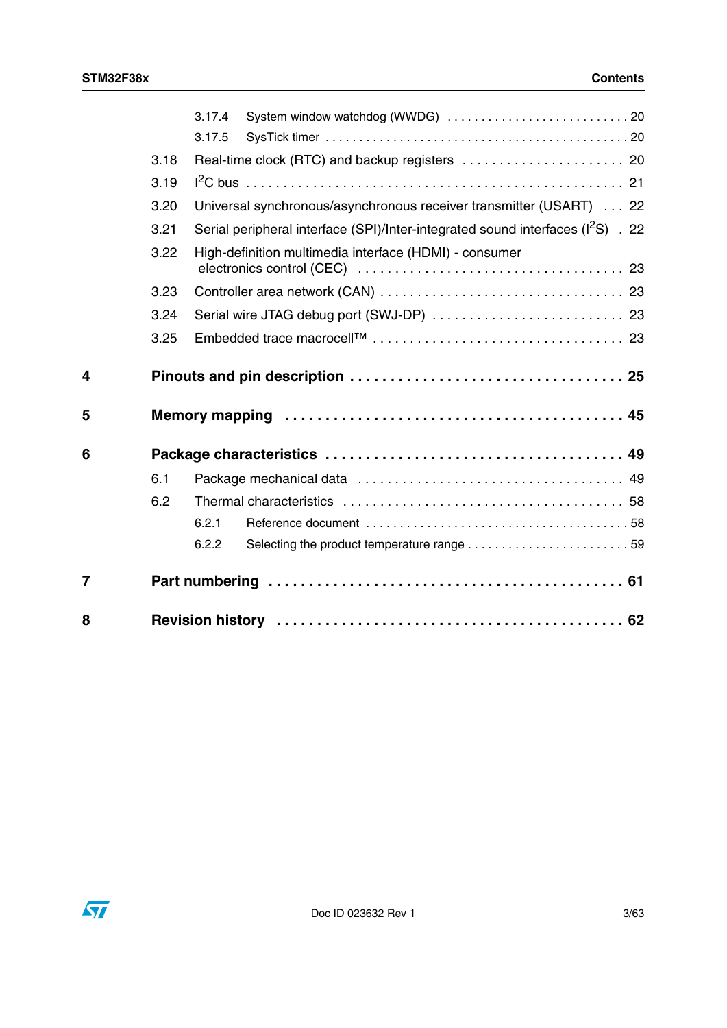3.17.4 System window watchdog (WWDG) . . . . . . . . . . . . . . . . . . . . . . . . . . . 20

3.17.5 SysTick timer . . . . . . . . . . . . . . . . . . . . . . . . . . . . . . . . . . . . . . . . . . . 20

3.18 Real-time clock (RTC) and backup registers . . . . . . . . . . . . . . . . . . . . . . 20

3.19 $I^2C$ bus . . . . . . . . . . . . . . . . . . . . . . . . . . . . . . . . . . . . . . . . . . . . . . . . . 21

3.20 Universal synchronous/asynchronous receiver transmitter (USART) . . . 22

3.21 Serial peripheral interface (SPI)/Inter-integrated sound interfaces ($I^2S$) . 22

3.22 High-definition multimedia interface (HDMI) - consumer electronics control (CEC) . . . . . . . . . . . . . . . . . . . . . . . . . . . . . . . . . . . 23

3.23 Controller area network (CAN) . . . . . . . . . . . . . . . . . . . . . . . . . . . . . . . . 23

3.24 Serial wire JTAG debug port (SWJ-DP) . . . . . . . . . . . . . . . . . . . . . . . . . 23

3.25 Embedded trace macrocell™ . . . . . . . . . . . . . . . . . . . . . . . . . . . . . . . . . 23

**4 Pinouts and pin description . . . . . . . . . . . . . . . . . . . . . . . . . . . . . . . . 25**

**5 Memory mapping . . . . . . . . . . . . . . . . . . . . . . . . . . . . . . . . . . . . . . . . 45**

**6 Package characteristics . . . . . . . . . . . . . . . . . . . . . . . . . . . . . . . . . . . 49**

6.1 Package mechanical data . . . . . . . . . . . . . . . . . . . . . . . . . . . . . . . . . . . 49

6.2 Thermal characteristics . . . . . . . . . . . . . . . . . . . . . . . . . . . . . . . . . . . . . 58

6.2.1 Reference document . . . . . . . . . . . . . . . . . . . . . . . . . . . . . . . . . . . . . 58

6.2.2 Selecting the product temperature range . . . . . . . . . . . . . . . . . . . . . . . 59

**7 Part numbering . . . . . . . . . . . . . . . . . . . . . . . . . . . . . . . . . . . . . . . . . 61**

**8 Revision history . . . . . . . . . . . . . . . . . . . . . . . . . . . . . . . . . . . . . . . . 62**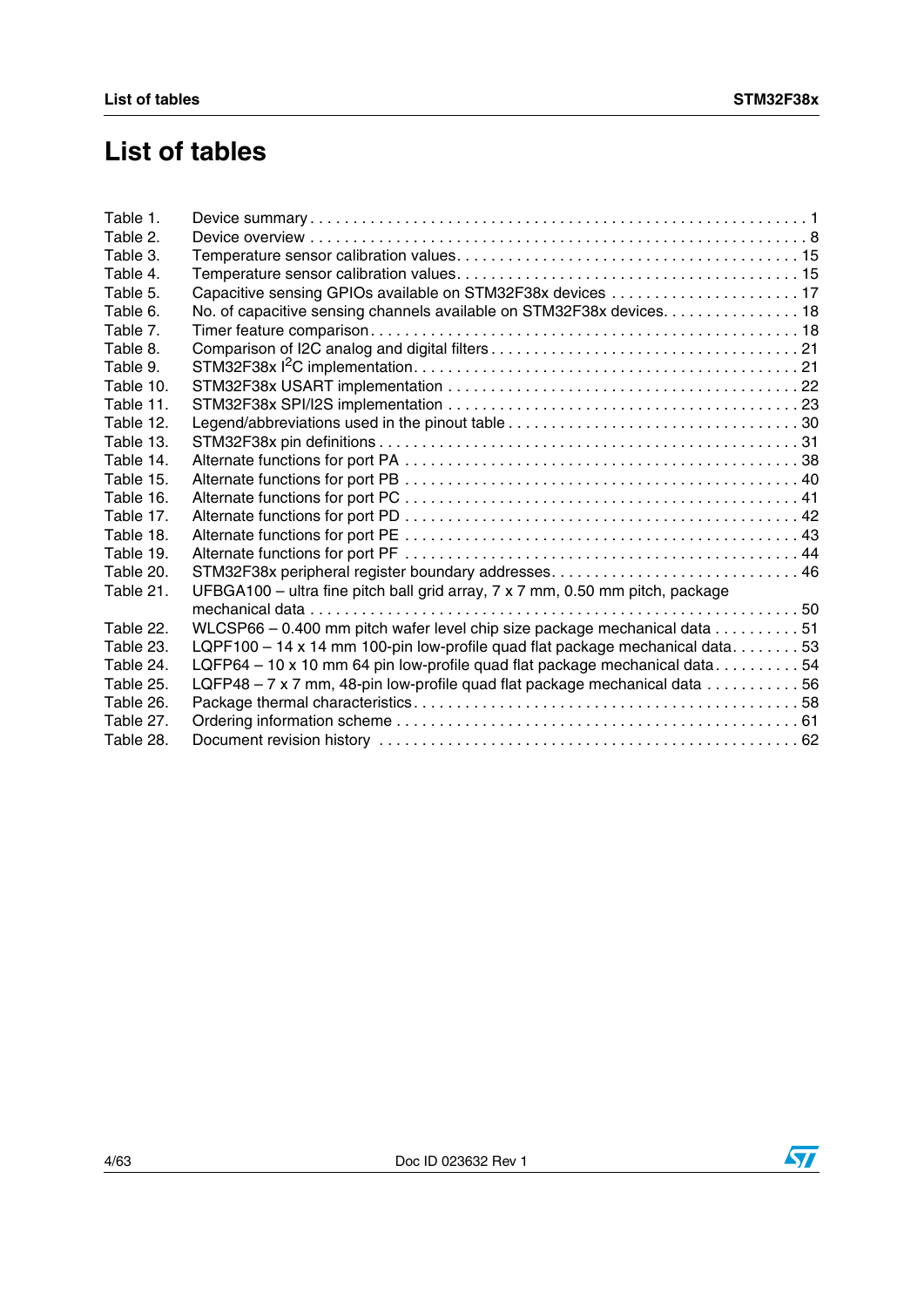# List of tables

| | | |
|---|---|---|
| Table 1. | Device summary | 1 |
| Table 2. | Device overview | 8 |
| Table 3. | Temperature sensor calibration values | 15 |
| Table 4. | Temperature sensor calibration values | 15 |
| Table 5. | Capacitive sensing GPIOs available on STM32F38x devices | 17 |
| Table 6. | No. of capacitive sensing channels available on STM32F38x devices | 18 |
| Table 7. | Timer feature comparison | 18 |
| Table 8. | Comparison of I2C analog and digital filters | 21 |
| Table 9. | STM32F38x $I^2C$ implementation | 21 |
| Table 10. | STM32F38x USART implementation | 22 |
| Table 11. | STM32F38x SPI/I2S implementation | 23 |
| Table 12. | Legend/abbreviations used in the pinout table | 30 |
| Table 13. | STM32F38x pin definitions | 31 |
| Table 14. | Alternate functions for port PA | 38 |
| Table 15. | Alternate functions for port PB | 40 |
| Table 16. | Alternate functions for port PC | 41 |
| Table 17. | Alternate functions for port PD | 42 |
| Table 18. | Alternate functions for port PE | 43 |
| Table 19. | Alternate functions for port PF | 44 |
| Table 20. | STM32F38x peripheral register boundary addresses | 46 |
| Table 21. | UFBGA100 – ultra fine pitch ball grid array, 7 x 7 mm, 0.50 mm pitch, package mechanical data | 50 |
| Table 22. | WLCSP66 – 0.400 mm pitch wafer level chip size package mechanical data | 51 |
| Table 23. | LQPF100 – 14 x 14 mm 100-pin low-profile quad flat package mechanical data | 53 |
| Table 24. | LQFP64 – 10 x 10 mm 64 pin low-profile quad flat package mechanical data | 54 |
| Table 25. | LQFP48 – 7 x 7 mm, 48-pin low-profile quad flat package mechanical data | 56 |
| Table 26. | Package thermal characteristics | 58 |
| Table 27. | Ordering information scheme | 61 |
| Table 28. | Document revision history | 62 |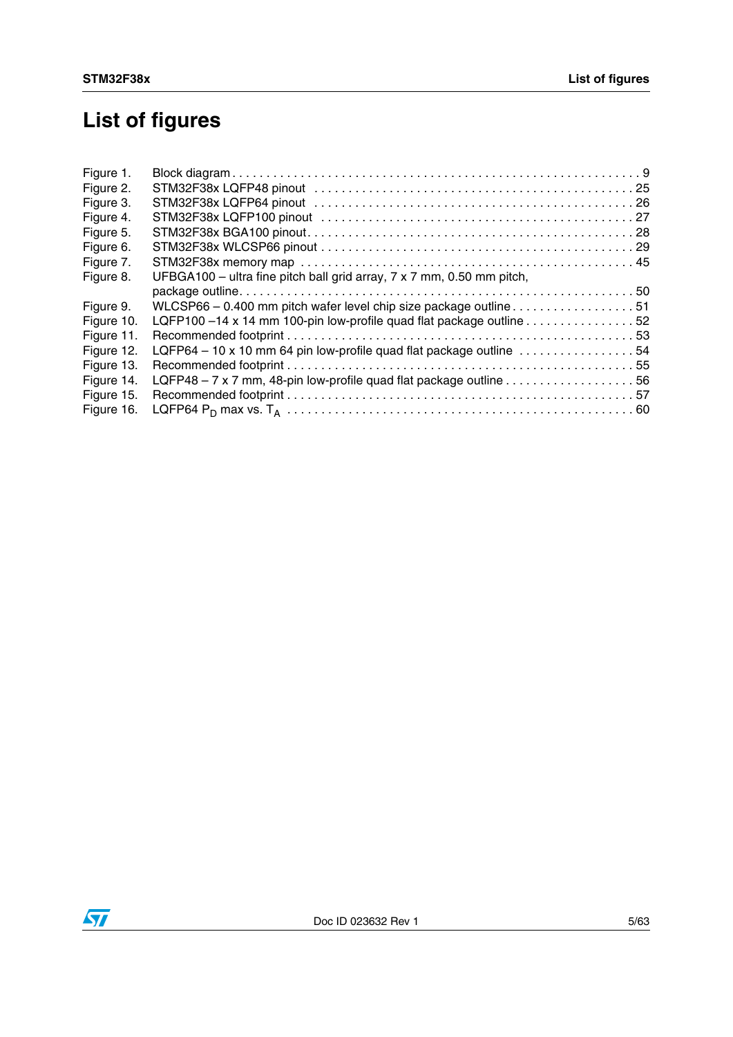# List of figures

Figure 1. Block diagram . . . . . . . . . . . . . . . . . . . . . . . . . . . . . . . . . . . . . . . . . . . . . . . . . . . . . . . . . . . . 9
Figure 2. STM32F38x LQFP48 pinout . . . . . . . . . . . . . . . . . . . . . . . . . . . . . . . . . . . . . . . . . . . . . . . 25
Figure 3. STM32F38x LQFP64 pinout . . . . . . . . . . . . . . . . . . . . . . . . . . . . . . . . . . . . . . . . . . . . . . . 26
Figure 4. STM32F38x LQFP100 pinout . . . . . . . . . . . . . . . . . . . . . . . . . . . . . . . . . . . . . . . . . . . . . . 27
Figure 5. STM32F38x BGA100 pinout. . . . . . . . . . . . . . . . . . . . . . . . . . . . . . . . . . . . . . . . . . . . . . . . 28
Figure 6. STM32F38x WLCSP66 pinout . . . . . . . . . . . . . . . . . . . . . . . . . . . . . . . . . . . . . . . . . . . . . . 29
Figure 7. STM32F38x memory map . . . . . . . . . . . . . . . . . . . . . . . . . . . . . . . . . . . . . . . . . . . . . . . . . 45
Figure 8. UFBGA100 – ultra fine pitch ball grid array, 7 x 7 mm, 0.50 mm pitch, package outline. . . . . . . . . . . . . . . . . . . . . . . . . . . . . . . . . . . . . . . . . . . . . . . . . . . . . . . . . 50
Figure 9. WLCSP66 – 0.400 mm pitch wafer level chip size package outline . . . . . . . . . . . . . . . . . . . 51
Figure 10. LQFP100 –14 x 14 mm 100-pin low-profile quad flat package outline . . . . . . . . . . . . . . . . 52
Figure 11. Recommended footprint . . . . . . . . . . . . . . . . . . . . . . . . . . . . . . . . . . . . . . . . . . . . . . . . . . . 53
Figure 12. LQFP64 – 10 x 10 mm 64 pin low-profile quad flat package outline . . . . . . . . . . . . . . . . . 54
Figure 13. Recommended footprint . . . . . . . . . . . . . . . . . . . . . . . . . . . . . . . . . . . . . . . . . . . . . . . . . . . 55
Figure 14. LQFP48 – 7 x 7 mm, 48-pin low-profile quad flat package outline . . . . . . . . . . . . . . . . . . . 56
Figure 15. Recommended footprint . . . . . . . . . . . . . . . . . . . . . . . . . . . . . . . . . . . . . . . . . . . . . . . . . . . 57
Figure 16. LQFP64 $P_D$ max vs. $T_A$ . . . . . . . . . . . . . . . . . . . . . . . . . . . . . . . . . . . . . . . . . . . . . . . . . . 60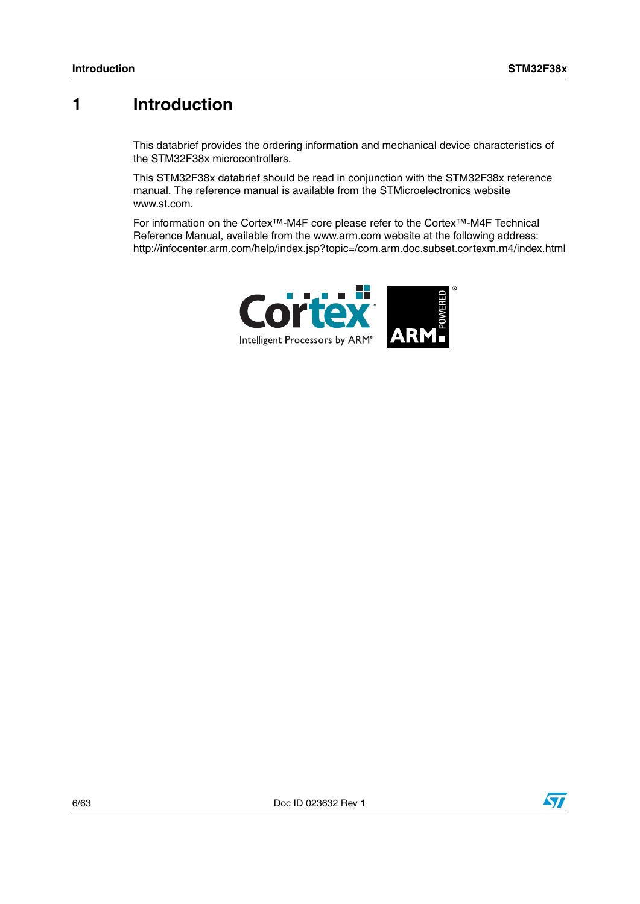# 1 Introduction

This databrief provides the ordering information and mechanical device characteristics of the STM32F38x microcontrollers.

This STM32F38x databrief should be read in conjunction with the STM32F38x reference manual. The reference manual is available from the STMicroelectronics website www.st.com.

For information on the Cortex™-M4F core please refer to the Cortex™-M4F Technical Reference Manual, available from the www.arm.com website at the following address: http://infocenter.arm.com/help/index.jsp?topic=/com.arm.doc.subset.cortexm.m4/index.html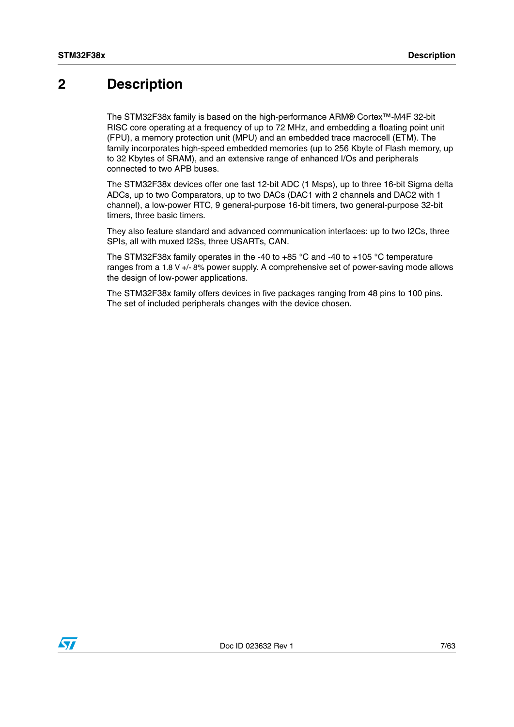# 2 Description

The STM32F38x family is based on the high-performance ARM® Cortex™-M4F 32-bit RISC core operating at a frequency of up to 72 MHz, and embedding a floating point unit (FPU), a memory protection unit (MPU) and an embedded trace macrocell (ETM). The family incorporates high-speed embedded memories (up to 256 Kbyte of Flash memory, up to 32 Kbytes of SRAM), and an extensive range of enhanced I/Os and peripherals connected to two APB buses.

The STM32F38x devices offer one fast 12-bit ADC (1 Msps), up to three 16-bit Sigma delta ADCs, up to two Comparators, up to two DACs (DAC1 with 2 channels and DAC2 with 1 channel), a low-power RTC, 9 general-purpose 16-bit timers, two general-purpose 32-bit timers, three basic timers.

They also feature standard and advanced communication interfaces: up to two I2Cs, three SPIs, all with muxed I2Ss, three USARTs, CAN.

The STM32F38x family operates in the -40 to +85 °C and -40 to +105 °C temperature ranges from a 1.8 V +/- 8% power supply. A comprehensive set of power-saving mode allows the design of low-power applications.

The STM32F38x family offers devices in five packages ranging from 48 pins to 100 pins. The set of included peripherals changes with the device chosen.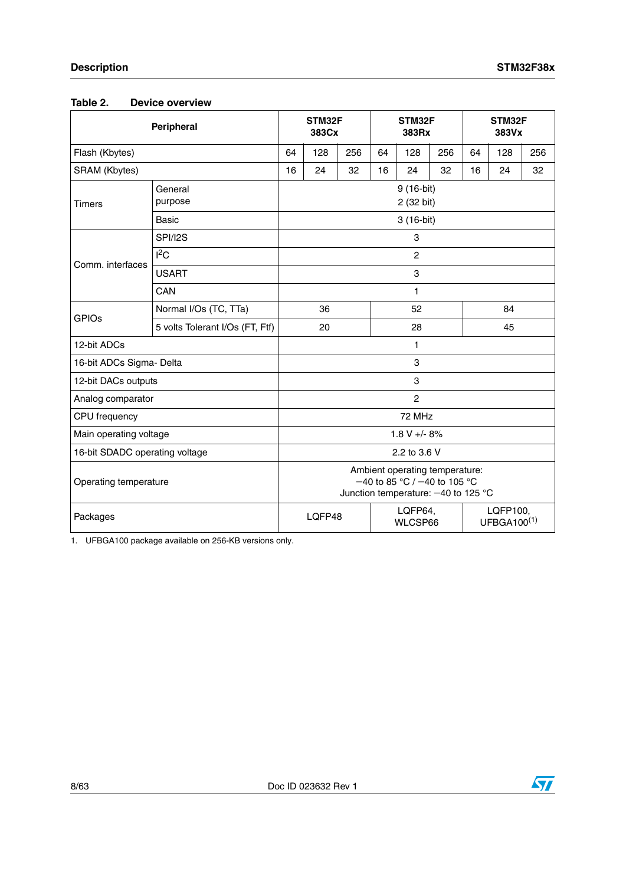**Table 2. Device overview**

| Peripheral | | STM32F 383Cx | | | STM32F 383Rx | | | STM32F 383Vx | | |
|---|---|---|---|---|---|---|---|---|---|---|
| Flash (Kbytes) | | 64 | 128 | 256 | 64 | 128 | 256 | 64 | 128 | 256 |
| SRAM (Kbytes) | | 16 | 24 | 32 | 16 | 24 | 32 | 16 | 24 | 32 |
| Timers | General purpose | 9 (16-bit) 2 (32 bit) | | | | | | | | |
| | Basic | 3 (16-bit) | | | | | | | | |
| Comm. interfaces | SPI/I2S | 3 | | | | | | | | |
| | $I^2C$ | 2 | | | | | | | | |
| | USART | 3 | | | | | | | | |
| | CAN | 1 | | | | | | | | |
| GPIOs | Normal I/Os (TC, TTa) | 36 | | | 52 | | | 84 | | |
| | 5 volts Tolerant I/Os (FT, Ftf) | 20 | | | 28 | | | 45 | | |
| 12-bit ADCs | | 1 | | | | | | | | |
| 16-bit ADCs Sigma- Delta | | 3 | | | | | | | | |
| 12-bit DACs outputs | | 3 | | | | | | | | |
| Analog comparator | | 2 | | | | | | | | |
| CPU frequency | | 72 MHz | | | | | | | | |
| Main operating voltage | | 1.8 V +/- 8% | | | | | | | | |
| 16-bit SDADC operating voltage | | 2.2 to 3.6 V | | | | | | | | |
| Operating temperature | | Ambient operating temperature: −40 to 85 °C / −40 to 105 °C Junction temperature: −40 to 125 °C | | | | | | | | |
| Packages | | LQFP48 | | | LQFP64, WLCSP66 | | | LQFP100, UFBGA100(1) | | |

1. UFBGA100 package available on 256-KB versions only.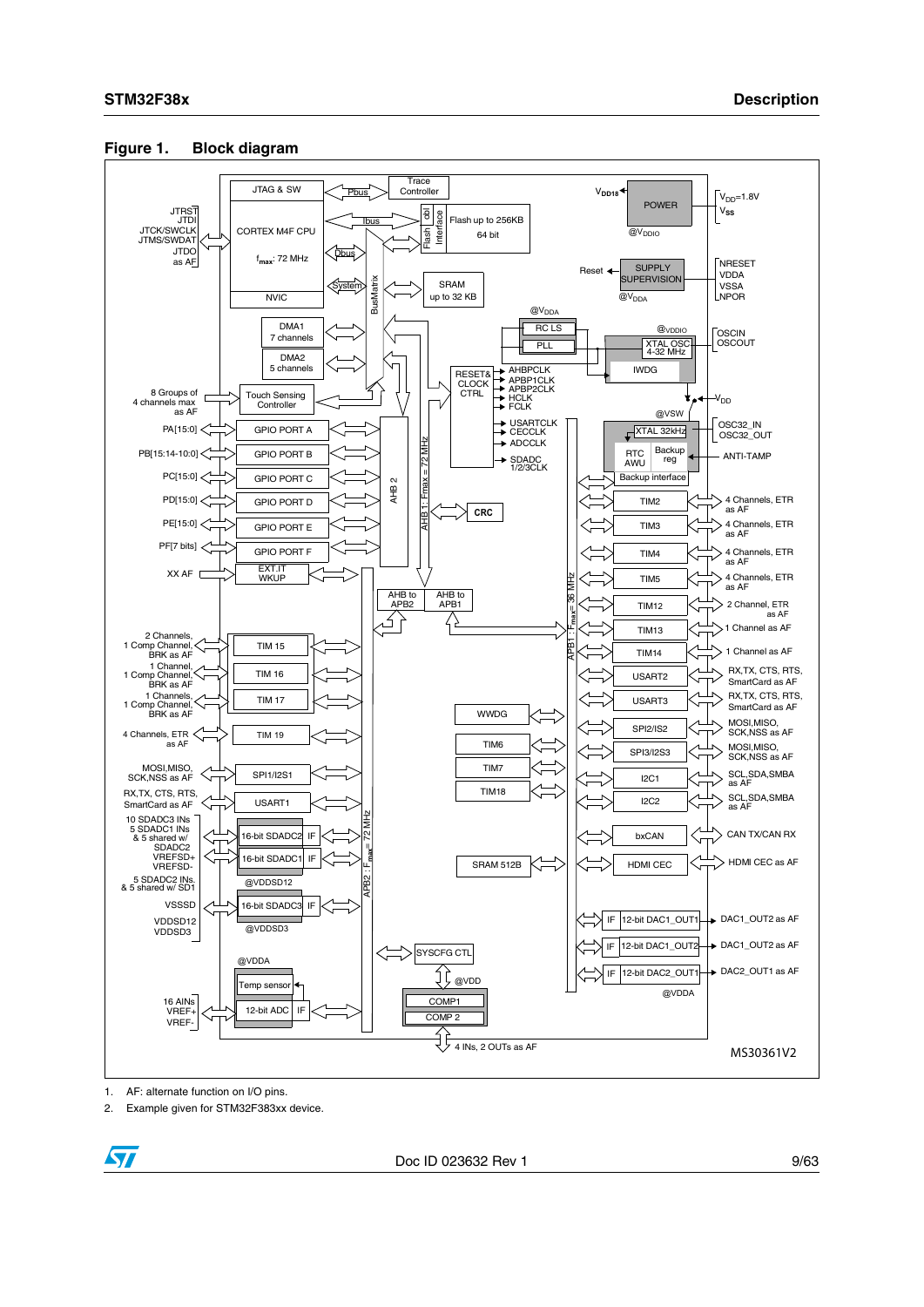**Figure 1. Block diagram**

1. AF: alternate function on I/O pins.
2. Example given for STM32F383xx device.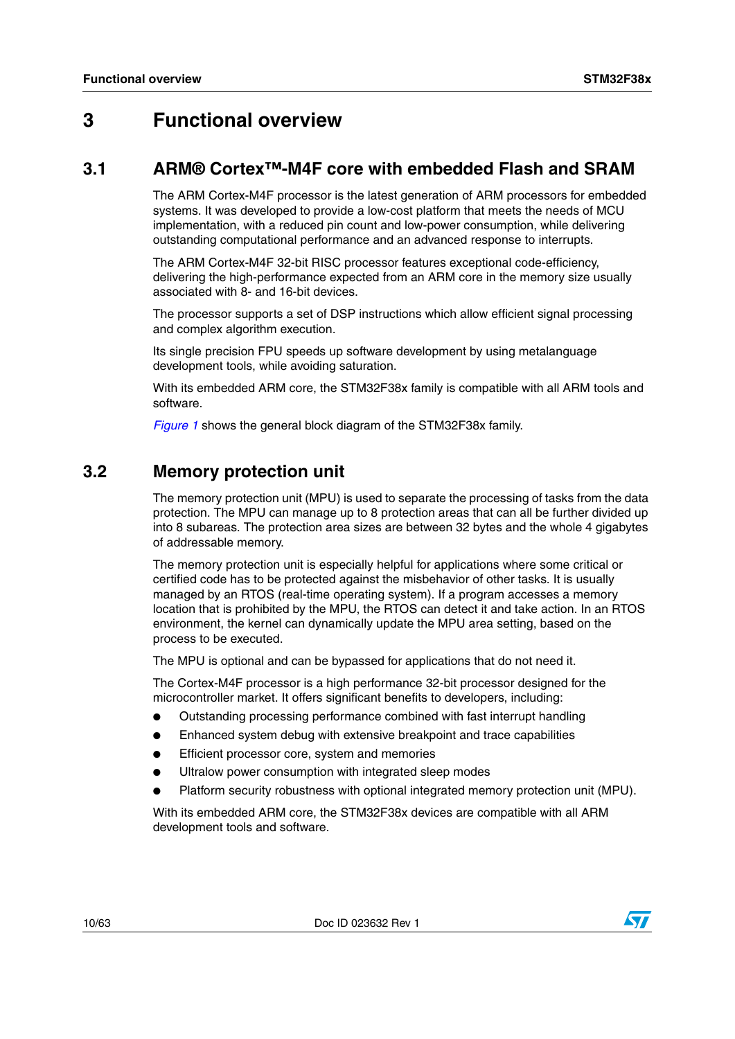# 3 Functional overview

## 3.1 ARM® Cortex™-M4F core with embedded Flash and SRAM

The ARM Cortex-M4F processor is the latest generation of ARM processors for embedded systems. It was developed to provide a low-cost platform that meets the needs of MCU implementation, with a reduced pin count and low-power consumption, while delivering outstanding computational performance and an advanced response to interrupts.

The ARM Cortex-M4F 32-bit RISC processor features exceptional code-efficiency, delivering the high-performance expected from an ARM core in the memory size usually associated with 8- and 16-bit devices.

The processor supports a set of DSP instructions which allow efficient signal processing and complex algorithm execution.

Its single precision FPU speeds up software development by using metalanguage development tools, while avoiding saturation.

With its embedded ARM core, the STM32F38x family is compatible with all ARM tools and software.

*Figure 1* shows the general block diagram of the STM32F38x family.

## 3.2 Memory protection unit

The memory protection unit (MPU) is used to separate the processing of tasks from the data protection. The MPU can manage up to 8 protection areas that can all be further divided up into 8 subareas. The protection area sizes are between 32 bytes and the whole 4 gigabytes of addressable memory.

The memory protection unit is especially helpful for applications where some critical or certified code has to be protected against the misbehavior of other tasks. It is usually managed by an RTOS (real-time operating system). If a program accesses a memory location that is prohibited by the MPU, the RTOS can detect it and take action. In an RTOS environment, the kernel can dynamically update the MPU area setting, based on the process to be executed.

The MPU is optional and can be bypassed for applications that do not need it.

The Cortex-M4F processor is a high performance 32-bit processor designed for the microcontroller market. It offers significant benefits to developers, including:

- Outstanding processing performance combined with fast interrupt handling
- Enhanced system debug with extensive breakpoint and trace capabilities
- Efficient processor core, system and memories
- Ultralow power consumption with integrated sleep modes
- Platform security robustness with optional integrated memory protection unit (MPU).

With its embedded ARM core, the STM32F38x devices are compatible with all ARM development tools and software.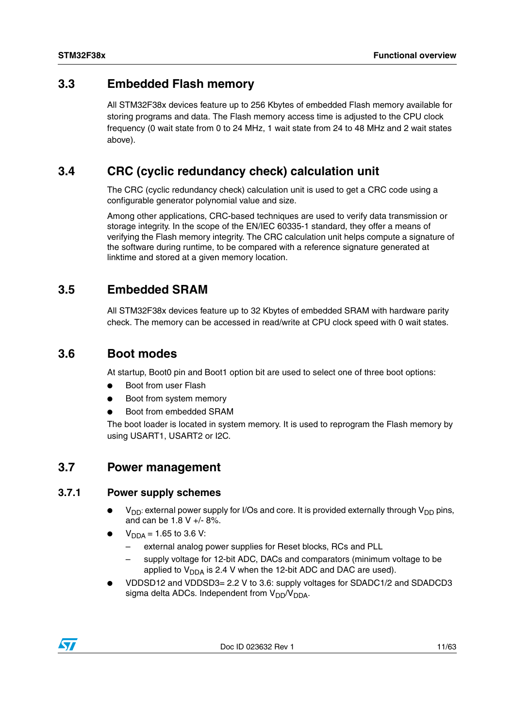## 3.3 Embedded Flash memory

All STM32F38x devices feature up to 256 Kbytes of embedded Flash memory available for storing programs and data. The Flash memory access time is adjusted to the CPU clock frequency (0 wait state from 0 to 24 MHz, 1 wait state from 24 to 48 MHz and 2 wait states above).

## 3.4 CRC (cyclic redundancy check) calculation unit

The CRC (cyclic redundancy check) calculation unit is used to get a CRC code using a configurable generator polynomial value and size.

Among other applications, CRC-based techniques are used to verify data transmission or storage integrity. In the scope of the EN/IEC 60335-1 standard, they offer a means of verifying the Flash memory integrity. The CRC calculation unit helps compute a signature of the software during runtime, to be compared with a reference signature generated at linktime and stored at a given memory location.

## 3.5 Embedded SRAM

All STM32F38x devices feature up to 32 Kbytes of embedded SRAM with hardware parity check. The memory can be accessed in read/write at CPU clock speed with 0 wait states.

## 3.6 Boot modes

At startup, Boot0 pin and Boot1 option bit are used to select one of three boot options:

- Boot from user Flash
- Boot from system memory
- Boot from embedded SRAM

The boot loader is located in system memory. It is used to reprogram the Flash memory by using USART1, USART2 or I2C.

## 3.7 Power management

### 3.7.1 Power supply schemes

- $V_{DD}$: external power supply for I/Os and core. It is provided externally through $V_{DD}$ pins, and can be 1.8 V +/- 8%.
- $V_{DDA}$ = 1.65 to 3.6 V:
  - external analog power supplies for Reset blocks, RCs and PLL
  - supply voltage for 12-bit ADC, DACs and comparators (minimum voltage to be applied to $V_{DDA}$ is 2.4 V when the 12-bit ADC and DAC are used).
- VDDSD12 and VDDSD3= 2.2 V to 3.6: supply voltages for SDADC1/2 and SDADCD3 sigma delta ADCs. Independent from $V_{DD}$/$V_{DDA}$.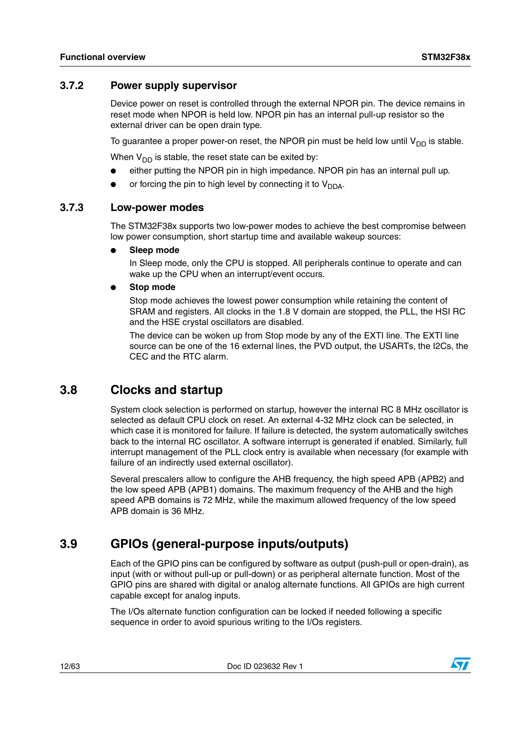### 3.7.2 Power supply supervisor

Device power on reset is controlled through the external NPOR pin. The device remains in reset mode when NPOR is held low. NPOR pin has an internal pull-up resistor so the external driver can be open drain type.

To guarantee a proper power-on reset, the NPOR pin must be held low until $V_{DD}$ is stable.

When $V_{DD}$ is stable, the reset state can be exited by:

- either putting the NPOR pin in high impedance. NPOR pin has an internal pull up.
- or forcing the pin to high level by connecting it to $V_{DDA}$.

### 3.7.3 Low-power modes

The STM32F38x supports two low-power modes to achieve the best compromise between low power consumption, short startup time and available wakeup sources:

- **Sleep mode**

  In Sleep mode, only the CPU is stopped. All peripherals continue to operate and can wake up the CPU when an interrupt/event occurs.

- **Stop mode**

  Stop mode achieves the lowest power consumption while retaining the content of SRAM and registers. All clocks in the 1.8 V domain are stopped, the PLL, the HSI RC and the HSE crystal oscillators are disabled.

  The device can be woken up from Stop mode by any of the EXTI line. The EXTI line source can be one of the 16 external lines, the PVD output, the USARTs, the I2Cs, the CEC and the RTC alarm.

## 3.8 Clocks and startup

System clock selection is performed on startup, however the internal RC 8 MHz oscillator is selected as default CPU clock on reset. An external 4-32 MHz clock can be selected, in which case it is monitored for failure. If failure is detected, the system automatically switches back to the internal RC oscillator. A software interrupt is generated if enabled. Similarly, full interrupt management of the PLL clock entry is available when necessary (for example with failure of an indirectly used external oscillator).

Several prescalers allow to configure the AHB frequency, the high speed APB (APB2) and the low speed APB (APB1) domains. The maximum frequency of the AHB and the high speed APB domains is 72 MHz, while the maximum allowed frequency of the low speed APB domain is 36 MHz.

## 3.9 GPIOs (general-purpose inputs/outputs)

Each of the GPIO pins can be configured by software as output (push-pull or open-drain), as input (with or without pull-up or pull-down) or as peripheral alternate function. Most of the GPIO pins are shared with digital or analog alternate functions. All GPIOs are high current capable except for analog inputs.

The I/Os alternate function configuration can be locked if needed following a specific sequence in order to avoid spurious writing to the I/Os registers.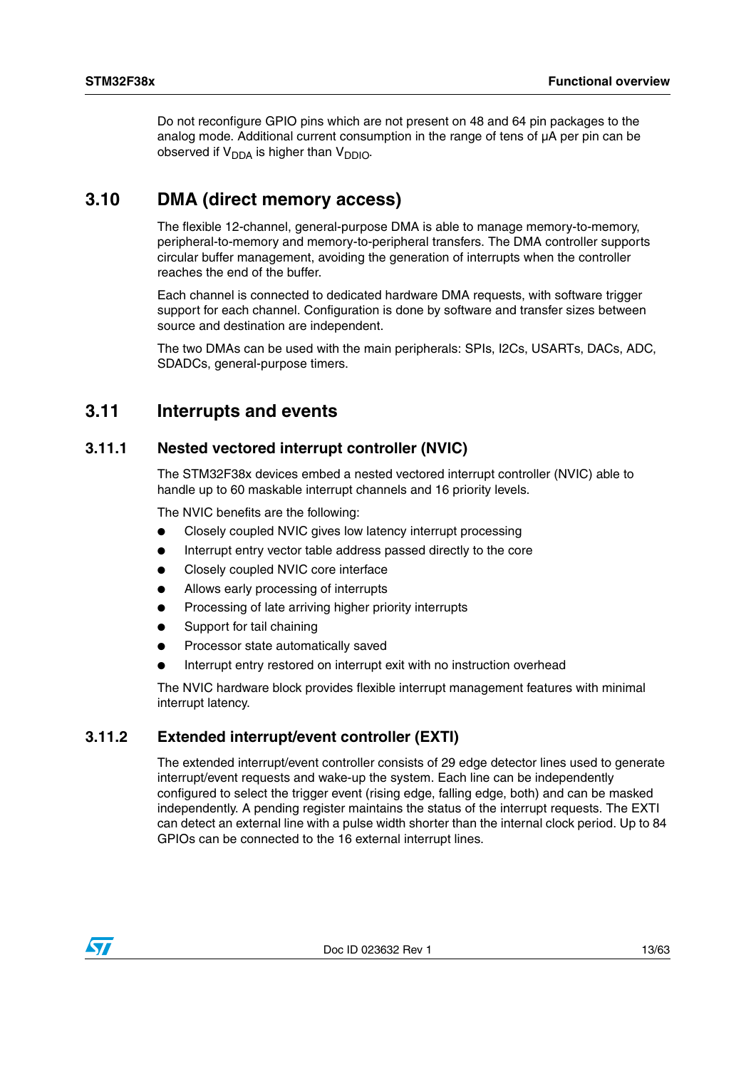Do not reconfigure GPIO pins which are not present on 48 and 64 pin packages to the analog mode. Additional current consumption in the range of tens of µA per pin can be observed if $V_{DDA}$ is higher than $V_{DDIO}$.

## 3.10 DMA (direct memory access)

The flexible 12-channel, general-purpose DMA is able to manage memory-to-memory, peripheral-to-memory and memory-to-peripheral transfers. The DMA controller supports circular buffer management, avoiding the generation of interrupts when the controller reaches the end of the buffer.

Each channel is connected to dedicated hardware DMA requests, with software trigger support for each channel. Configuration is done by software and transfer sizes between source and destination are independent.

The two DMAs can be used with the main peripherals: SPIs, I2Cs, USARTs, DACs, ADC, SDADCs, general-purpose timers.

## 3.11 Interrupts and events

### 3.11.1 Nested vectored interrupt controller (NVIC)

The STM32F38x devices embed a nested vectored interrupt controller (NVIC) able to handle up to 60 maskable interrupt channels and 16 priority levels.

The NVIC benefits are the following:

- Closely coupled NVIC gives low latency interrupt processing
- Interrupt entry vector table address passed directly to the core
- Closely coupled NVIC core interface
- Allows early processing of interrupts
- Processing of late arriving higher priority interrupts
- Support for tail chaining
- Processor state automatically saved
- Interrupt entry restored on interrupt exit with no instruction overhead

The NVIC hardware block provides flexible interrupt management features with minimal interrupt latency.

### 3.11.2 Extended interrupt/event controller (EXTI)

The extended interrupt/event controller consists of 29 edge detector lines used to generate interrupt/event requests and wake-up the system. Each line can be independently configured to select the trigger event (rising edge, falling edge, both) and can be masked independently. A pending register maintains the status of the interrupt requests. The EXTI can detect an external line with a pulse width shorter than the internal clock period. Up to 84 GPIOs can be connected to the 16 external interrupt lines.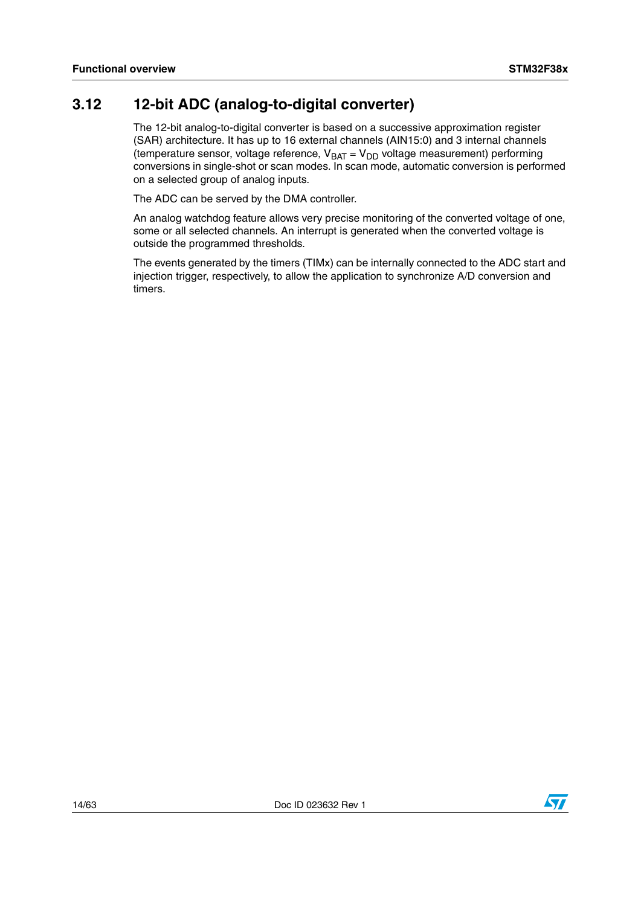## 3.12 12-bit ADC (analog-to-digital converter)

The 12-bit analog-to-digital converter is based on a successive approximation register (SAR) architecture. It has up to 16 external channels (AIN15:0) and 3 internal channels (temperature sensor, voltage reference, $V_{BAT} = V_{DD}$ voltage measurement) performing conversions in single-shot or scan modes. In scan mode, automatic conversion is performed on a selected group of analog inputs.

The ADC can be served by the DMA controller.

An analog watchdog feature allows very precise monitoring of the converted voltage of one, some or all selected channels. An interrupt is generated when the converted voltage is outside the programmed thresholds.

The events generated by the timers (TIMx) can be internally connected to the ADC start and injection trigger, respectively, to allow the application to synchronize A/D conversion and timers.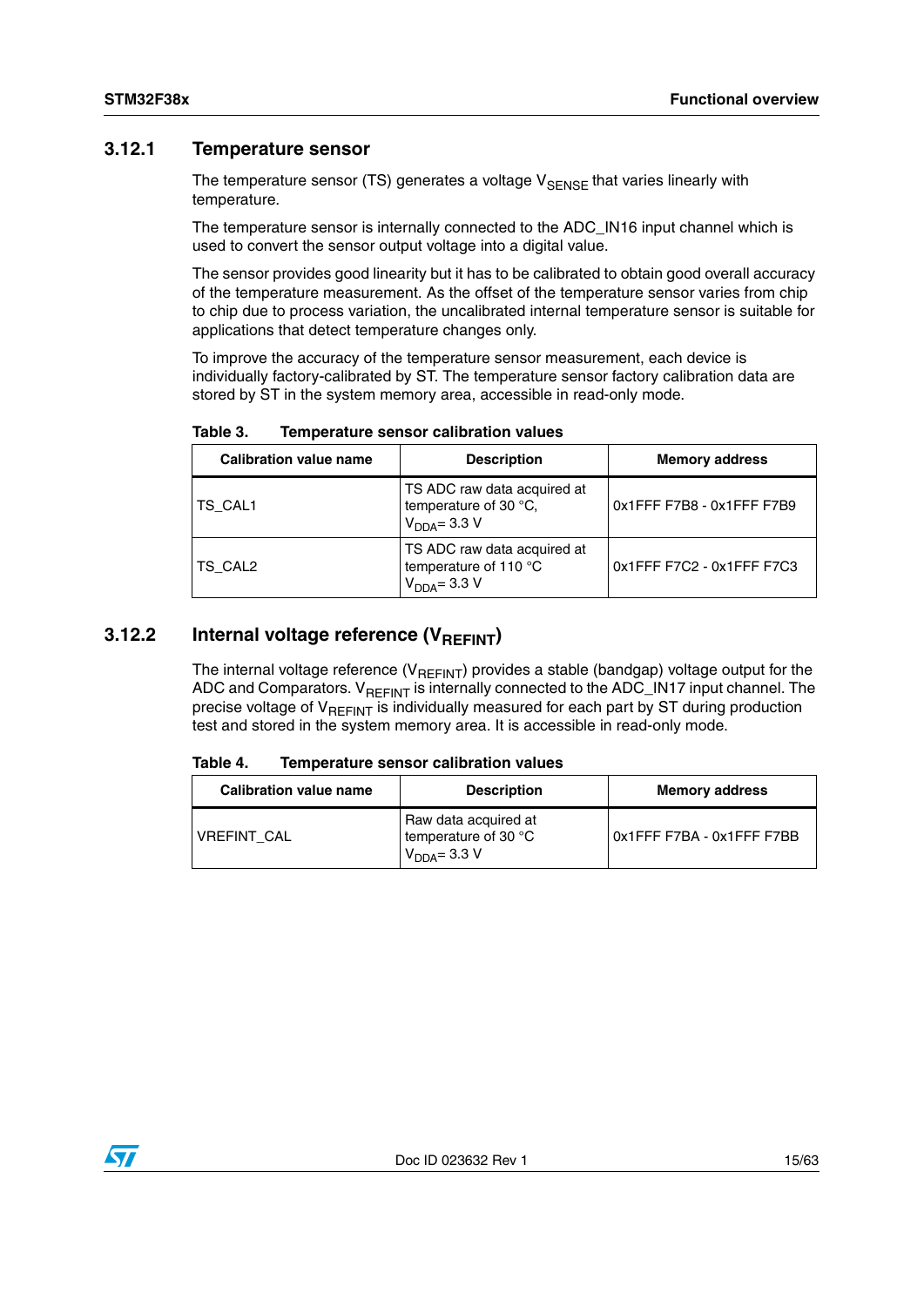### 3.12.1 Temperature sensor

The temperature sensor (TS) generates a voltage $V_{SENSE}$ that varies linearly with temperature.

The temperature sensor is internally connected to the ADC_IN16 input channel which is used to convert the sensor output voltage into a digital value.

The sensor provides good linearity but it has to be calibrated to obtain good overall accuracy of the temperature measurement. As the offset of the temperature sensor varies from chip to chip due to process variation, the uncalibrated internal temperature sensor is suitable for applications that detect temperature changes only.

To improve the accuracy of the temperature sensor measurement, each device is individually factory-calibrated by ST. The temperature sensor factory calibration data are stored by ST in the system memory area, accessible in read-only mode.

**Table 3. Temperature sensor calibration values**

| Calibration value name | Description | Memory address |
|---|---|---|
| TS_CAL1 | TS ADC raw data acquired at temperature of 30 °C, $V_{DDA}$= 3.3 V | 0x1FFF F7B8 - 0x1FFF F7B9 |
| TS_CAL2 | TS ADC raw data acquired at temperature of 110 °C $V_{DDA}$= 3.3 V | 0x1FFF F7C2 - 0x1FFF F7C3 |

### 3.12.2 Internal voltage reference ($V_{REFINT}$)

The internal voltage reference ($V_{REFINT}$) provides a stable (bandgap) voltage output for the ADC and Comparators. $V_{REFINT}$ is internally connected to the ADC_IN17 input channel. The precise voltage of $V_{REFINT}$ is individually measured for each part by ST during production test and stored in the system memory area. It is accessible in read-only mode.

**Table 4. Temperature sensor calibration values**

| Calibration value name | Description | Memory address |
|---|---|---|
| VREFINT_CAL | Raw data acquired at temperature of 30 °C $V_{DDA}$= 3.3 V | 0x1FFF F7BA - 0x1FFF F7BB |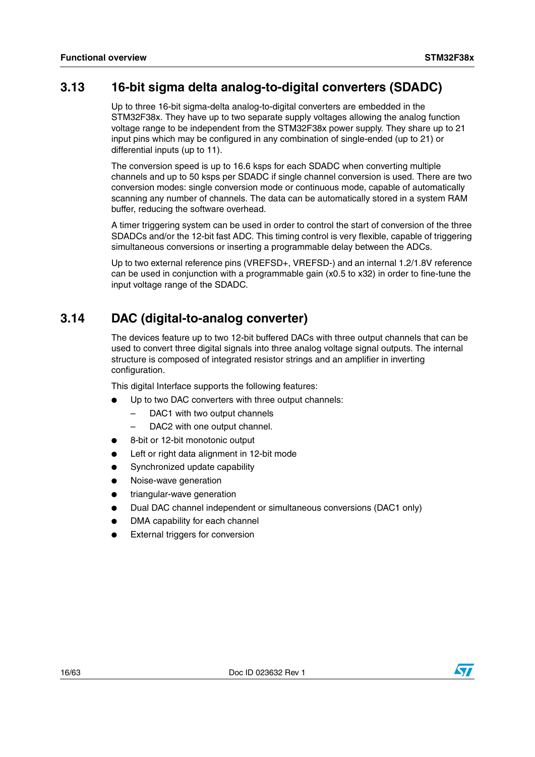## 3.13 16-bit sigma delta analog-to-digital converters (SDADC)

Up to three 16-bit sigma-delta analog-to-digital converters are embedded in the STM32F38x. They have up to two separate supply voltages allowing the analog function voltage range to be independent from the STM32F38x power supply. They share up to 21 input pins which may be configured in any combination of single-ended (up to 21) or differential inputs (up to 11).

The conversion speed is up to 16.6 ksps for each SDADC when converting multiple channels and up to 50 ksps per SDADC if single channel conversion is used. There are two conversion modes: single conversion mode or continuous mode, capable of automatically scanning any number of channels. The data can be automatically stored in a system RAM buffer, reducing the software overhead.

A timer triggering system can be used in order to control the start of conversion of the three SDADCs and/or the 12-bit fast ADC. This timing control is very flexible, capable of triggering simultaneous conversions or inserting a programmable delay between the ADCs.

Up to two external reference pins (VREFSD+, VREFSD-) and an internal 1.2/1.8V reference can be used in conjunction with a programmable gain (x0.5 to x32) in order to fine-tune the input voltage range of the SDADC.

## 3.14 DAC (digital-to-analog converter)

The devices feature up to two 12-bit buffered DACs with three output channels that can be used to convert three digital signals into three analog voltage signal outputs. The internal structure is composed of integrated resistor strings and an amplifier in inverting configuration.

This digital Interface supports the following features:

- Up to two DAC converters with three output channels:
  - DAC1 with two output channels
  - DAC2 with one output channel.
- 8-bit or 12-bit monotonic output
- Left or right data alignment in 12-bit mode
- Synchronized update capability
- Noise-wave generation
- triangular-wave generation
- Dual DAC channel independent or simultaneous conversions (DAC1 only)
- DMA capability for each channel
- External triggers for conversion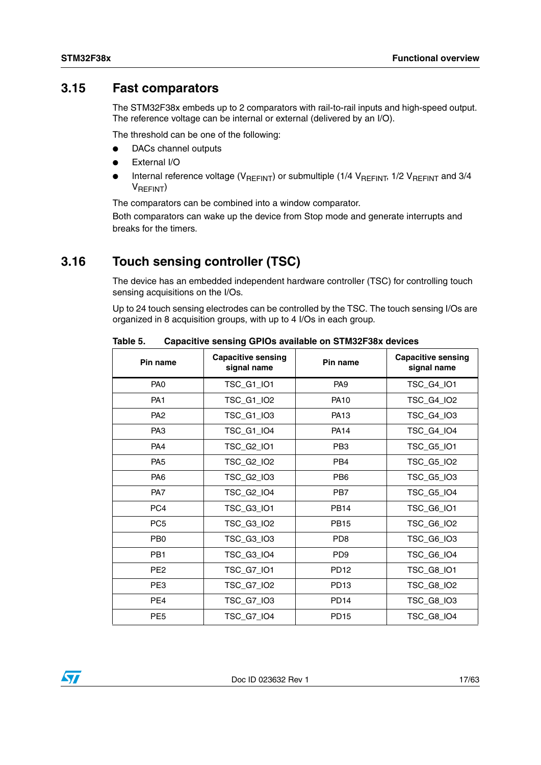## 3.15 Fast comparators

The STM32F38x embeds up to 2 comparators with rail-to-rail inputs and high-speed output. The reference voltage can be internal or external (delivered by an I/O).

The threshold can be one of the following:

- DACs channel outputs
- External I/O
- Internal reference voltage ($V_{REFINT}$) or submultiple (1/4 $V_{REFINT}$, 1/2 $V_{REFINT}$ and 3/4 $V_{REFINT}$)

The comparators can be combined into a window comparator.

Both comparators can wake up the device from Stop mode and generate interrupts and breaks for the timers.

## 3.16 Touch sensing controller (TSC)

The device has an embedded independent hardware controller (TSC) for controlling touch sensing acquisitions on the I/Os.

Up to 24 touch sensing electrodes can be controlled by the TSC. The touch sensing I/Os are organized in 8 acquisition groups, with up to 4 I/Os in each group.

**Table 5. Capacitive sensing GPIOs available on STM32F38x devices**

| Pin name | Capacitive sensing signal name | Pin name | Capacitive sensing signal name |
|---|---|---|---|
| PA0 | TSC_G1_IO1 | PA9 | TSC_G4_IO1 |
| PA1 | TSC_G1_IO2 | PA10 | TSC_G4_IO2 |
| PA2 | TSC_G1_IO3 | PA13 | TSC_G4_IO3 |
| PA3 | TSC_G1_IO4 | PA14 | TSC_G4_IO4 |
| PA4 | TSC_G2_IO1 | PB3 | TSC_G5_IO1 |
| PA5 | TSC_G2_IO2 | PB4 | TSC_G5_IO2 |
| PA6 | TSC_G2_IO3 | PB6 | TSC_G5_IO3 |
| PA7 | TSC_G2_IO4 | PB7 | TSC_G5_IO4 |
| PC4 | TSC_G3_IO1 | PB14 | TSC_G6_IO1 |
| PC5 | TSC_G3_IO2 | PB15 | TSC_G6_IO2 |
| PB0 | TSC_G3_IO3 | PD8 | TSC_G6_IO3 |
| PB1 | TSC_G3_IO4 | PD9 | TSC_G6_IO4 |
| PE2 | TSC_G7_IO1 | PD12 | TSC_G8_IO1 |
| PE3 | TSC_G7_IO2 | PD13 | TSC_G8_IO2 |
| PE4 | TSC_G7_IO3 | PD14 | TSC_G8_IO3 |
| PE5 | TSC_G7_IO4 | PD15 | TSC_G8_IO4 |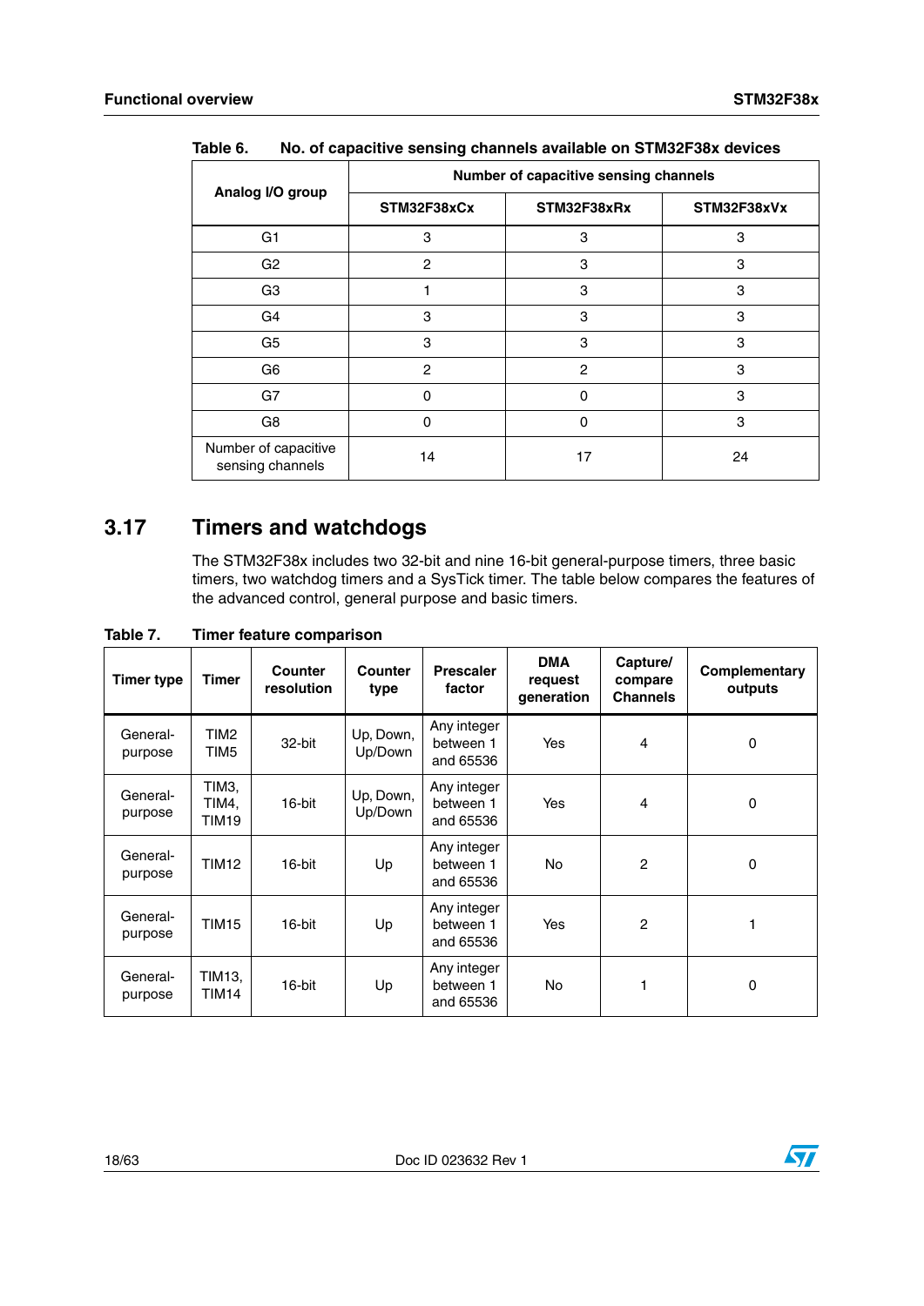Table 6. No. of capacitive sensing channels available on STM32F38x devices

| Analog I/O group | Number of capacitive sensing channels | | |
|---|---|---|---|
| | STM32F38xCx | STM32F38xRx | STM32F38xVx |
| G1 | 3 | 3 | 3 |
| G2 | 2 | 3 | 3 |
| G3 | 1 | 3 | 3 |
| G4 | 3 | 3 | 3 |
| G5 | 3 | 3 | 3 |
| G6 | 2 | 2 | 3 |
| G7 | 0 | 0 | 3 |
| G8 | 0 | 0 | 3 |
| Number of capacitive sensing channels | 14 | 17 | 24 |

## 3.17 Timers and watchdogs

The STM32F38x includes two 32-bit and nine 16-bit general-purpose timers, three basic timers, two watchdog timers and a SysTick timer. The table below compares the features of the advanced control, general purpose and basic timers.

Table 7. Timer feature comparison

| Timer type | Timer | Counter resolution | Counter type | Prescaler factor | DMA request generation | Capture/ compare Channels | Complementary outputs |
|---|---|---|---|---|---|---|---|
| General-purpose | TIM2 TIM5 | 32-bit | Up, Down, Up/Down | Any integer between 1 and 65536 | Yes | 4 | 0 |
| General-purpose | TIM3, TIM4, TIM19 | 16-bit | Up, Down, Up/Down | Any integer between 1 and 65536 | Yes | 4 | 0 |
| General-purpose | TIM12 | 16-bit | Up | Any integer between 1 and 65536 | No | 2 | 0 |
| General-purpose | TIM15 | 16-bit | Up | Any integer between 1 and 65536 | Yes | 2 | 1 |
| General-purpose | TIM13, TIM14 | 16-bit | Up | Any integer between 1 and 65536 | No | 1 | 0 |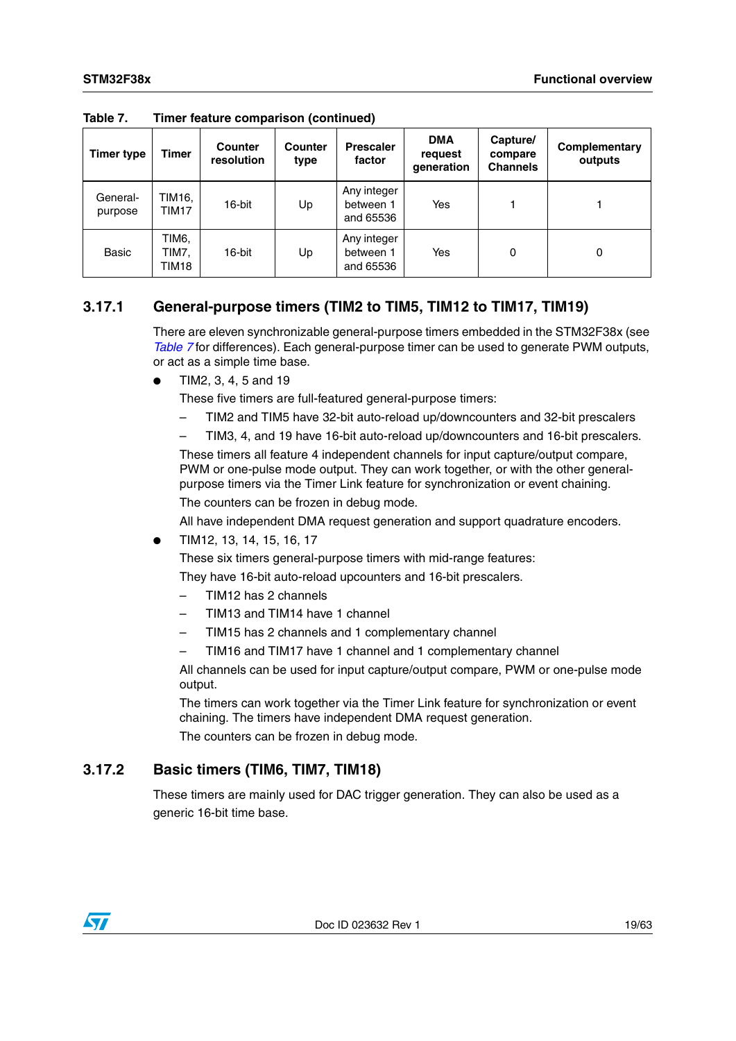Table 7. Timer feature comparison (continued)

| Timer type | Timer | Counter resolution | Counter type | Prescaler factor | DMA request generation | Capture/ compare Channels | Complementary outputs |
|---|---|---|---|---|---|---|---|
| General-purpose | TIM16, TIM17 | 16-bit | Up | Any integer between 1 and 65536 | Yes | 1 | 1 |
| Basic | TIM6, TIM7, TIM18 | 16-bit | Up | Any integer between 1 and 65536 | Yes | 0 | 0 |

### 3.17.1 General-purpose timers (TIM2 to TIM5, TIM12 to TIM17, TIM19)

There are eleven synchronizable general-purpose timers embedded in the STM32F38x (see *Table 7* for differences). Each general-purpose timer can be used to generate PWM outputs, or act as a simple time base.

- TIM2, 3, 4, 5 and 19

  These five timers are full-featured general-purpose timers:

  – TIM2 and TIM5 have 32-bit auto-reload up/downcounters and 32-bit prescalers

  – TIM3, 4, and 19 have 16-bit auto-reload up/downcounters and 16-bit prescalers.

  These timers all feature 4 independent channels for input capture/output compare, PWM or one-pulse mode output. They can work together, or with the other general-purpose timers via the Timer Link feature for synchronization or event chaining.

  The counters can be frozen in debug mode.

  All have independent DMA request generation and support quadrature encoders.

- TIM12, 13, 14, 15, 16, 17

  These six timers general-purpose timers with mid-range features:

  They have 16-bit auto-reload upcounters and 16-bit prescalers.

  – TIM12 has 2 channels

  – TIM13 and TIM14 have 1 channel

  – TIM15 has 2 channels and 1 complementary channel

  – TIM16 and TIM17 have 1 channel and 1 complementary channel

  All channels can be used for input capture/output compare, PWM or one-pulse mode output.

  The timers can work together via the Timer Link feature for synchronization or event chaining. The timers have independent DMA request generation.

  The counters can be frozen in debug mode.

### 3.17.2 Basic timers (TIM6, TIM7, TIM18)

These timers are mainly used for DAC trigger generation. They can also be used as a generic 16-bit time base.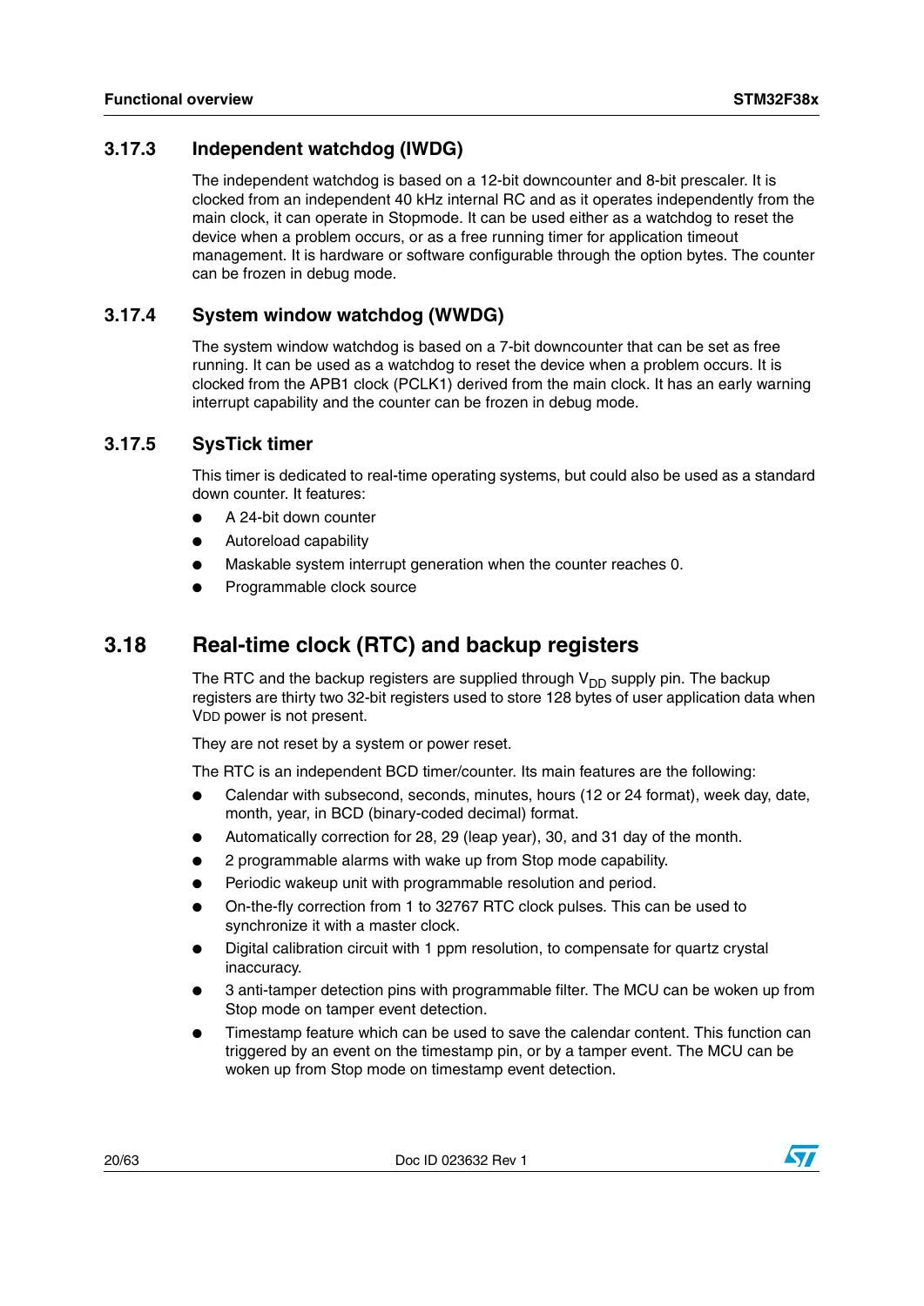### 3.17.3 Independent watchdog (IWDG)

The independent watchdog is based on a 12-bit downcounter and 8-bit prescaler. It is clocked from an independent 40 kHz internal RC and as it operates independently from the main clock, it can operate in Stopmode. It can be used either as a watchdog to reset the device when a problem occurs, or as a free running timer for application timeout management. It is hardware or software configurable through the option bytes. The counter can be frozen in debug mode.

### 3.17.4 System window watchdog (WWDG)

The system window watchdog is based on a 7-bit downcounter that can be set as free running. It can be used as a watchdog to reset the device when a problem occurs. It is clocked from the APB1 clock (PCLK1) derived from the main clock. It has an early warning interrupt capability and the counter can be frozen in debug mode.

### 3.17.5 SysTick timer

This timer is dedicated to real-time operating systems, but could also be used as a standard down counter. It features:

- A 24-bit down counter
- Autoreload capability
- Maskable system interrupt generation when the counter reaches 0.
- Programmable clock source

## 3.18 Real-time clock (RTC) and backup registers

The RTC and the backup registers are supplied through $V_{DD}$ supply pin. The backup registers are thirty two 32-bit registers used to store 128 bytes of user application data when VDD power is not present.

They are not reset by a system or power reset.

The RTC is an independent BCD timer/counter. Its main features are the following:

- Calendar with subsecond, seconds, minutes, hours (12 or 24 format), week day, date, month, year, in BCD (binary-coded decimal) format.
- Automatically correction for 28, 29 (leap year), 30, and 31 day of the month.
- 2 programmable alarms with wake up from Stop mode capability.
- Periodic wakeup unit with programmable resolution and period.
- On-the-fly correction from 1 to 32767 RTC clock pulses. This can be used to synchronize it with a master clock.
- Digital calibration circuit with 1 ppm resolution, to compensate for quartz crystal inaccuracy.
- 3 anti-tamper detection pins with programmable filter. The MCU can be woken up from Stop mode on tamper event detection.
- Timestamp feature which can be used to save the calendar content. This function can triggered by an event on the timestamp pin, or by a tamper event. The MCU can be woken up from Stop mode on timestamp event detection.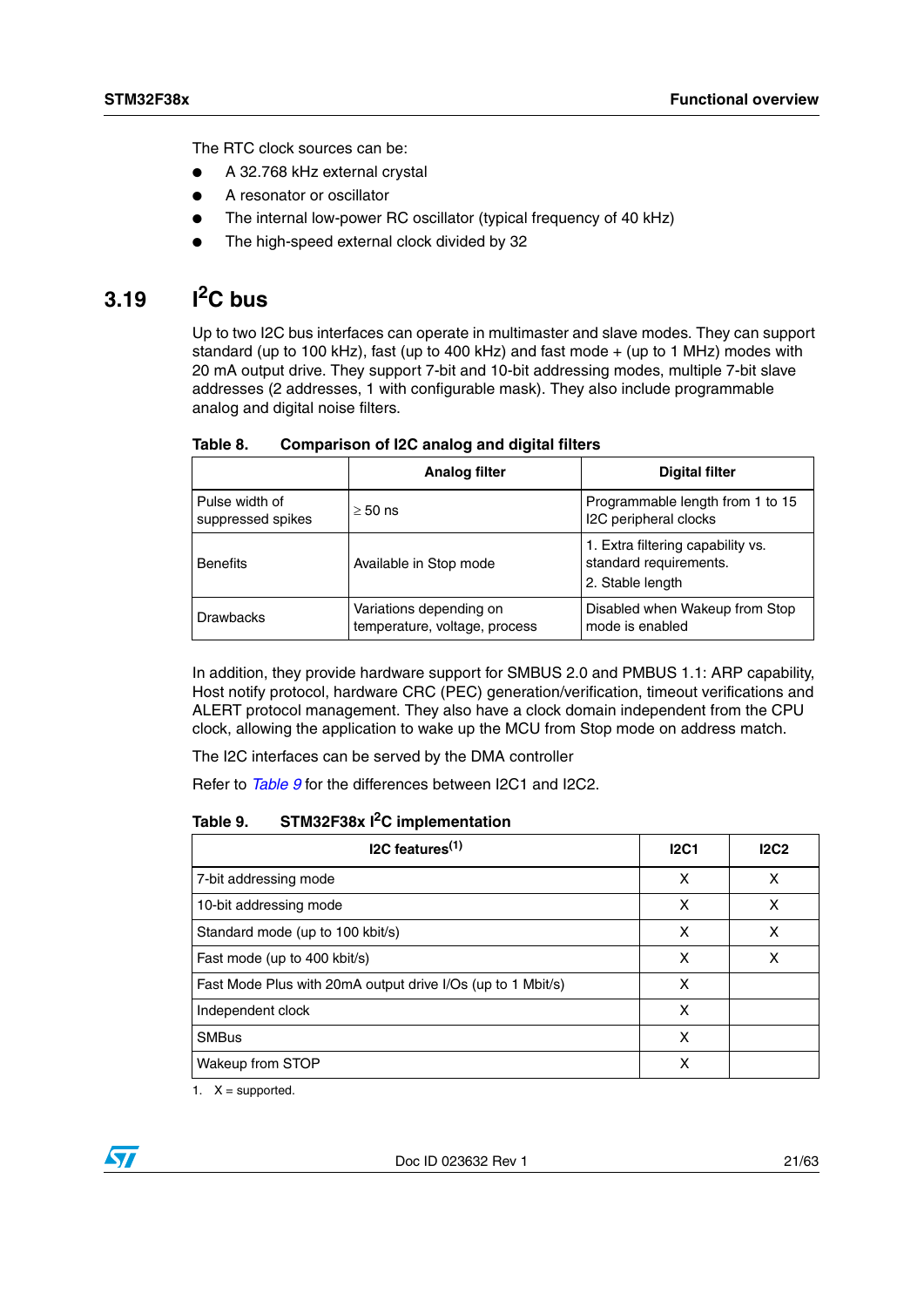The RTC clock sources can be:

- A 32.768 kHz external crystal
- A resonator or oscillator
- The internal low-power RC oscillator (typical frequency of 40 kHz)
- The high-speed external clock divided by 32

## 3.19 I²C bus

Up to two I2C bus interfaces can operate in multimaster and slave modes. They can support standard (up to 100 kHz), fast (up to 400 kHz) and fast mode + (up to 1 MHz) modes with 20 mA output drive. They support 7-bit and 10-bit addressing modes, multiple 7-bit slave addresses (2 addresses, 1 with configurable mask). They also include programmable analog and digital noise filters.

**Table 8. Comparison of I2C analog and digital filters**

| | Analog filter | Digital filter |
|---|---|---|
| Pulse width of suppressed spikes | ≥ 50 ns | Programmable length from 1 to 15 I2C peripheral clocks |
| Benefits | Available in Stop mode | 1. Extra filtering capability vs. standard requirements.<br>2. Stable length |
| Drawbacks | Variations depending on temperature, voltage, process | Disabled when Wakeup from Stop mode is enabled |

In addition, they provide hardware support for SMBUS 2.0 and PMBUS 1.1: ARP capability, Host notify protocol, hardware CRC (PEC) generation/verification, timeout verifications and ALERT protocol management. They also have a clock domain independent from the CPU clock, allowing the application to wake up the MCU from Stop mode on address match.

The I2C interfaces can be served by the DMA controller

Refer to *Table 9* for the differences between I2C1 and I2C2.

**Table 9. STM32F38x I²C implementation**

| I2C features(1) | I2C1 | I2C2 |
|---|---|---|
| 7-bit addressing mode | X | X |
| 10-bit addressing mode | X | X |
| Standard mode (up to 100 kbit/s) | X | X |
| Fast mode (up to 400 kbit/s) | X | X |
| Fast Mode Plus with 20mA output drive I/Os (up to 1 Mbit/s) | X | |
| Independent clock | X | |
| SMBus | X | |
| Wakeup from STOP | X | |

1. X = supported.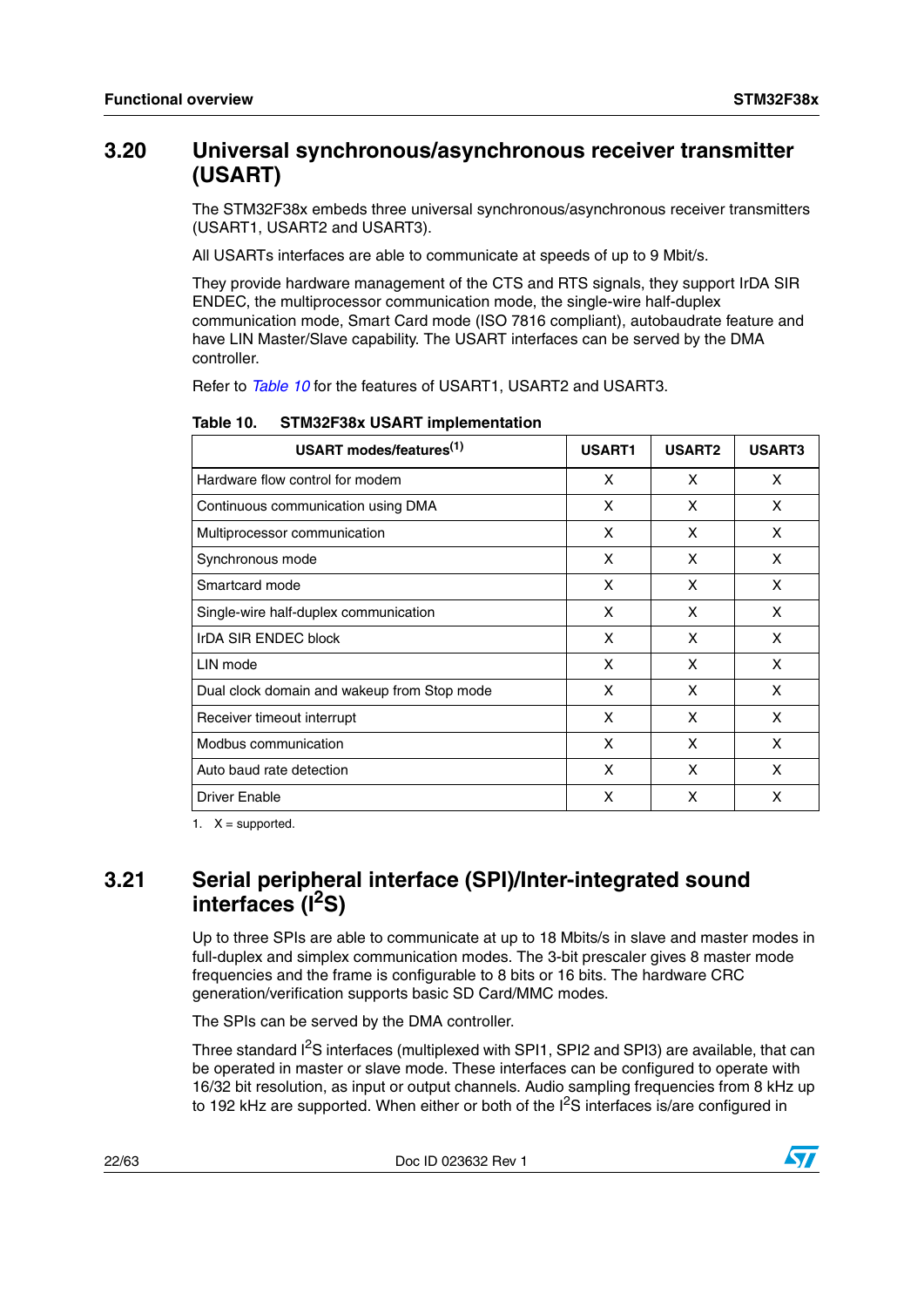## 3.20 Universal synchronous/asynchronous receiver transmitter (USART)

The STM32F38x embeds three universal synchronous/asynchronous receiver transmitters (USART1, USART2 and USART3).

All USARTs interfaces are able to communicate at speeds of up to 9 Mbit/s.

They provide hardware management of the CTS and RTS signals, they support IrDA SIR ENDEC, the multiprocessor communication mode, the single-wire half-duplex communication mode, Smart Card mode (ISO 7816 compliant), autobaudrate feature and have LIN Master/Slave capability. The USART interfaces can be served by the DMA controller.

Refer to *Table 10* for the features of USART1, USART2 and USART3.

**Table 10. STM32F38x USART implementation**

| USART modes/features(1) | USART1 | USART2 | USART3 |
|---|---|---|---|
| Hardware flow control for modem | X | X | X |
| Continuous communication using DMA | X | X | X |
| Multiprocessor communication | X | X | X |
| Synchronous mode | X | X | X |
| Smartcard mode | X | X | X |
| Single-wire half-duplex communication | X | X | X |
| IrDA SIR ENDEC block | X | X | X |
| LIN mode | X | X | X |
| Dual clock domain and wakeup from Stop mode | X | X | X |
| Receiver timeout interrupt | X | X | X |
| Modbus communication | X | X | X |
| Auto baud rate detection | X | X | X |
| Driver Enable | X | X | X |

1. X = supported.

## 3.21 Serial peripheral interface (SPI)/Inter-integrated sound interfaces ($I^2S$)

Up to three SPIs are able to communicate at up to 18 Mbits/s in slave and master modes in full-duplex and simplex communication modes. The 3-bit prescaler gives 8 master mode frequencies and the frame is configurable to 8 bits or 16 bits. The hardware CRC generation/verification supports basic SD Card/MMC modes.

The SPIs can be served by the DMA controller.

Three standard $I^2S$ interfaces (multiplexed with SPI1, SPI2 and SPI3) are available, that can be operated in master or slave mode. These interfaces can be configured to operate with 16/32 bit resolution, as input or output channels. Audio sampling frequencies from 8 kHz up to 192 kHz are supported. When either or both of the $I^2S$ interfaces is/are configured in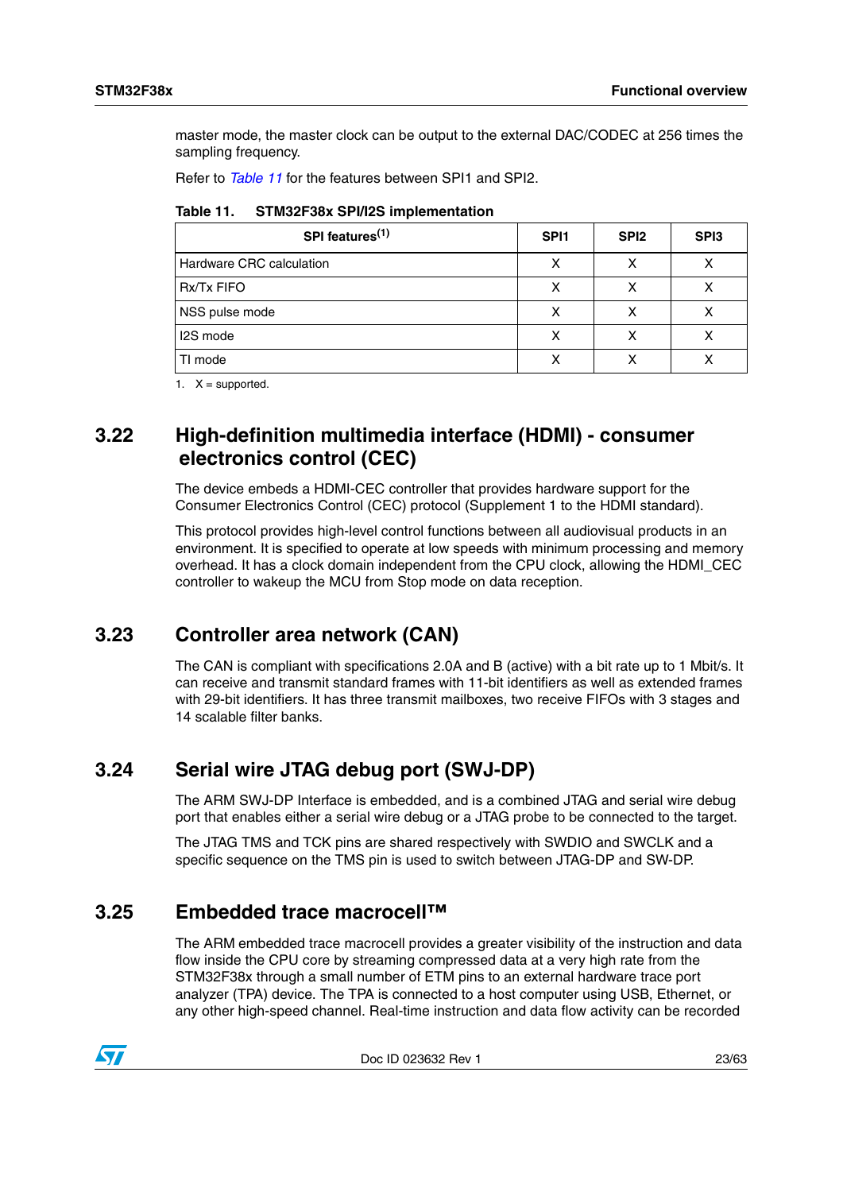master mode, the master clock can be output to the external DAC/CODEC at 256 times the sampling frequency.

Refer to *Table 11* for the features between SPI1 and SPI2.

**Table 11. STM32F38x SPI/I2S implementation**

| SPI features[(1)] | SPI1 | SPI2 | SPI3 |
|---|---|---|---|
| Hardware CRC calculation | X | X | X |
| Rx/Tx FIFO | X | X | X |
| NSS pulse mode | X | X | X |
| I2S mode | X | X | X |
| TI mode | X | X | X |

1. X = supported.

## 3.22 High-definition multimedia interface (HDMI) - consumer electronics control (CEC)

The device embeds a HDMI-CEC controller that provides hardware support for the Consumer Electronics Control (CEC) protocol (Supplement 1 to the HDMI standard).

This protocol provides high-level control functions between all audiovisual products in an environment. It is specified to operate at low speeds with minimum processing and memory overhead. It has a clock domain independent from the CPU clock, allowing the HDMI_CEC controller to wakeup the MCU from Stop mode on data reception.

## 3.23 Controller area network (CAN)

The CAN is compliant with specifications 2.0A and B (active) with a bit rate up to 1 Mbit/s. It can receive and transmit standard frames with 11-bit identifiers as well as extended frames with 29-bit identifiers. It has three transmit mailboxes, two receive FIFOs with 3 stages and 14 scalable filter banks.

## 3.24 Serial wire JTAG debug port (SWJ-DP)

The ARM SWJ-DP Interface is embedded, and is a combined JTAG and serial wire debug port that enables either a serial wire debug or a JTAG probe to be connected to the target.

The JTAG TMS and TCK pins are shared respectively with SWDIO and SWCLK and a specific sequence on the TMS pin is used to switch between JTAG-DP and SW-DP.

## 3.25 Embedded trace macrocell™

The ARM embedded trace macrocell provides a greater visibility of the instruction and data flow inside the CPU core by streaming compressed data at a very high rate from the STM32F38x through a small number of ETM pins to an external hardware trace port analyzer (TPA) device. The TPA is connected to a host computer using USB, Ethernet, or any other high-speed channel. Real-time instruction and data flow activity can be recorded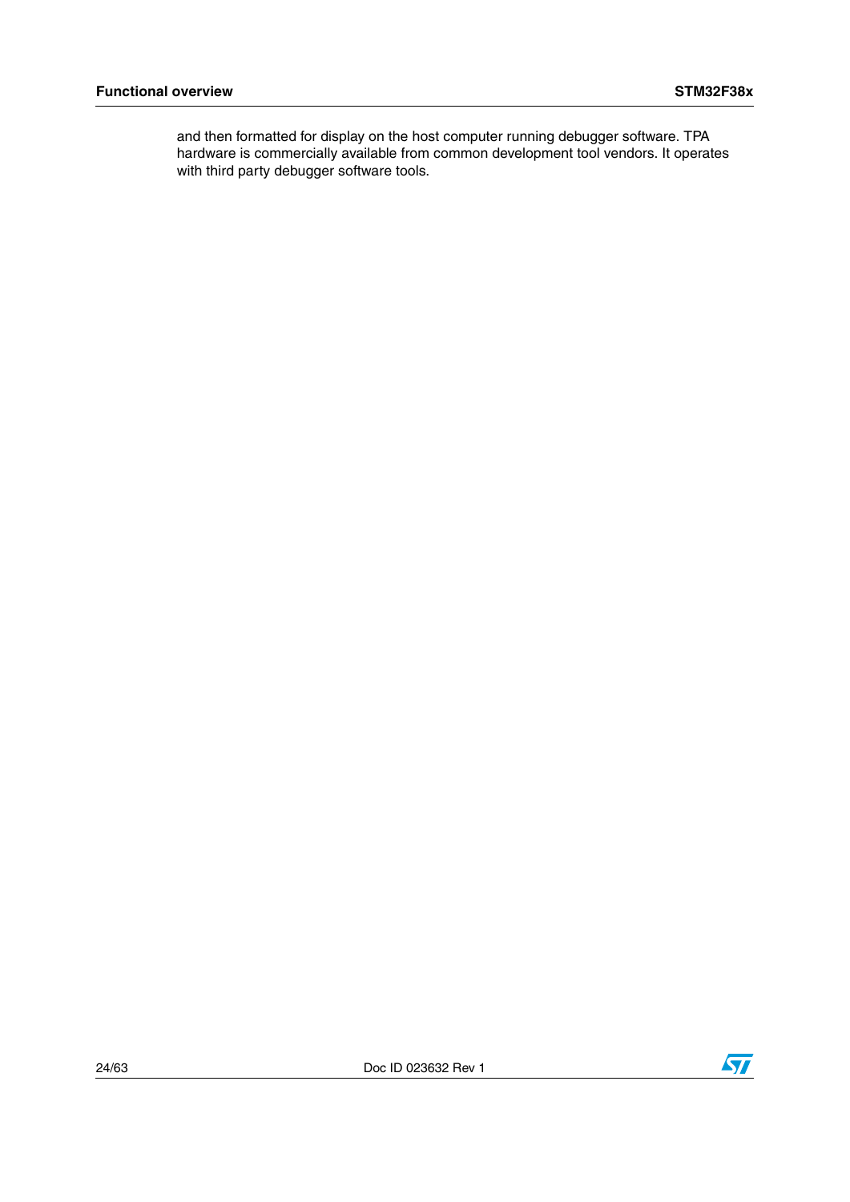and then formatted for display on the host computer running debugger software. TPA hardware is commercially available from common development tool vendors. It operates with third party debugger software tools.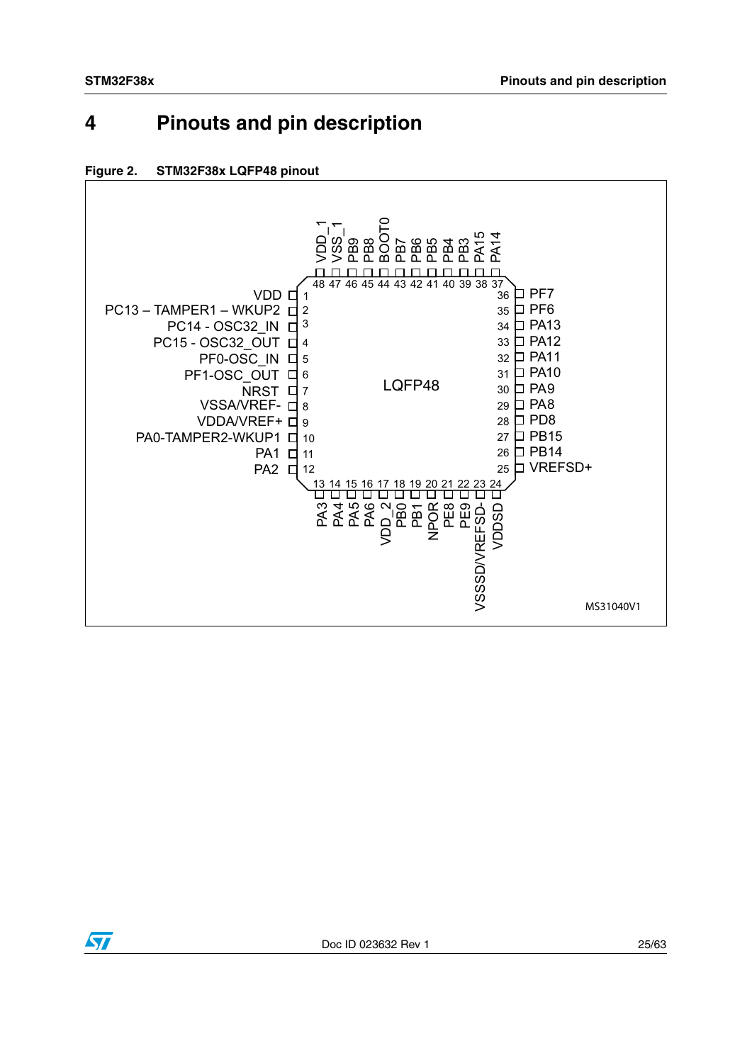# 4 Pinouts and pin description

**Figure 2. STM32F38x LQFP48 pinout**

| Pin | Name | Pin | Name |
|---|---|---|---|
| 1 | VDD | 25 | VREFSD+ |
| 2 | PC13 – TAMPER1 – WKUP2 | 26 | PB14 |
| 3 | PC14 - OSC32_IN | 27 | PB15 |
| 4 | PC15 - OSC32_OUT | 28 | PD8 |
| 5 | PF0-OSC_IN | 29 | PA8 |
| 6 | PF1-OSC_OUT | 30 | PA9 |
| 7 | NRST | 31 | PA10 |
| 8 | VSSA/VREF- | 32 | PA11 |
| 9 | VDDA/VREF+ | 33 | PA12 |
| 10 | PA0-TAMPER2-WKUP1 | 34 | PA13 |
| 11 | PA1 | 35 | PF6 |
| 12 | PA2 | 36 | PF7 |
| 13 | PA3 | 37 | PA14 |
| 14 | PA4 | 38 | PA15 |
| 15 | PA5 | 39 | PB3 |
| 16 | PA6 | 40 | PB4 |
| 17 | VDD_2 | 41 | PB5 |
| 18 | PB0 | 42 | PB6 |
| 19 | PB1 | 43 | PB7 |
| 20 | NPOR | 44 | BOOT0 |
| 21 | PE8 | 45 | PB8 |
| 22 | PE9 | 46 | PB9 |
| 23 | VSSSD/VREFSD- | 47 | VSS_1 |
| 24 | VDDSD | 48 | VDD_1 |

LQFP48

MS31040V1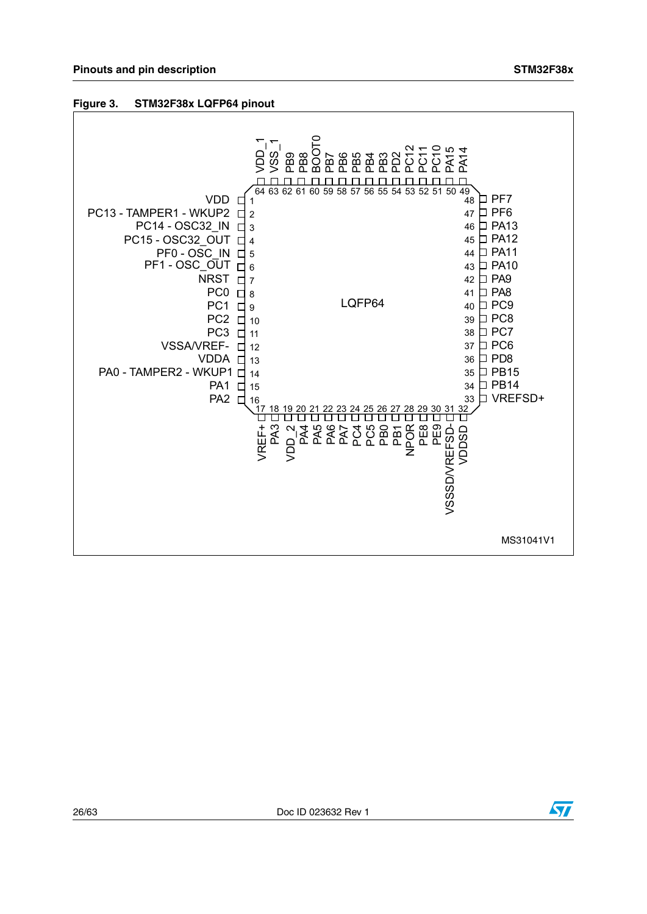**Figure 3. STM32F38x LQFP64 pinout**

| Pin | Name |
|---|---|
| 1 | VDD |
| 2 | PC13 - TAMPER1 - WKUP2 |
| 3 | PC14 - OSC32_IN |
| 4 | PC15 - OSC32_OUT |
| 5 | PF0 - OSC_IN |
| 6 | PF1 - OSC_OUT |
| 7 | NRST |
| 8 | PC0 |
| 9 | PC1 |
| 10 | PC2 |
| 11 | PC3 |
| 12 | VSSA/VREF- |
| 13 | VDDA |
| 14 | PA0 - TAMPER2 - WKUP1 |
| 15 | PA1 |
| 16 | PA2 |
| 17 | VREF+ |
| 18 | PA3 |
| 19 | VDD_2 |
| 20 | PA4 |
| 21 | PA5 |
| 22 | PA6 |
| 23 | PA7 |
| 24 | PC4 |
| 25 | PC5 |
| 26 | PB0 |
| 27 | PB1 |
| 28 | NPOR |
| 29 | PE8 |
| 30 | PE9 |
| 31 | VSSSD/VREFSD- |
| 32 | VDDSD |
| 33 | VREFSD+ |
| 34 | PB14 |
| 35 | PB15 |
| 36 | PD8 |
| 37 | PC6 |
| 38 | PC7 |
| 39 | PC8 |
| 40 | PC9 |
| 41 | PA8 |
| 42 | PA9 |
| 43 | PA10 |
| 44 | PA11 |
| 45 | PA12 |
| 46 | PA13 |
| 47 | PF6 |
| 48 | PF7 |
| 49 | PA14 |
| 50 | PA15 |
| 51 | PC10 |
| 52 | PC11 |
| 53 | PC12 |
| 54 | PD2 |
| 55 | PB3 |
| 56 | PB4 |
| 57 | PB5 |
| 58 | PB6 |
| 59 | PB7 |
| 60 | BOOT0 |
| 61 | PB8 |
| 62 | PB9 |
| 63 | VSS_1 |
| 64 | VDD_1 |

LQFP64

MS31041V1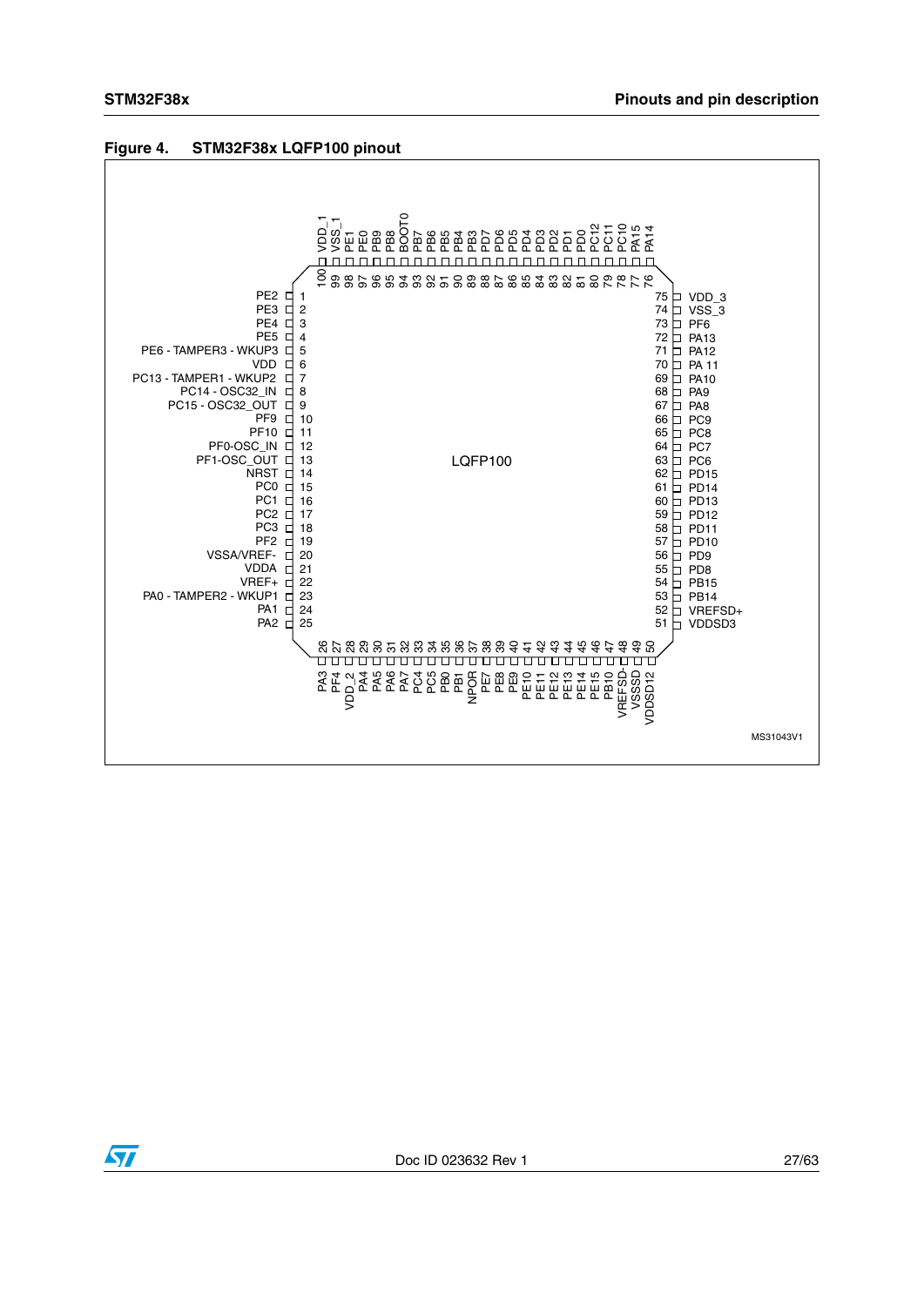**Figure 4. STM32F38x LQFP100 pinout**

LQFP100

| Pin | Name | Pin | Name | Pin | Name | Pin | Name |
|---|---|---|---|---|---|---|---|
| 1 | PE2 | 26 | PA3 | 51 | VDDSD3 | 76 | PA14 |
| 2 | PE3 | 27 | PF4 | 52 | VREFSD+ | 77 | PA15 |
| 3 | PE4 | 28 | VDD_2 | 53 | PB14 | 78 | PC10 |
| 4 | PE5 | 29 | PA4 | 54 | PB15 | 79 | PC11 |
| 5 | PE6 - TAMPER3 - WKUP3 | 30 | PA5 | 55 | PD8 | 80 | PC12 |
| 6 | VDD | 31 | PA6 | 56 | PD9 | 81 | PD0 |
| 7 | PC13 - TAMPER1 - WKUP2 | 32 | PA7 | 57 | PD10 | 82 | PD1 |
| 8 | PC14 - OSC32_IN | 33 | PC4 | 58 | PD11 | 83 | PD2 |
| 9 | PC15 - OSC32_OUT | 34 | PC5 | 59 | PD12 | 84 | PD3 |
| 10 | PF9 | 35 | PB0 | 60 | PD13 | 85 | PD4 |
| 11 | PF10 | 36 | PB1 | 61 | PD14 | 86 | PD5 |
| 12 | PF0-OSC_IN | 37 | NPOR | 62 | PD15 | 87 | PD6 |
| 13 | PF1-OSC_OUT | 38 | PE7 | 63 | PC6 | 88 | PD7 |
| 14 | NRST | 39 | PE8 | 64 | PC7 | 89 | PB3 |
| 15 | PC0 | 40 | PE9 | 65 | PC8 | 90 | PB4 |
| 16 | PC1 | 41 | PE10 | 66 | PC9 | 91 | PB5 |
| 17 | PC2 | 42 | PE11 | 67 | PA8 | 92 | PB6 |
| 18 | PC3 | 43 | PE12 | 68 | PA9 | 93 | PB7 |
| 19 | PF2 | 44 | PE13 | 69 | PA10 | 94 | BOOT0 |
| 20 | VSSA/VREF- | 45 | PE14 | 70 | PA 11 | 95 | PB8 |
| 21 | VDDA | 46 | PE15 | 71 | PA12 | 96 | PB9 |
| 22 | VREF+ | 47 | PB10 | 72 | PA13 | 97 | PE0 |
| 23 | PA0 - TAMPER2 - WKUP1 | 48 | VREFSD- | 73 | PF6 | 98 | PE1 |
| 24 | PA1 | 49 | VSSSD | 74 | VSS_3 | 99 | VSS_1 |
| 25 | PA2 | 50 | VDDSD12 | 75 | VDD_3 | 100 | VDD_1 |

MS31043V1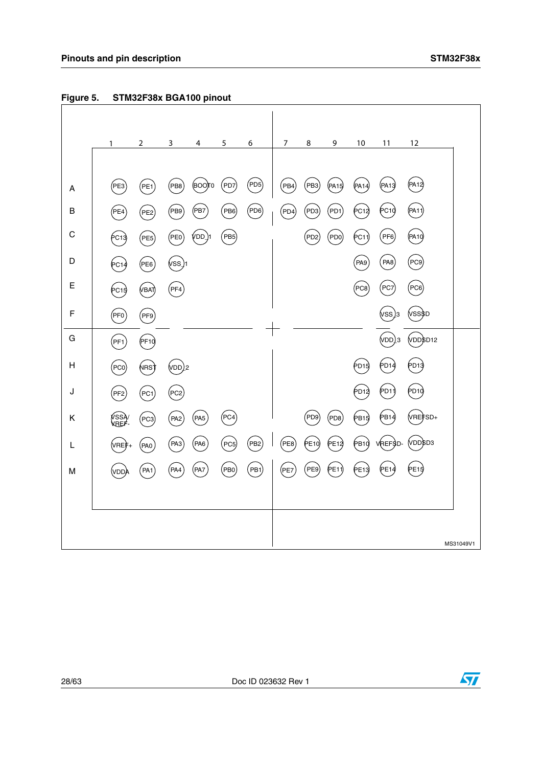**Figure 5. STM32F38x BGA100 pinout**

| | 1 | 2 | 3 | 4 | 5 | 6 | 7 | 8 | 9 | 10 | 11 | 12 |
|---|---|---|---|---|---|---|---|---|---|---|---|---|
| A | PE3 | PE1 | PB8 | BOOT0 | PD7 | PD5 | PB4 | PB3 | PA15 | PA14 | PA13 | PA12 |
| B | PE4 | PE2 | PB9 | PB7 | PB6 | PD6 | PD4 | PD3 | PD1 | PC12 | PC10 | PA11 |
| C | PC13 | PE5 | PE0 | VDD_1 | PB5 | | | PD2 | PD0 | PC11 | PF6 | PA10 |
| D | PC14 | PE6 | VSS_1 | | | | | | | PA9 | PA8 | PC9 |
| E | PC15 | VBAT | PF4 | | | | | | | PC8 | PC7 | PC6 |
| F | PF0 | PF9 | | | | | | | | | VSS_3 | VSSSD |
| G | PF1 | PF10 | | | | | | | | | VDD_3 | VDDSD12 |
| H | PC0 | NRST | VDD_2 | | | | | | | PD15 | PD14 | PD13 |
| J | PF2 | PC1 | PC2 | | | | | | | PD12 | PD11 | PD10 |
| K | VSSA/VREF- | PC3 | PA2 | PA5 | PC4 | | | PD9 | PD8 | PB15 | PB14 | VREFSD+ |
| L | VREF+ | PA0 | PA3 | PA6 | PC5 | PB2 | PE8 | PE10 | PE12 | PB10 | VREFSD- | VDDSD3 |
| M | VDDA | PA1 | PA4 | PA7 | PB0 | PB1 | PE7 | PE9 | PE11 | PE13 | PE14 | PE15 |

MS31049V1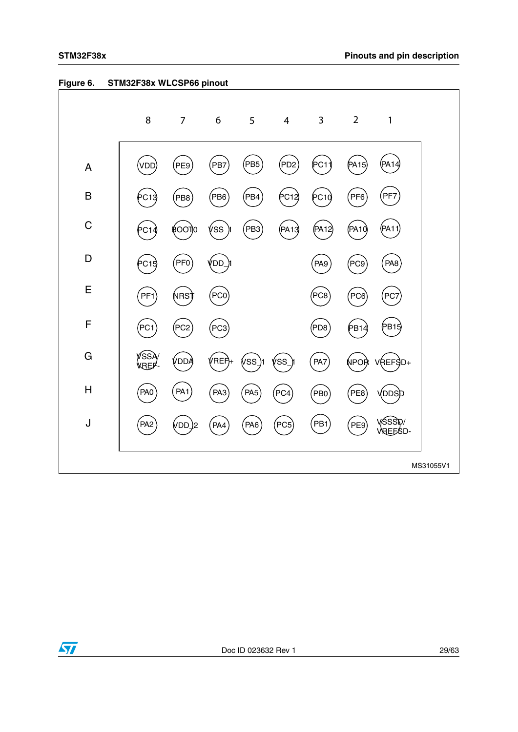**Figure 6. STM32F38x WLCSP66 pinout**

| | 8 | 7 | 6 | 5 | 4 | 3 | 2 | 1 |
|---|---|---|---|---|---|---|---|---|
| A | VDD | PE9 | PB7 | PB5 | PD2 | PC11 | PA15 | PA14 |
| B | PC13 | PB8 | PB6 | PB4 | PC12 | PC10 | PF6 | PF7 |
| C | PC14 | BOOT0 | VSS_1 | PB3 | PA13 | PA12 | PA10 | PA11 |
| D | PC15 | PF0 | VDD_1 | | | PA9 | PC9 | PA8 |
| E | PF1 | NRST | PC0 | | | PC8 | PC6 | PC7 |
| F | PC1 | PC2 | PC3 | | | PD8 | PB14 | PB15 |
| G | VSSA/ VREF- | VDDA | VREF+ | VSS_1 | VSS_1 | PA7 | NPOR | VREFSD+ |
| H | PA0 | PA1 | PA3 | PA5 | PC4 | PB0 | PE8 | VDDSD |
| J | PA2 | VDD_2 | PA4 | PA6 | PC5 | PB1 | PE9 | VSSSD/ VREFSD- |

MS31055V1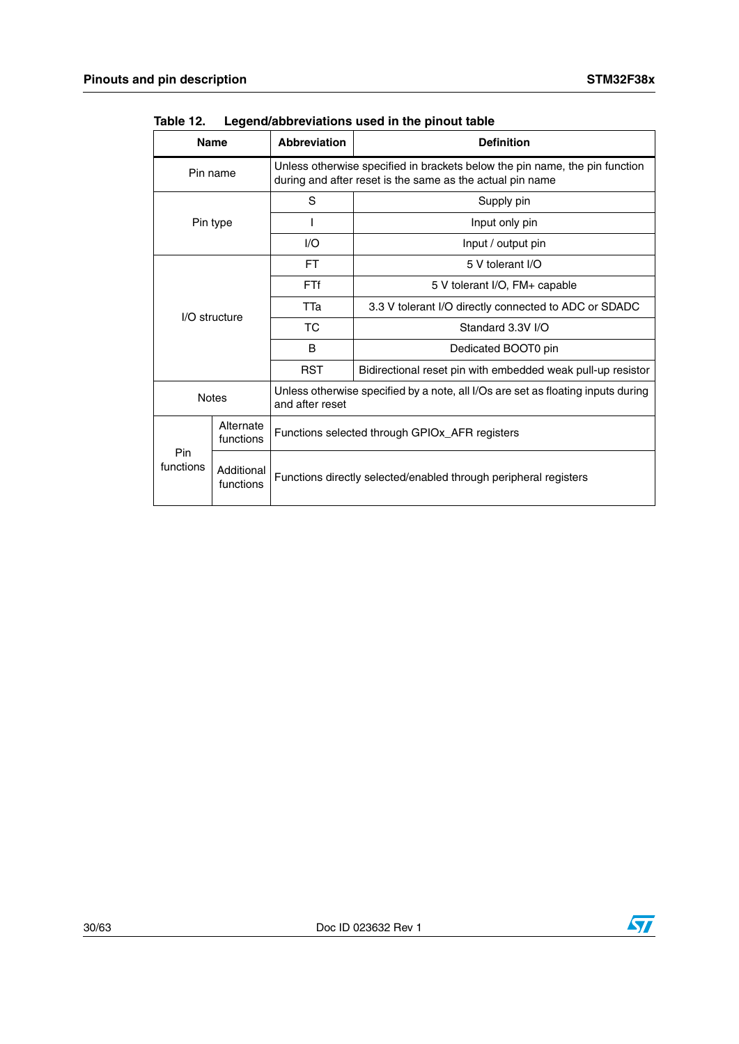Table 12. Legend/abbreviations used in the pinout table

| Name | | Abbreviation | Definition |
|---|---|---|---|
| Pin name | | Unless otherwise specified in brackets below the pin name, the pin function during and after reset is the same as the actual pin name | |
| Pin type | | S | Supply pin |
| | | I | Input only pin |
| | | I/O | Input / output pin |
| I/O structure | | FT | 5 V tolerant I/O |
| | | FTf | 5 V tolerant I/O, FM+ capable |
| | | TTa | 3.3 V tolerant I/O directly connected to ADC or SDADC |
| | | TC | Standard 3.3V I/O |
| | | B | Dedicated BOOT0 pin |
| | | RST | Bidirectional reset pin with embedded weak pull-up resistor |
| Notes | | Unless otherwise specified by a note, all I/Os are set as floating inputs during and after reset | |
| Pin functions | Alternate functions | Functions selected through GPIOx_AFR registers | |
| | Additional functions | Functions directly selected/enabled through peripheral registers | |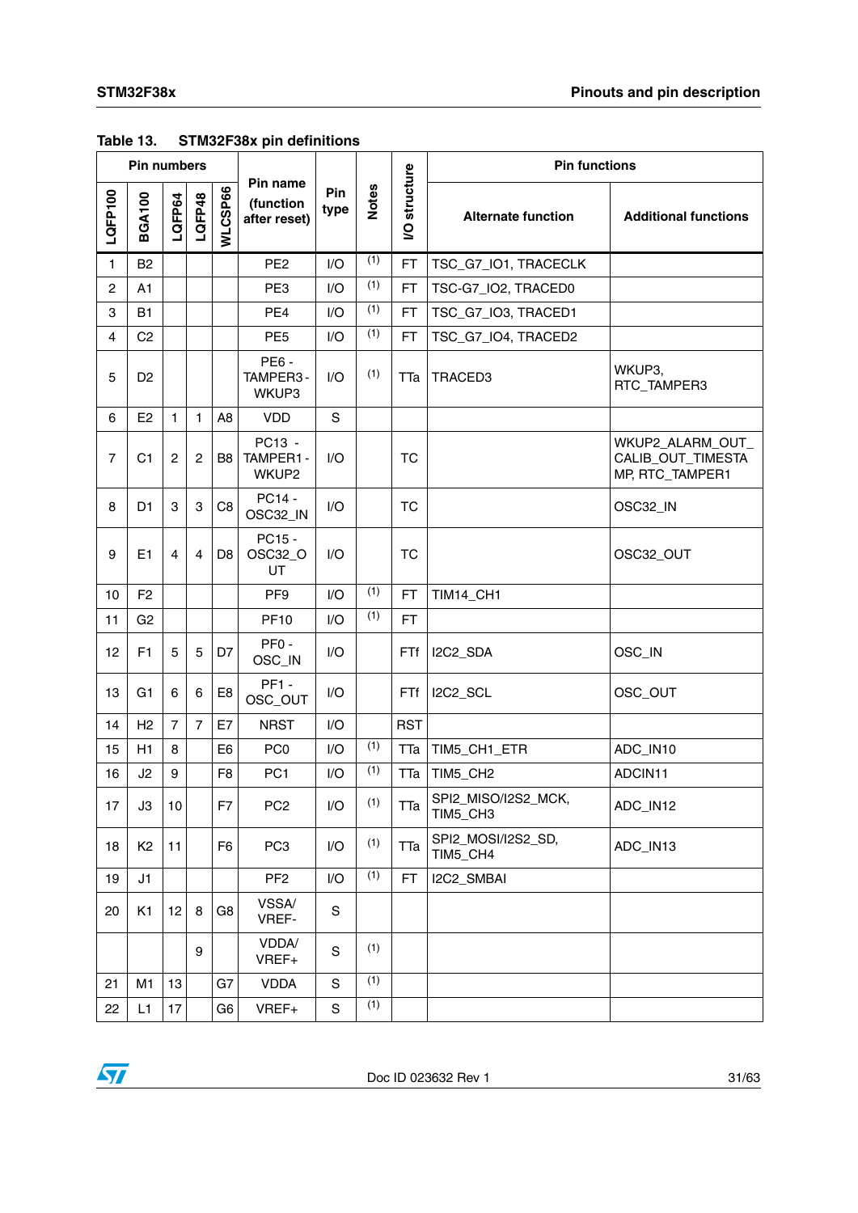Table 13. STM32F38x pin definitions

| Pin numbers | | | | | Pin name (function after reset) | Pin type | Notes | I/O structure | Pin functions | |
|---|---|---|---|---|---|---|---|---|---|---|
| LQFP100 | BGA100 | LQFP64 | LQFP48 | WLCSP66 | | | | | Alternate function | Additional functions |
| 1 | B2 | | | | PE2 | I/O | (1) | FT | TSC_G7_IO1, TRACECLK | |
| 2 | A1 | | | | PE3 | I/O | (1) | FT | TSC-G7_IO2, TRACED0 | |
| 3 | B1 | | | | PE4 | I/O | (1) | FT | TSC_G7_IO3, TRACED1 | |
| 4 | C2 | | | | PE5 | I/O | (1) | FT | TSC_G7_IO4, TRACED2 | |
| 5 | D2 | | | | PE6 - TAMPER3 - WKUP3 | I/O | (1) | TTa | TRACED3 | WKUP3, RTC_TAMPER3 |
| 6 | E2 | 1 | 1 | A8 | VDD | S | | | | |
| 7 | C1 | 2 | 2 | B8 | PC13 - TAMPER1 - WKUP2 | I/O | | TC | | WKUP2_ALARM_OUT_CALIB_OUT_TIMESTAMP, RTC_TAMPER1 |
| 8 | D1 | 3 | 3 | C8 | PC14 - OSC32_IN | I/O | | TC | | OSC32_IN |
| 9 | E1 | 4 | 4 | D8 | PC15 - OSC32_OUT | I/O | | TC | | OSC32_OUT |
| 10 | F2 | | | | PF9 | I/O | (1) | FT | TIM14_CH1 | |
| 11 | G2 | | | | PF10 | I/O | (1) | FT | | |
| 12 | F1 | 5 | 5 | D7 | PF0 - OSC_IN | I/O | | FTf | I2C2_SDA | OSC_IN |
| 13 | G1 | 6 | 6 | E8 | PF1 - OSC_OUT | I/O | | FTf | I2C2_SCL | OSC_OUT |
| 14 | H2 | 7 | 7 | E7 | NRST | I/O | | RST | | |
| 15 | H1 | 8 | | E6 | PC0 | I/O | (1) | TTa | TIM5_CH1_ETR | ADC_IN10 |
| 16 | J2 | 9 | | F8 | PC1 | I/O | (1) | TTa | TIM5_CH2 | ADCIN11 |
| 17 | J3 | 10 | | F7 | PC2 | I/O | (1) | TTa | SPI2_MISO/I2S2_MCK, TIM5_CH3 | ADC_IN12 |
| 18 | K2 | 11 | | F6 | PC3 | I/O | (1) | TTa | SPI2_MOSI/I2S2_SD, TIM5_CH4 | ADC_IN13 |
| 19 | J1 | | | | PF2 | I/O | (1) | FT | I2C2_SMBAI | |
| 20 | K1 | 12 | 8 | G8 | VSSA/ VREF- | S | | | | |
| | | | 9 | | VDDA/ VREF+ | S | (1) | | | |
| 21 | M1 | 13 | | G7 | VDDA | S | (1) | | | |
| 22 | L1 | 17 | | G6 | VREF+ | S | (1) | | | |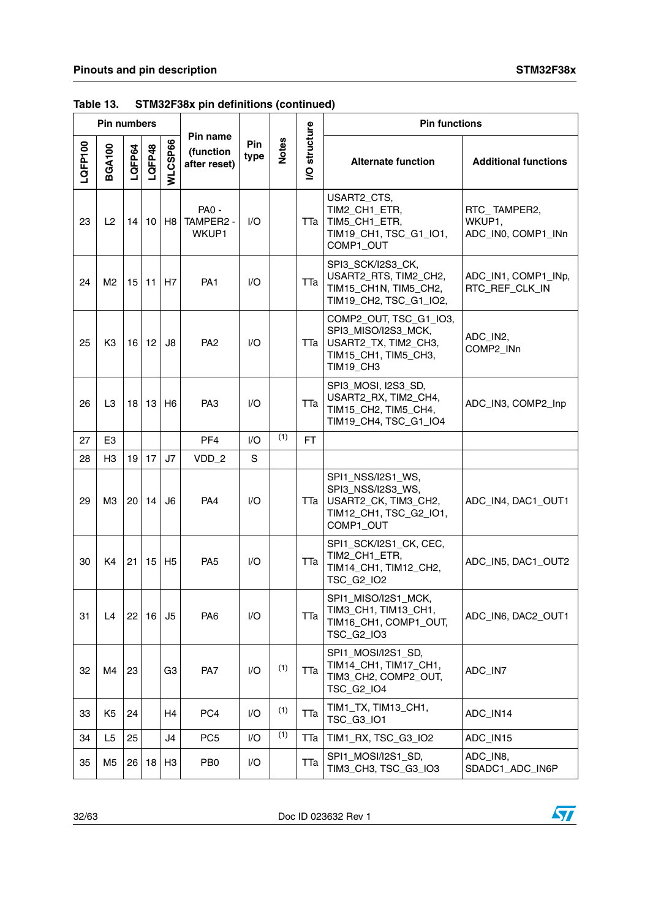**Table 13. STM32F38x pin definitions (continued)**

| Pin numbers | | | | | Pin name (function after reset) | Pin type | Notes | I/O structure | Pin functions | |
|---|---|---|---|---|---|---|---|---|---|---|
| LQFP100 | BGA100 | LQFP64 | LQFP48 | WLCSP66 | | | | | Alternate function | Additional functions |
| 23 | L2 | 14 | 10 | H8 | PA0 - TAMPER2 - WKUP1 | I/O | | TTa | USART2_CTS, TIM2_CH1_ETR, TIM5_CH1_ETR, TIM19_CH1, TSC_G1_IO1, COMP1_OUT | RTC_ TAMPER2, WKUP1, ADC_IN0, COMP1_INn |
| 24 | M2 | 15 | 11 | H7 | PA1 | I/O | | TTa | SPI3_SCK/I2S3_CK, USART2_RTS, TIM2_CH2, TIM15_CH1N, TIM5_CH2, TIM19_CH2, TSC_G1_IO2, | ADC_IN1, COMP1_INp, RTC_REF_CLK_IN |
| 25 | K3 | 16 | 12 | J8 | PA2 | I/O | | TTa | COMP2_OUT, TSC_G1_IO3, SPI3_MISO/I2S3_MCK, USART2_TX, TIM2_CH3, TIM15_CH1, TIM5_CH3, TIM19_CH3 | ADC_IN2, COMP2_INn |
| 26 | L3 | 18 | 13 | H6 | PA3 | I/O | | TTa | SPI3_MOSI, I2S3_SD, USART2_RX, TIM2_CH4, TIM15_CH2, TIM5_CH4, TIM19_CH4, TSC_G1_IO4 | ADC_IN3, COMP2_Inp |
| 27 | E3 | | | | PF4 | I/O | (1) | FT | | |
| 28 | H3 | 19 | 17 | J7 | VDD_2 | S | | | | |
| 29 | M3 | 20 | 14 | J6 | PA4 | I/O | | TTa | SPI1_NSS/I2S1_WS, SPI3_NSS/I2S3_WS, USART2_CK, TIM3_CH2, TIM12_CH1, TSC_G2_IO1, COMP1_OUT | ADC_IN4, DAC1_OUT1 |
| 30 | K4 | 21 | 15 | H5 | PA5 | I/O | | TTa | SPI1_SCK/I2S1_CK, CEC, TIM2_CH1_ETR, TIM14_CH1, TIM12_CH2, TSC_G2_IO2 | ADC_IN5, DAC1_OUT2 |
| 31 | L4 | 22 | 16 | J5 | PA6 | I/O | | TTa | SPI1_MISO/I2S1_MCK, TIM3_CH1, TIM13_CH1, TIM16_CH1, COMP1_OUT, TSC_G2_IO3 | ADC_IN6, DAC2_OUT1 |
| 32 | M4 | 23 | | G3 | PA7 | I/O | (1) | TTa | SPI1_MOSI/I2S1_SD, TIM14_CH1, TIM17_CH1, TIM3_CH2, COMP2_OUT, TSC_G2_IO4 | ADC_IN7 |
| 33 | K5 | 24 | | H4 | PC4 | I/O | (1) | TTa | TIM1_TX, TIM13_CH1, TSC_G3_IO1 | ADC_IN14 |
| 34 | L5 | 25 | | J4 | PC5 | I/O | (1) | TTa | TIM1_RX, TSC_G3_IO2 | ADC_IN15 |
| 35 | M5 | 26 | 18 | H3 | PB0 | I/O | | TTa | SPI1_MOSI/I2S1_SD, TIM3_CH3, TSC_G3_IO3 | ADC_IN8, SDADC1_ADC_IN6P |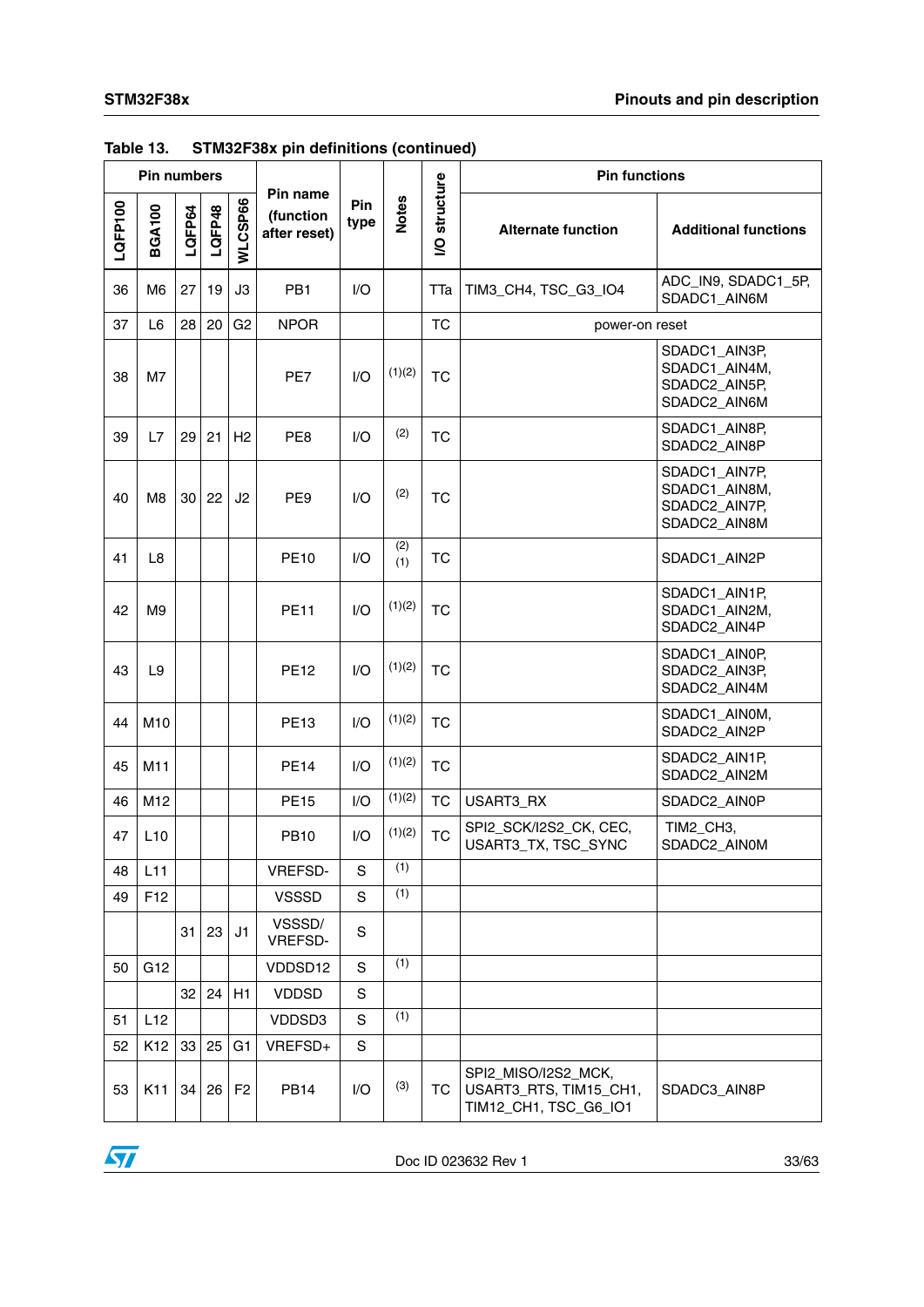Table 13. STM32F38x pin definitions (continued)

| Pin numbers | | | | | Pin name (function after reset) | Pin type | Notes | I/O structure | Pin functions | |
|---|---|---|---|---|---|---|---|---|---|---|
| LQFP100 | BGA100 | LQFP64 | LQFP48 | WLCSP66 | | | | | Alternate function | Additional functions |
| 36 | M6 | 27 | 19 | J3 | PB1 | I/O | | TTa | TIM3_CH4, TSC_G3_IO4 | ADC_IN9, SDADC1_5P, SDADC1_AIN6M |
| 37 | L6 | 28 | 20 | G2 | NPOR | | | TC | power-on reset | |
| 38 | M7 | | | | PE7 | I/O | (1)(2) | TC | | SDADC1_AIN3P, SDADC1_AIN4M, SDADC2_AIN5P, SDADC2_AIN6M |
| 39 | L7 | 29 | 21 | H2 | PE8 | I/O | (2) | TC | | SDADC1_AIN8P, SDADC2_AIN8P |
| 40 | M8 | 30 | 22 | J2 | PE9 | I/O | (2) | TC | | SDADC1_AIN7P, SDADC1_AIN8M, SDADC2_AIN7P, SDADC2_AIN8M |
| 41 | L8 | | | | PE10 | I/O | (2)(1) | TC | | SDADC1_AIN2P |
| 42 | M9 | | | | PE11 | I/O | (1)(2) | TC | | SDADC1_AIN1P, SDADC1_AIN2M, SDADC2_AIN4P |
| 43 | L9 | | | | PE12 | I/O | (1)(2) | TC | | SDADC1_AIN0P, SDADC2_AIN3P, SDADC2_AIN4M |
| 44 | M10 | | | | PE13 | I/O | (1)(2) | TC | | SDADC1_AIN0M, SDADC2_AIN2P |
| 45 | M11 | | | | PE14 | I/O | (1)(2) | TC | | SDADC2_AIN1P, SDADC2_AIN2M |
| 46 | M12 | | | | PE15 | I/O | (1)(2) | TC | USART3_RX | SDADC2_AIN0P |
| 47 | L10 | | | | PB10 | I/O | (1)(2) | TC | SPI2_SCK/I2S2_CK, CEC, USART3_TX, TSC_SYNC | TIM2_CH3, SDADC2_AIN0M |
| 48 | L11 | | | | VREFSD- | S | (1) | | | |
| 49 | F12 | | | | VSSSD | S | (1) | | | |
| | | 31 | 23 | J1 | VSSSD/ VREFSD- | S | | | | |
| 50 | G12 | | | | VDDSD12 | S | (1) | | | |
| | | 32 | 24 | H1 | VDDSD | S | | | | |
| 51 | L12 | | | | VDDSD3 | S | (1) | | | |
| 52 | K12 | 33 | 25 | G1 | VREFSD+ | S | | | | |
| 53 | K11 | 34 | 26 | F2 | PB14 | I/O | (3) | TC | SPI2_MISO/I2S2_MCK, USART3_RTS, TIM15_CH1, TIM12_CH1, TSC_G6_IO1 | SDADC3_AIN8P |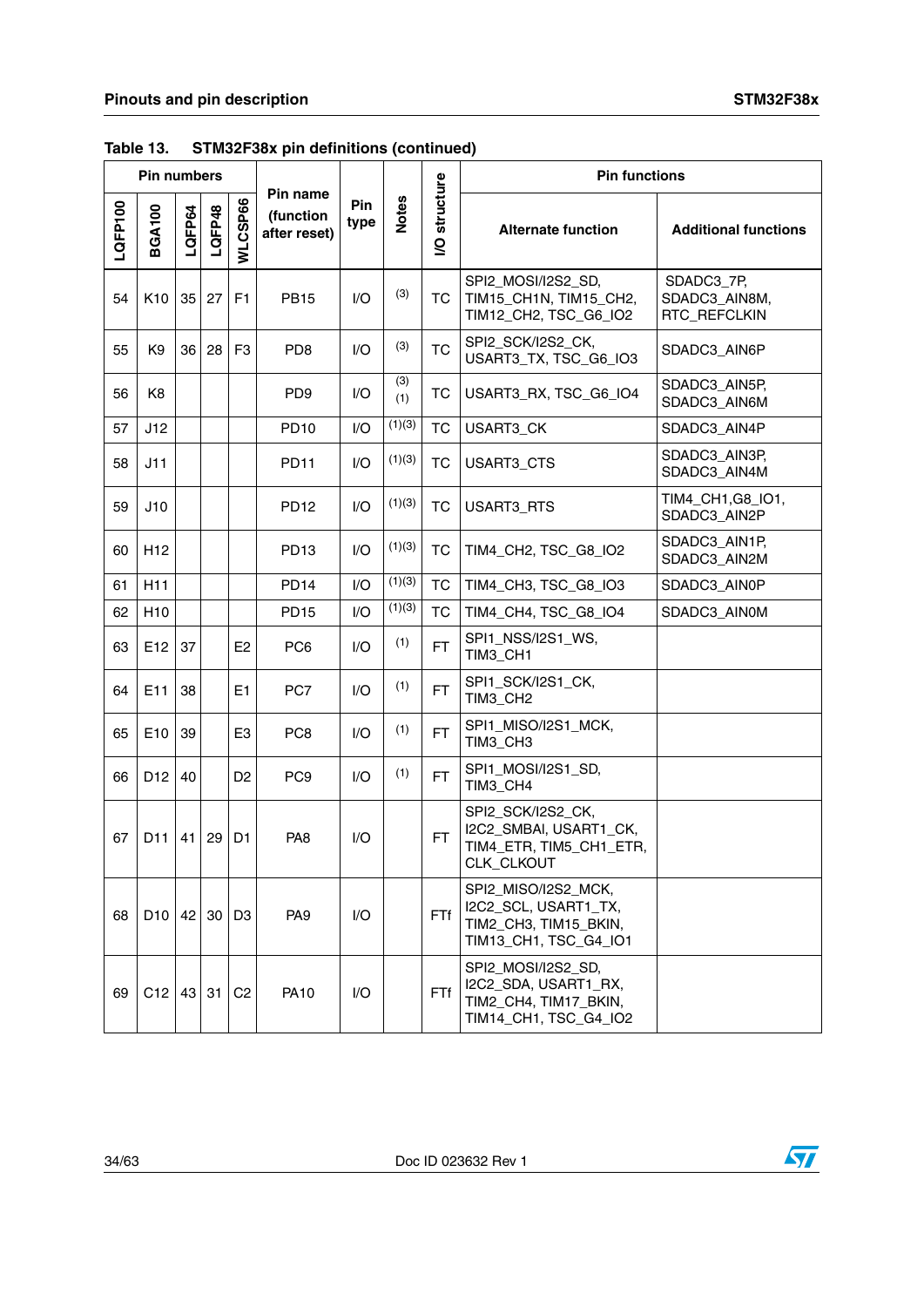**Table 13. STM32F38x pin definitions (continued)**

| Pin numbers | | | | | Pin name (function after reset) | Pin type | Notes | I/O structure | Pin functions | |
|---|---|---|---|---|---|---|---|---|---|---|
| LQFP100 | BGA100 | LQFP64 | LQFP48 | WLCSP66 | | | | | Alternate function | Additional functions |
| 54 | K10 | 35 | 27 | F1 | PB15 | I/O | (3) | TC | SPI2_MOSI/I2S2_SD, TIM15_CH1N, TIM15_CH2, TIM12_CH2, TSC_G6_IO2 | SDADC3_7P, SDADC3_AIN8M, RTC_REFCLKIN |
| 55 | K9 | 36 | 28 | F3 | PD8 | I/O | (3) | TC | SPI2_SCK/I2S2_CK, USART3_TX, TSC_G6_IO3 | SDADC3_AIN6P |
| 56 | K8 | | | | PD9 | I/O | (3)(1) | TC | USART3_RX, TSC_G6_IO4 | SDADC3_AIN5P, SDADC3_AIN6M |
| 57 | J12 | | | | PD10 | I/O | (1)(3) | TC | USART3_CK | SDADC3_AIN4P |
| 58 | J11 | | | | PD11 | I/O | (1)(3) | TC | USART3_CTS | SDADC3_AIN3P, SDADC3_AIN4M |
| 59 | J10 | | | | PD12 | I/O | (1)(3) | TC | USART3_RTS | TIM4_CH1,G8_IO1, SDADC3_AIN2P |
| 60 | H12 | | | | PD13 | I/O | (1)(3) | TC | TIM4_CH2, TSC_G8_IO2 | SDADC3_AIN1P, SDADC3_AIN2M |
| 61 | H11 | | | | PD14 | I/O | (1)(3) | TC | TIM4_CH3, TSC_G8_IO3 | SDADC3_AIN0P |
| 62 | H10 | | | | PD15 | I/O | (1)(3) | TC | TIM4_CH4, TSC_G8_IO4 | SDADC3_AIN0M |
| 63 | E12 | 37 | | E2 | PC6 | I/O | (1) | FT | SPI1_NSS/I2S1_WS, TIM3_CH1 | |
| 64 | E11 | 38 | | E1 | PC7 | I/O | (1) | FT | SPI1_SCK/I2S1_CK, TIM3_CH2 | |
| 65 | E10 | 39 | | E3 | PC8 | I/O | (1) | FT | SPI1_MISO/I2S1_MCK, TIM3_CH3 | |
| 66 | D12 | 40 | | D2 | PC9 | I/O | (1) | FT | SPI1_MOSI/I2S1_SD, TIM3_CH4 | |
| 67 | D11 | 41 | 29 | D1 | PA8 | I/O | | FT | SPI2_SCK/I2S2_CK, I2C2_SMBAI, USART1_CK, TIM4_ETR, TIM5_CH1_ETR, CLK_CLKOUT | |
| 68 | D10 | 42 | 30 | D3 | PA9 | I/O | | FTf | SPI2_MISO/I2S2_MCK, I2C2_SCL, USART1_TX, TIM2_CH3, TIM15_BKIN, TIM13_CH1, TSC_G4_IO1 | |
| 69 | C12 | 43 | 31 | C2 | PA10 | I/O | | FTf | SPI2_MOSI/I2S2_SD, I2C2_SDA, USART1_RX, TIM2_CH4, TIM17_BKIN, TIM14_CH1, TSC_G4_IO2 | |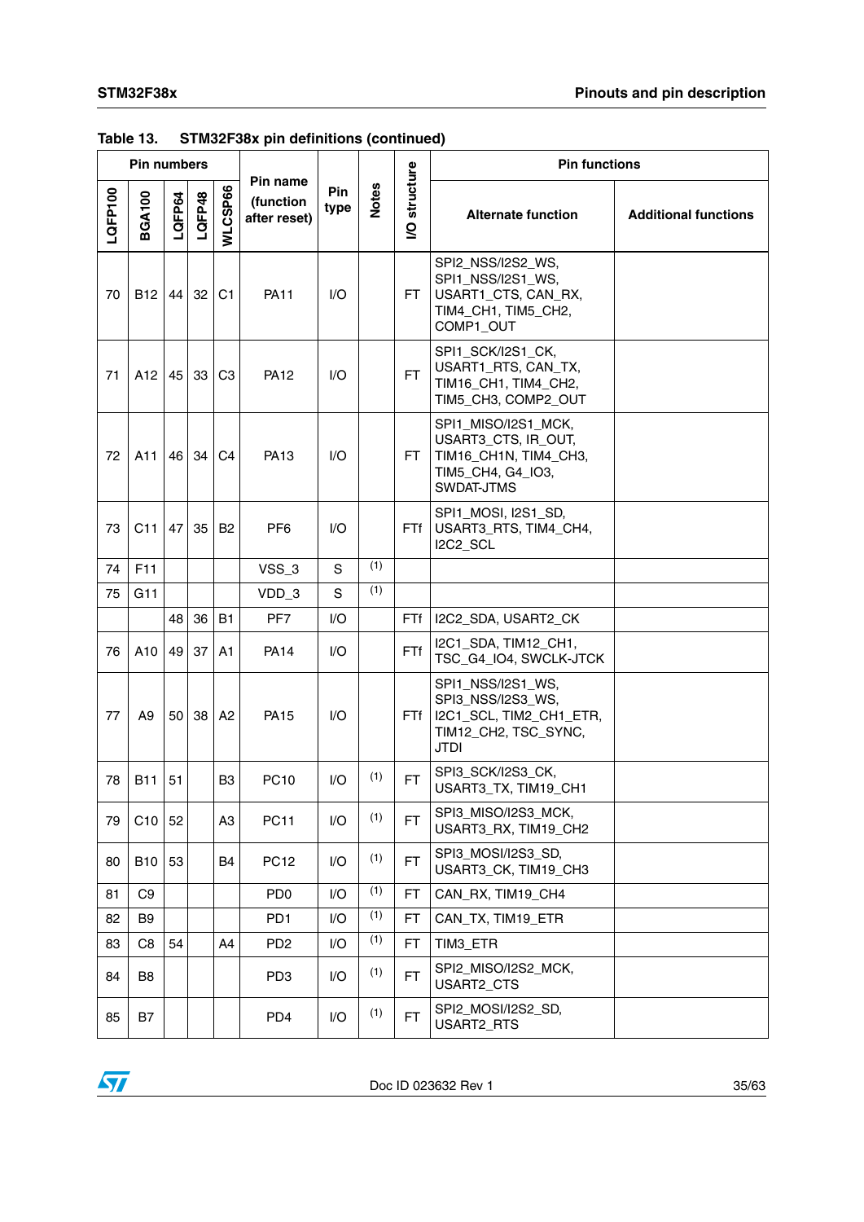**Table 13. STM32F38x pin definitions (continued)**

| Pin numbers | | | | | Pin name (function after reset) | Pin type | Notes | I/O structure | Pin functions | |
|---|---|---|---|---|---|---|---|---|---|---|
| LQFP100 | BGA100 | LQFP64 | LQFP48 | WLCSP66 | | | | | Alternate function | Additional functions |
| 70 | B12 | 44 | 32 | C1 | PA11 | I/O | | FT | SPI2_NSS/I2S2_WS, SPI1_NSS/I2S1_WS, USART1_CTS, CAN_RX, TIM4_CH1, TIM5_CH2, COMP1_OUT | |
| 71 | A12 | 45 | 33 | C3 | PA12 | I/O | | FT | SPI1_SCK/I2S1_CK, USART1_RTS, CAN_TX, TIM16_CH1, TIM4_CH2, TIM5_CH3, COMP2_OUT | |
| 72 | A11 | 46 | 34 | C4 | PA13 | I/O | | FT | SPI1_MISO/I2S1_MCK, USART3_CTS, IR_OUT, TIM16_CH1N, TIM4_CH3, TIM5_CH4, G4_IO3, SWDAT-JTMS | |
| 73 | C11 | 47 | 35 | B2 | PF6 | I/O | | FTf | SPI1_MOSI, I2S1_SD, USART3_RTS, TIM4_CH4, I2C2_SCL | |
| 74 | F11 | | | | VSS_3 | S | (1) | | | |
| 75 | G11 | | | | VDD_3 | S | (1) | | | |
| | | 48 | 36 | B1 | PF7 | I/O | | FTf | I2C2_SDA, USART2_CK | |
| 76 | A10 | 49 | 37 | A1 | PA14 | I/O | | FTf | I2C1_SDA, TIM12_CH1, TSC_G4_IO4, SWCLK-JTCK | |
| 77 | A9 | 50 | 38 | A2 | PA15 | I/O | | FTf | SPI1_NSS/I2S1_WS, SPI3_NSS/I2S3_WS, I2C1_SCL, TIM2_CH1_ETR, TIM12_CH2, TSC_SYNC, JTDI | |
| 78 | B11 | 51 | | B3 | PC10 | I/O | (1) | FT | SPI3_SCK/I2S3_CK, USART3_TX, TIM19_CH1 | |
| 79 | C10 | 52 | | A3 | PC11 | I/O | (1) | FT | SPI3_MISO/I2S3_MCK, USART3_RX, TIM19_CH2 | |
| 80 | B10 | 53 | | B4 | PC12 | I/O | (1) | FT | SPI3_MOSI/I2S3_SD, USART3_CK, TIM19_CH3 | |
| 81 | C9 | | | | PD0 | I/O | (1) | FT | CAN_RX, TIM19_CH4 | |
| 82 | B9 | | | | PD1 | I/O | (1) | FT | CAN_TX, TIM19_ETR | |
| 83 | C8 | 54 | | A4 | PD2 | I/O | (1) | FT | TIM3_ETR | |
| 84 | B8 | | | | PD3 | I/O | (1) | FT | SPI2_MISO/I2S2_MCK, USART2_CTS | |
| 85 | B7 | | | | PD4 | I/O | (1) | FT | SPI2_MOSI/I2S2_SD, USART2_RTS | |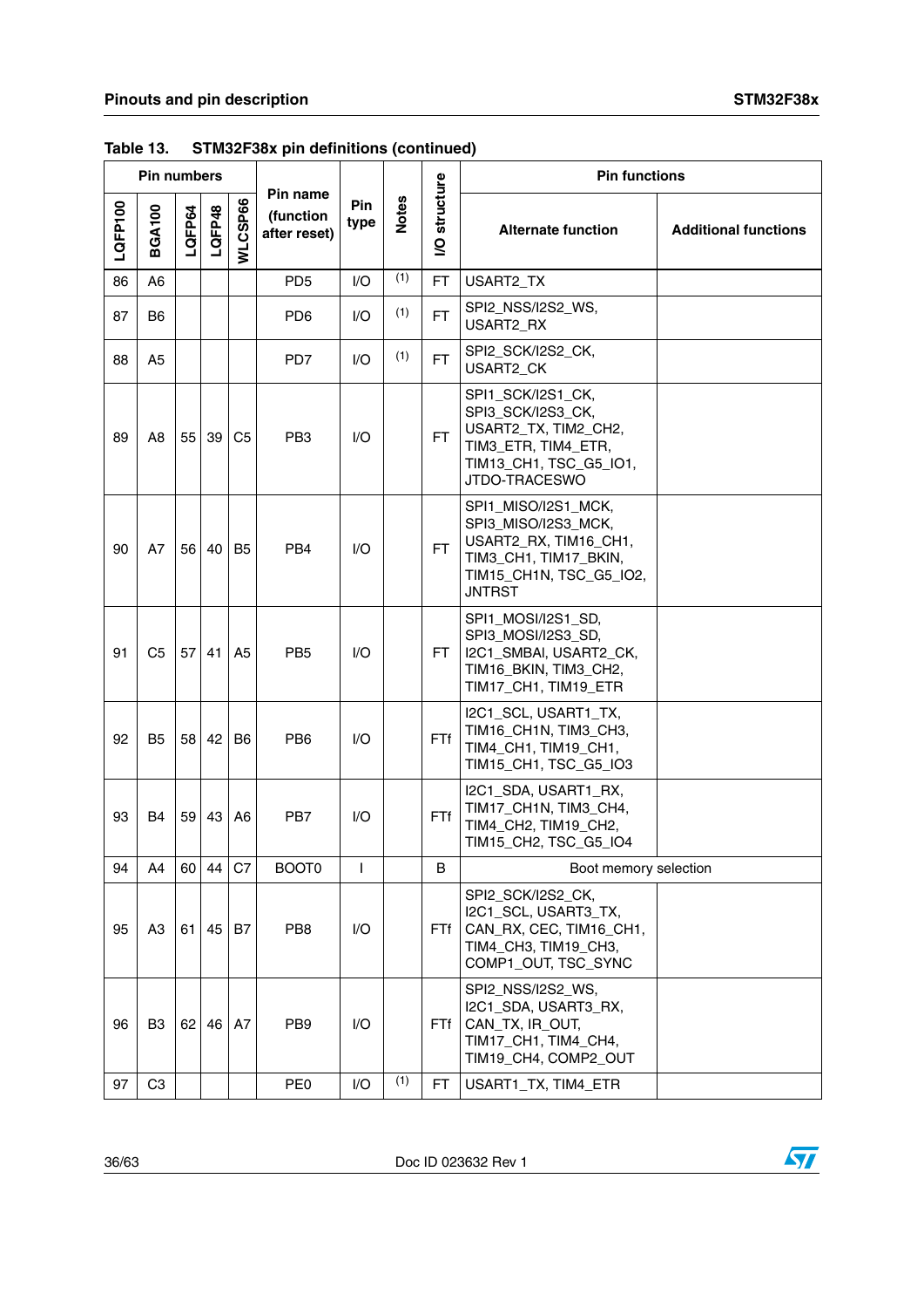**Table 13. STM32F38x pin definitions (continued)**

| Pin numbers | | | | | Pin name (function after reset) | Pin type | Notes | I/O structure | Pin functions | |
|---|---|---|---|---|---|---|---|---|---|---|
| LQFP100 | BGA100 | LQFP64 | LQFP48 | WLCSP66 | | | | | Alternate function | Additional functions |
| 86 | A6 | | | | PD5 | I/O | (1) | FT | USART2_TX | |
| 87 | B6 | | | | PD6 | I/O | (1) | FT | SPI2_NSS/I2S2_WS, USART2_RX | |
| 88 | A5 | | | | PD7 | I/O | (1) | FT | SPI2_SCK/I2S2_CK, USART2_CK | |
| 89 | A8 | 55 | 39 | C5 | PB3 | I/O | | FT | SPI1_SCK/I2S1_CK, SPI3_SCK/I2S3_CK, USART2_TX, TIM2_CH2, TIM3_ETR, TIM4_ETR, TIM13_CH1, TSC_G5_IO1, JTDO-TRACESWO | |
| 90 | A7 | 56 | 40 | B5 | PB4 | I/O | | FT | SPI1_MISO/I2S1_MCK, SPI3_MISO/I2S3_MCK, USART2_RX, TIM16_CH1, TIM3_CH1, TIM17_BKIN, TIM15_CH1N, TSC_G5_IO2, JNTRST | |
| 91 | C5 | 57 | 41 | A5 | PB5 | I/O | | FT | SPI1_MOSI/I2S1_SD, SPI3_MOSI/I2S3_SD, I2C1_SMBAl, USART2_CK, TIM16_BKIN, TIM3_CH2, TIM17_CH1, TIM19_ETR | |
| 92 | B5 | 58 | 42 | B6 | PB6 | I/O | | FTf | I2C1_SCL, USART1_TX, TIM16_CH1N, TIM3_CH3, TIM4_CH1, TIM19_CH1, TIM15_CH1, TSC_G5_IO3 | |
| 93 | B4 | 59 | 43 | A6 | PB7 | I/O | | FTf | I2C1_SDA, USART1_RX, TIM17_CH1N, TIM3_CH4, TIM4_CH2, TIM19_CH2, TIM15_CH2, TSC_G5_IO4 | |
| 94 | A4 | 60 | 44 | C7 | BOOT0 | I | | B | Boot memory selection | |
| 95 | A3 | 61 | 45 | B7 | PB8 | I/O | | FTf | SPI2_SCK/I2S2_CK, I2C1_SCL, USART3_TX, CAN_RX, CEC, TIM16_CH1, TIM4_CH3, TIM19_CH3, COMP1_OUT, TSC_SYNC | |
| 96 | B3 | 62 | 46 | A7 | PB9 | I/O | | FTf | SPI2_NSS/I2S2_WS, I2C1_SDA, USART3_RX, CAN_TX, IR_OUT, TIM17_CH1, TIM4_CH4, TIM19_CH4, COMP2_OUT | |
| 97 | C3 | | | | PE0 | I/O | (1) | FT | USART1_TX, TIM4_ETR | |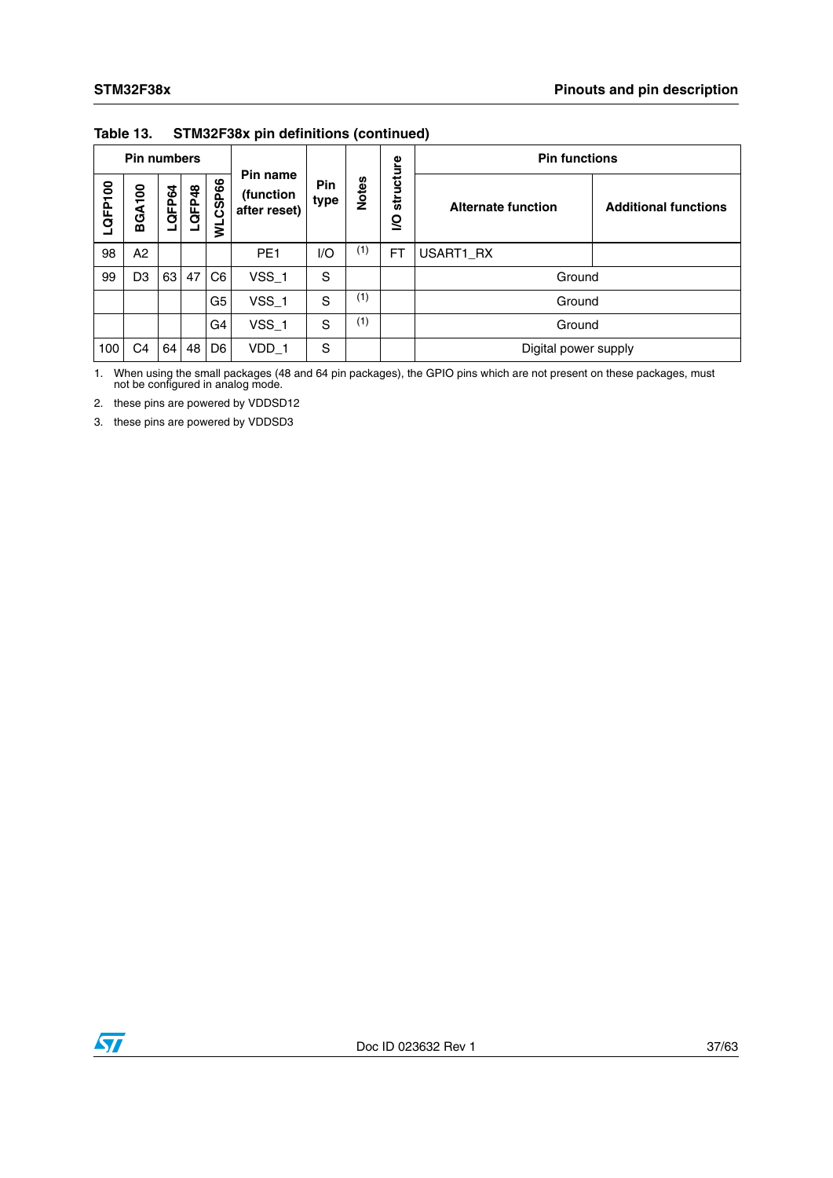Table 13. STM32F38x pin definitions (continued)

| Pin numbers | | | | | Pin name (function after reset) | Pin type | Notes | I/O structure | Pin functions | |
|---|---|---|---|---|---|---|---|---|---|---|
| LQFP100 | BGA100 | LQFP64 | LQFP48 | WLCSP66 | | | | | Alternate function | Additional functions |
| 98 | A2 | | | | PE1 | I/O | (1) | FT | USART1_RX | |
| 99 | D3 | 63 | 47 | C6 | VSS_1 | S | | | Ground | |
| | | | | G5 | VSS_1 | S | (1) | | Ground | |
| | | | | G4 | VSS_1 | S | (1) | | Ground | |
| 100 | C4 | 64 | 48 | D6 | VDD_1 | S | | | Digital power supply | |

1. When using the small packages (48 and 64 pin packages), the GPIO pins which are not present on these packages, must not be configured in analog mode.
2. these pins are powered by VDDSD12
3. these pins are powered by VDDSD3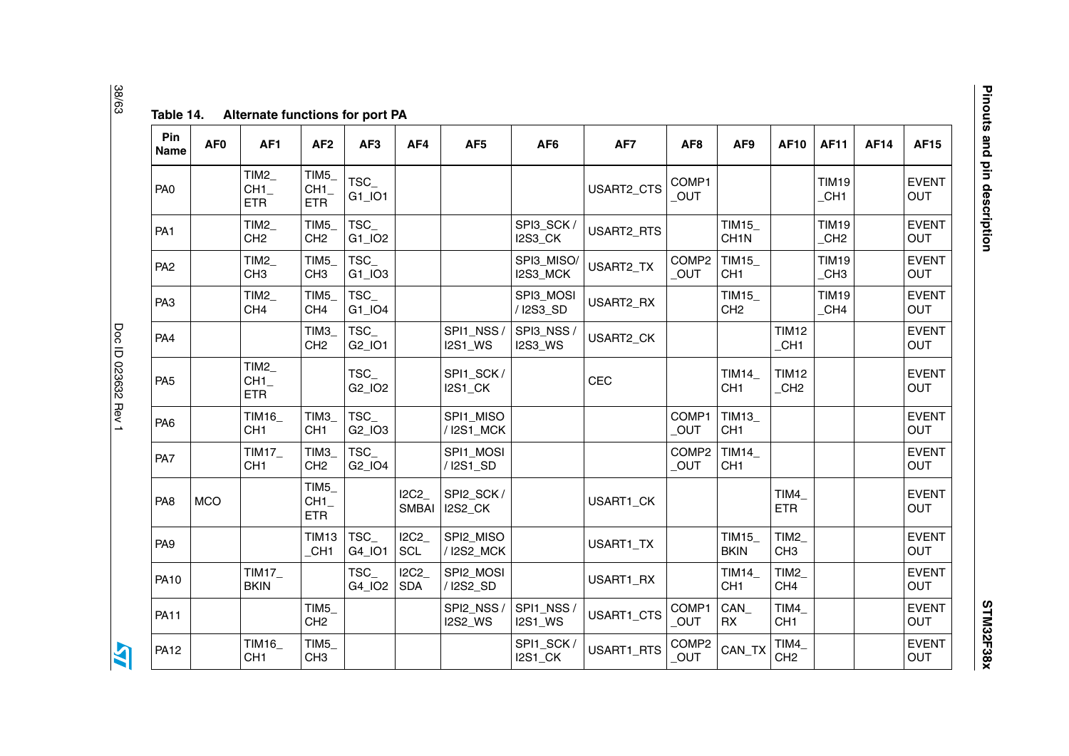**Table 14. Alternate functions for port PA**

| Pin Name | AF0 | AF1 | AF2 | AF3 | AF4 | AF5 | AF6 | AF7 | AF8 | AF9 | AF10 | AF11 | AF14 | AF15 |
|---|---|---|---|---|---|---|---|---|---|---|---|---|---|---|
| PA0 | | TIM2_CH1_ETR | TIM5_CH1_ETR | TSC_G1_IO1 | | | | USART2_CTS | COMP1_OUT | | | TIM19_CH1 | | EVENTOUT |
| PA1 | | TIM2_CH2 | TIM5_CH2 | TSC_G1_IO2 | | | SPI3_SCK / I2S3_CK | USART2_RTS | | TIM15_CH1N | | TIM19_CH2 | | EVENTOUT |
| PA2 | | TIM2_CH3 | TIM5_CH3 | TSC_G1_IO3 | | | SPI3_MISO/ I2S3_MCK | USART2_TX | COMP2_OUT | TIM15_CH1 | | TIM19_CH3 | | EVENTOUT |
| PA3 | | TIM2_CH4 | TIM5_CH4 | TSC_G1_IO4 | | | SPI3_MOSI / I2S3_SD | USART2_RX | | TIM15_CH2 | | TIM19_CH4 | | EVENTOUT |
| PA4 | | | TIM3_CH2 | TSC_G2_IO1 | | SPI1_NSS / I2S1_WS | SPI3_NSS / I2S3_WS | USART2_CK | | | TIM12_CH1 | | | EVENTOUT |
| PA5 | | TIM2_CH1_ETR | | TSC_G2_IO2 | | SPI1_SCK / I2S1_CK | | CEC | | TIM14_CH1 | TIM12_CH2 | | | EVENTOUT |
| PA6 | | TIM16_CH1 | TIM3_CH1 | TSC_G2_IO3 | | SPI1_MISO / I2S1_MCK | | | COMP1_OUT | TIM13_CH1 | | | | EVENTOUT |
| PA7 | | TIM17_CH1 | TIM3_CH2 | TSC_G2_IO4 | | SPI1_MOSI / I2S1_SD | | | COMP2_OUT | TIM14_CH1 | | | | EVENTOUT |
| PA8 | MCO | | TIM5_CH1_ETR | | I2C2_SMBAI | SPI2_SCK / I2S2_CK | | USART1_CK | | | TIM4_ETR | | | EVENTOUT |
| PA9 | | | TIM13_CH1 | TSC_G4_IO1 | I2C2_SCL | SPI2_MISO / I2S2_MCK | | USART1_TX | | TIM15_BKIN | TIM2_CH3 | | | EVENTOUT |
| PA10 | | TIM17_BKIN | | TSC_G4_IO2 | I2C2_SDA | SPI2_MOSI / I2S2_SD | | USART1_RX | | TIM14_CH1 | TIM2_CH4 | | | EVENTOUT |
| PA11 | | | TIM5_CH2 | | | SPI2_NSS / I2S2_WS | SPI1_NSS / I2S1_WS | USART1_CTS | COMP1_OUT | CAN_RX | TIM4_CH1 | | | EVENTOUT |
| PA12 | | TIM16_CH1 | TIM5_CH3 | | | | SPI1_SCK / I2S1_CK | USART1_RTS | COMP2_OUT | CAN_TX | TIM4_CH2 | | | EVENTOUT |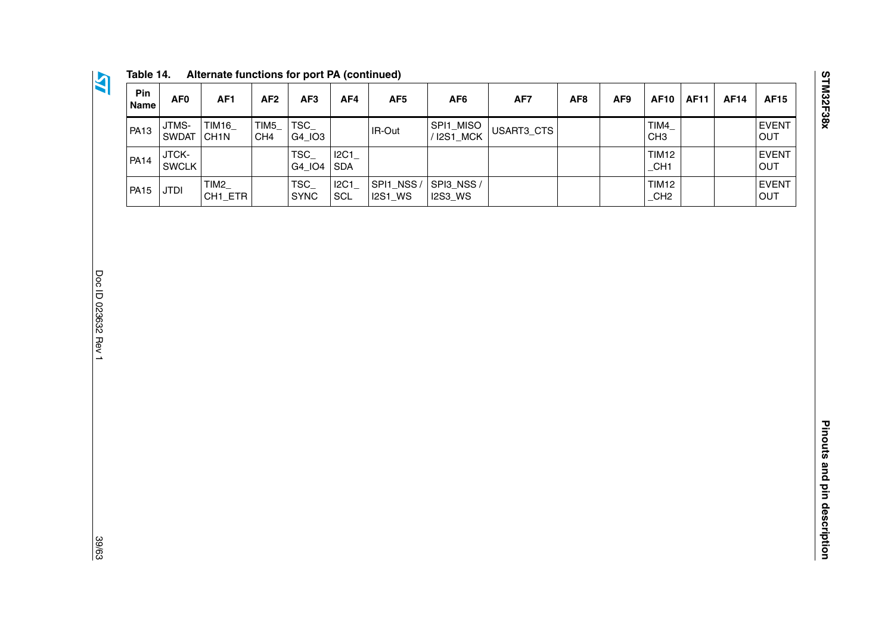Table 14. Alternate functions for port PA (continued)

| Pin Name | AF0 | AF1 | AF2 | AF3 | AF4 | AF5 | AF6 | AF7 | AF8 | AF9 | AF10 | AF11 | AF14 | AF15 |
|---|---|---|---|---|---|---|---|---|---|---|---|---|---|---|
| PA13 | JTMS-SWDAT | TIM16_CH1N | TIM5_CH4 | TSC_G4_IO3 | | IR-Out | SPI1_MISO / I2S1_MCK | USART3_CTS | | | TIM4_CH3 | | | EVENTOUT |
| PA14 | JTCK-SWCLK | | | TSC_G4_IO4 | I2C1_SDA | | | | | | TIM12_CH1 | | | EVENTOUT |
| PA15 | JTDI | TIM2_CH1_ETR | | TSC_SYNC | I2C1_SCL | SPI1_NSS / I2S1_WS | SPI3_NSS / I2S3_WS | | | | TIM12_CH2 | | | EVENTOUT |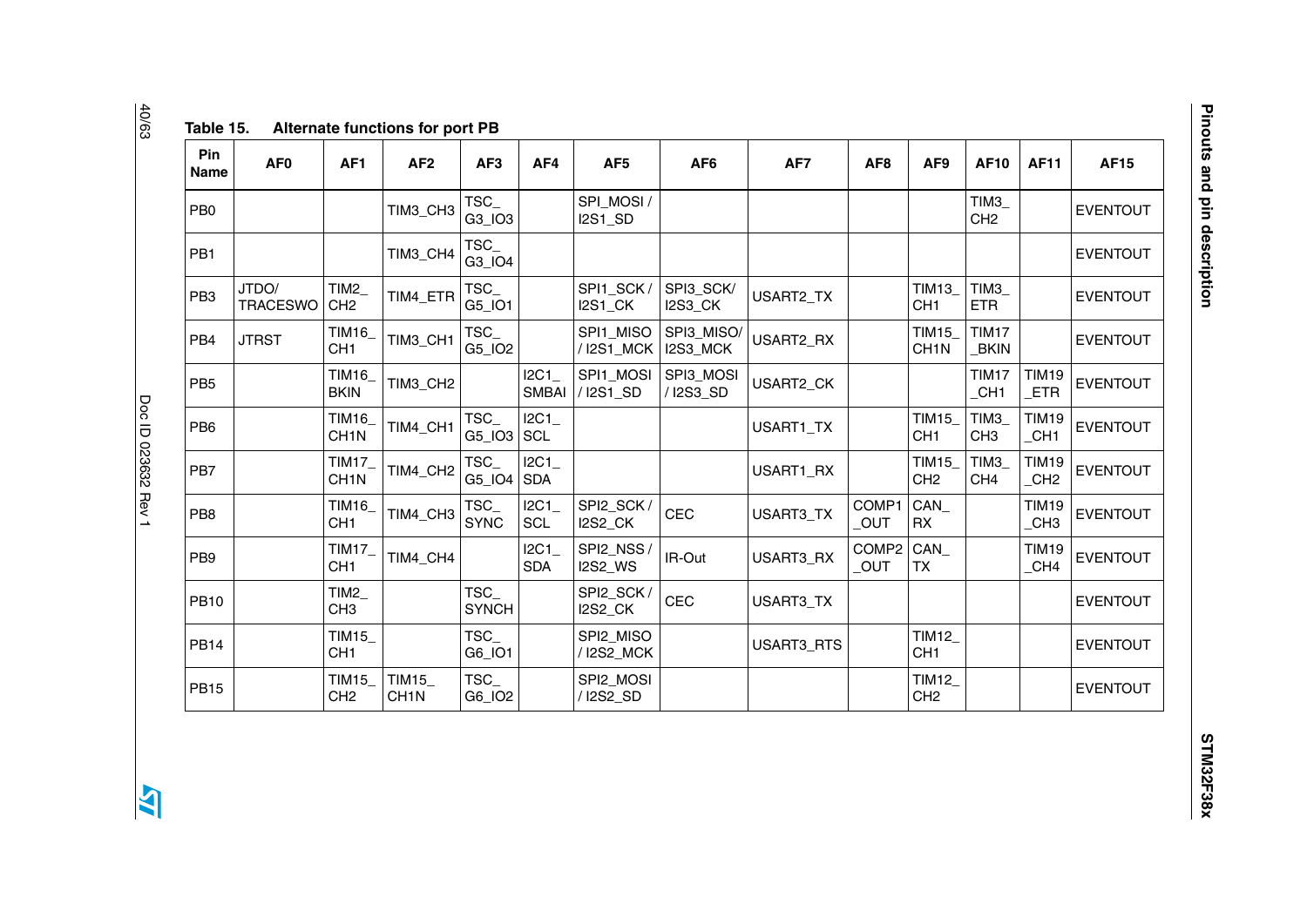**Table 15. Alternate functions for port PB**

| Pin Name | AF0 | AF1 | AF2 | AF3 | AF4 | AF5 | AF6 | AF7 | AF8 | AF9 | AF10 | AF11 | AF15 |
|---|---|---|---|---|---|---|---|---|---|---|---|---|---|
| PB0 | | | TIM3_CH3 | TSC_G3_IO3 | | SPI_MOSI / I2S1_SD | | | | | TIM3_CH2 | | EVENTOUT |
| PB1 | | | TIM3_CH4 | TSC_G3_IO4 | | | | | | | | | EVENTOUT |
| PB3 | JTDO/ TRACESWO | TIM2_CH2 | TIM4_ETR | TSC_G5_IO1 | | SPI1_SCK / I2S1_CK | SPI3_SCK/ I2S3_CK | USART2_TX | | TIM13_CH1 | TIM3_ETR | | EVENTOUT |
| PB4 | JTRST | TIM16_CH1 | TIM3_CH1 | TSC_G5_IO2 | | SPI1_MISO / I2S1_MCK | SPI3_MISO/ I2S3_MCK | USART2_RX | | TIM15_CH1N | TIM17_BKIN | | EVENTOUT |
| PB5 | | TIM16_BKIN | TIM3_CH2 | | I2C1_SMBAI | SPI1_MOSI / I2S1_SD | SPI3_MOSI / I2S3_SD | USART2_CK | | | TIM17_CH1 | TIM19_ETR | EVENTOUT |
| PB6 | | TIM16_CH1N | TIM4_CH1 | TSC_G5_IO3 | I2C1_SCL | | | USART1_TX | | TIM15_CH1 | TIM3_CH3 | TIM19_CH1 | EVENTOUT |
| PB7 | | TIM17_CH1N | TIM4_CH2 | TSC_G5_IO4 | I2C1_SDA | | | USART1_RX | | TIM15_CH2 | TIM3_CH4 | TIM19_CH2 | EVENTOUT |
| PB8 | | TIM16_CH1 | TIM4_CH3 | TSC_SYNC | I2C1_SCL | SPI2_SCK / I2S2_CK | CEC | USART3_TX | COMP1_OUT | CAN_RX | | TIM19_CH3 | EVENTOUT |
| PB9 | | TIM17_CH1 | TIM4_CH4 | | I2C1_SDA | SPI2_NSS / I2S2_WS | IR-Out | USART3_RX | COMP2_OUT | CAN_TX | | TIM19_CH4 | EVENTOUT |
| PB10 | | TIM2_CH3 | | TSC_SYNCH | | SPI2_SCK / I2S2_CK | CEC | USART3_TX | | | | | EVENTOUT |
| PB14 | | TIM15_CH1 | | TSC_G6_IO1 | | SPI2_MISO / I2S2_MCK | | USART3_RTS | | TIM12_CH1 | | | EVENTOUT |
| PB15 | | TIM15_CH2 | TIM15_CH1N | TSC_G6_IO2 | | SPI2_MOSI / I2S2_SD | | | | TIM12_CH2 | | | EVENTOUT |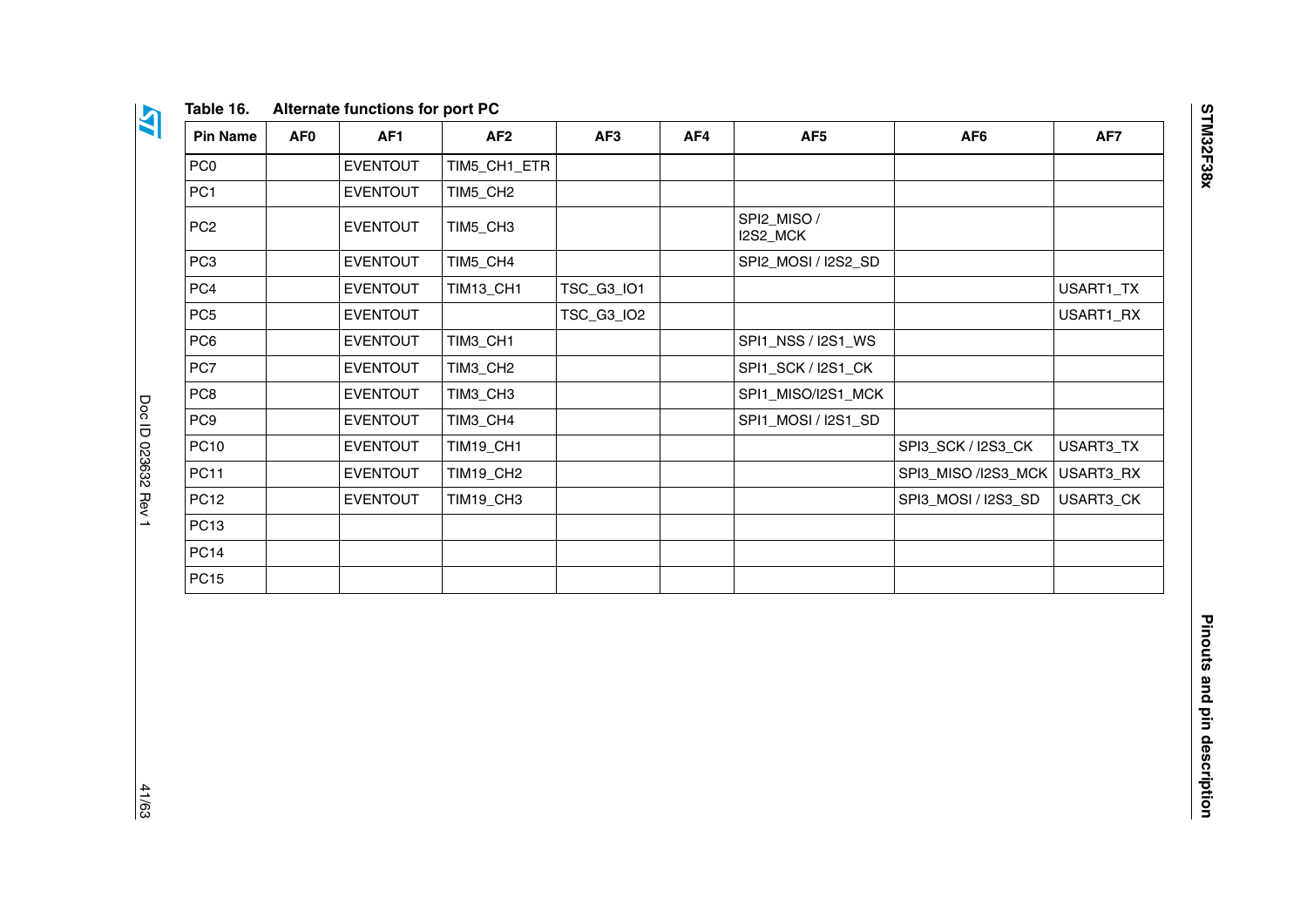Table 16. Alternate functions for port PC

| Pin Name | AF0 | AF1 | AF2 | AF3 | AF4 | AF5 | AF6 | AF7 |
|---|---|---|---|---|---|---|---|---|
| PC0 | | EVENTOUT | TIM5_CH1_ETR | | | | | |
| PC1 | | EVENTOUT | TIM5_CH2 | | | | | |
| PC2 | | EVENTOUT | TIM5_CH3 | | | SPI2_MISO / I2S2_MCK | | |
| PC3 | | EVENTOUT | TIM5_CH4 | | | SPI2_MOSI / I2S2_SD | | |
| PC4 | | EVENTOUT | TIM13_CH1 | TSC_G3_IO1 | | | | USART1_TX |
| PC5 | | EVENTOUT | | TSC_G3_IO2 | | | | USART1_RX |
| PC6 | | EVENTOUT | TIM3_CH1 | | | SPI1_NSS / I2S1_WS | | |
| PC7 | | EVENTOUT | TIM3_CH2 | | | SPI1_SCK / I2S1_CK | | |
| PC8 | | EVENTOUT | TIM3_CH3 | | | SPI1_MISO/I2S1_MCK | | |
| PC9 | | EVENTOUT | TIM3_CH4 | | | SPI1_MOSI / I2S1_SD | | |
| PC10 | | EVENTOUT | TIM19_CH1 | | | | SPI3_SCK / I2S3_CK | USART3_TX |
| PC11 | | EVENTOUT | TIM19_CH2 | | | | SPI3_MISO /I2S3_MCK | USART3_RX |
| PC12 | | EVENTOUT | TIM19_CH3 | | | | SPI3_MOSI / I2S3_SD | USART3_CK |
| PC13 | | | | | | | | |
| PC14 | | | | | | | | |
| PC15 | | | | | | | | |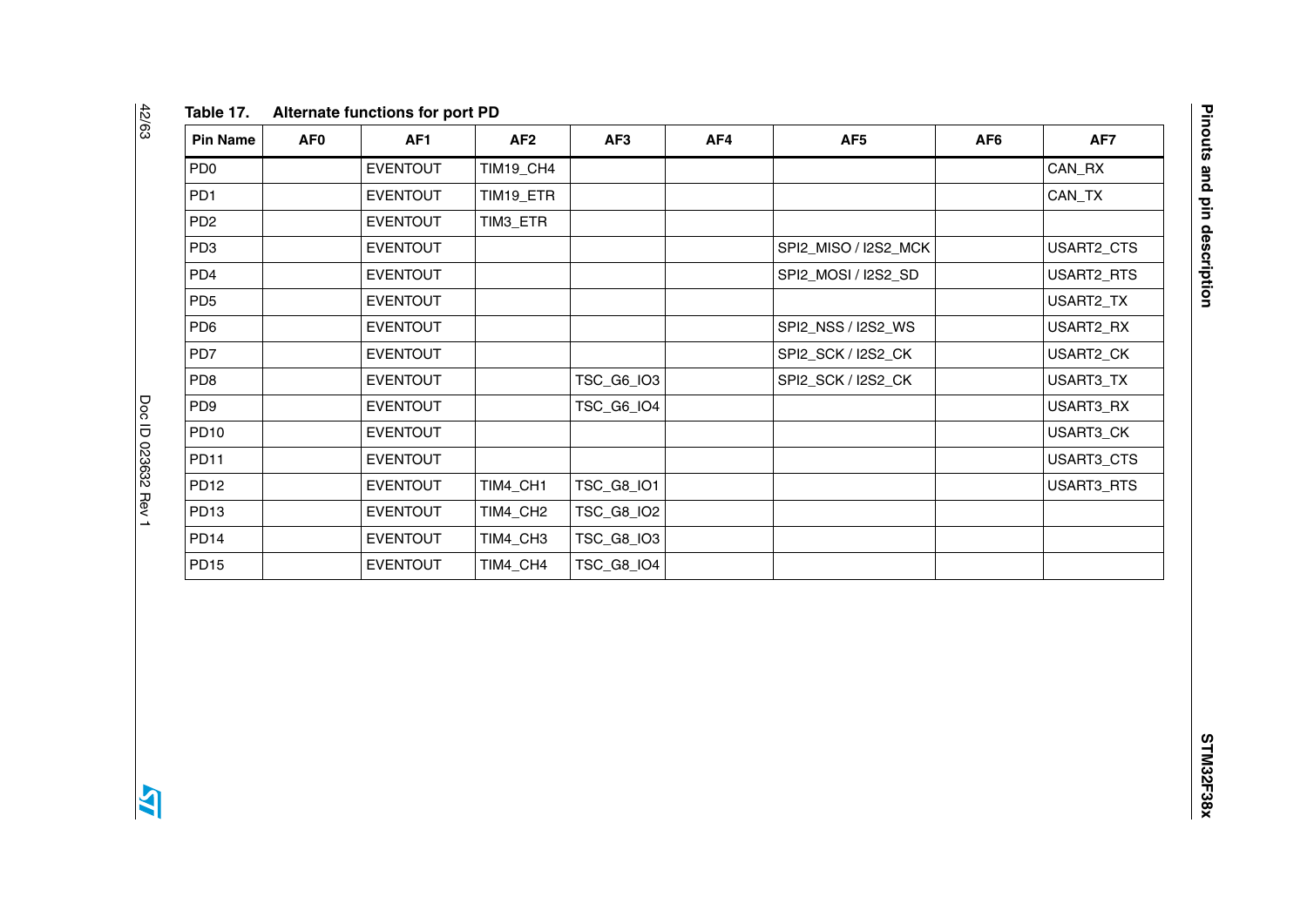Table 17. Alternate functions for port PD

| Pin Name | AF0 | AF1 | AF2 | AF3 | AF4 | AF5 | AF6 | AF7 |
|---|---|---|---|---|---|---|---|---|
| PD0 | | EVENTOUT | TIM19_CH4 | | | | | CAN_RX |
| PD1 | | EVENTOUT | TIM19_ETR | | | | | CAN_TX |
| PD2 | | EVENTOUT | TIM3_ETR | | | | | |
| PD3 | | EVENTOUT | | | | SPI2_MISO / I2S2_MCK | | USART2_CTS |
| PD4 | | EVENTOUT | | | | SPI2_MOSI / I2S2_SD | | USART2_RTS |
| PD5 | | EVENTOUT | | | | | | USART2_TX |
| PD6 | | EVENTOUT | | | | SPI2_NSS / I2S2_WS | | USART2_RX |
| PD7 | | EVENTOUT | | | | SPI2_SCK / I2S2_CK | | USART2_CK |
| PD8 | | EVENTOUT | | TSC_G6_IO3 | | SPI2_SCK / I2S2_CK | | USART3_TX |
| PD9 | | EVENTOUT | | TSC_G6_IO4 | | | | USART3_RX |
| PD10 | | EVENTOUT | | | | | | USART3_CK |
| PD11 | | EVENTOUT | | | | | | USART3_CTS |
| PD12 | | EVENTOUT | TIM4_CH1 | TSC_G8_IO1 | | | | USART3_RTS |
| PD13 | | EVENTOUT | TIM4_CH2 | TSC_G8_IO2 | | | | |
| PD14 | | EVENTOUT | TIM4_CH3 | TSC_G8_IO3 | | | | |
| PD15 | | EVENTOUT | TIM4_CH4 | TSC_G8_IO4 | | | | |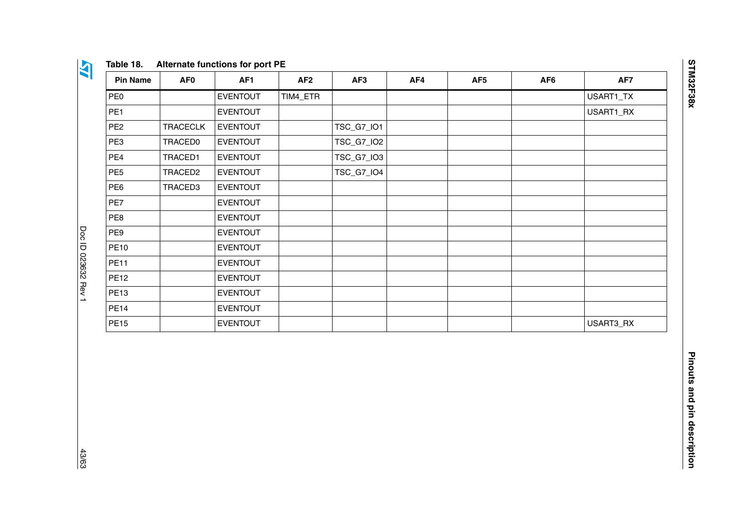Table 18. Alternate functions for port PE

| Pin Name | AF0 | AF1 | AF2 | AF3 | AF4 | AF5 | AF6 | AF7 |
|---|---|---|---|---|---|---|---|---|
| PE0 | | EVENTOUT | TIM4_ETR | | | | | USART1_TX |
| PE1 | | EVENTOUT | | | | | | USART1_RX |
| PE2 | TRACECLK | EVENTOUT | | TSC_G7_IO1 | | | | |
| PE3 | TRACED0 | EVENTOUT | | TSC_G7_IO2 | | | | |
| PE4 | TRACED1 | EVENTOUT | | TSC_G7_IO3 | | | | |
| PE5 | TRACED2 | EVENTOUT | | TSC_G7_IO4 | | | | |
| PE6 | TRACED3 | EVENTOUT | | | | | | |
| PE7 | | EVENTOUT | | | | | | |
| PE8 | | EVENTOUT | | | | | | |
| PE9 | | EVENTOUT | | | | | | |
| PE10 | | EVENTOUT | | | | | | |
| PE11 | | EVENTOUT | | | | | | |
| PE12 | | EVENTOUT | | | | | | |
| PE13 | | EVENTOUT | | | | | | |
| PE14 | | EVENTOUT | | | | | | |
| PE15 | | EVENTOUT | | | | | | USART3_RX |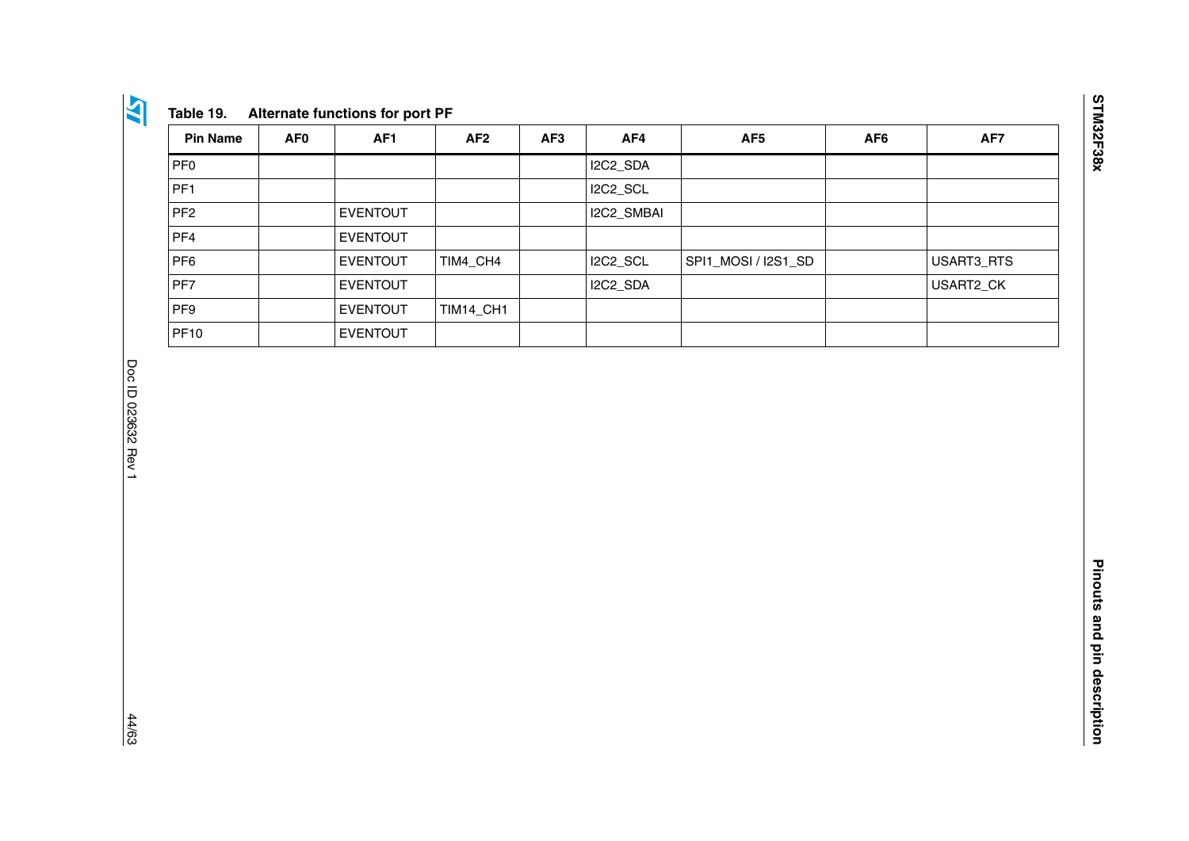**Table 19. Alternate functions for port PF**

| Pin Name | AF0 | AF1 | AF2 | AF3 | AF4 | AF5 | AF6 | AF7 |
|---|---|---|---|---|---|---|---|---|
| PF0 | | | | | I2C2_SDA | | | |
| PF1 | | | | | I2C2_SCL | | | |
| PF2 | | EVENTOUT | | | I2C2_SMBAI | | | |
| PF4 | | EVENTOUT | | | | | | |
| PF6 | | EVENTOUT | TIM4_CH4 | | I2C2_SCL | SPI1_MOSI / I2S1_SD | | USART3_RTS |
| PF7 | | EVENTOUT | | | I2C2_SDA | | | USART2_CK |
| PF9 | | EVENTOUT | TIM14_CH1 | | | | | |
| PF10 | | EVENTOUT | | | | | | |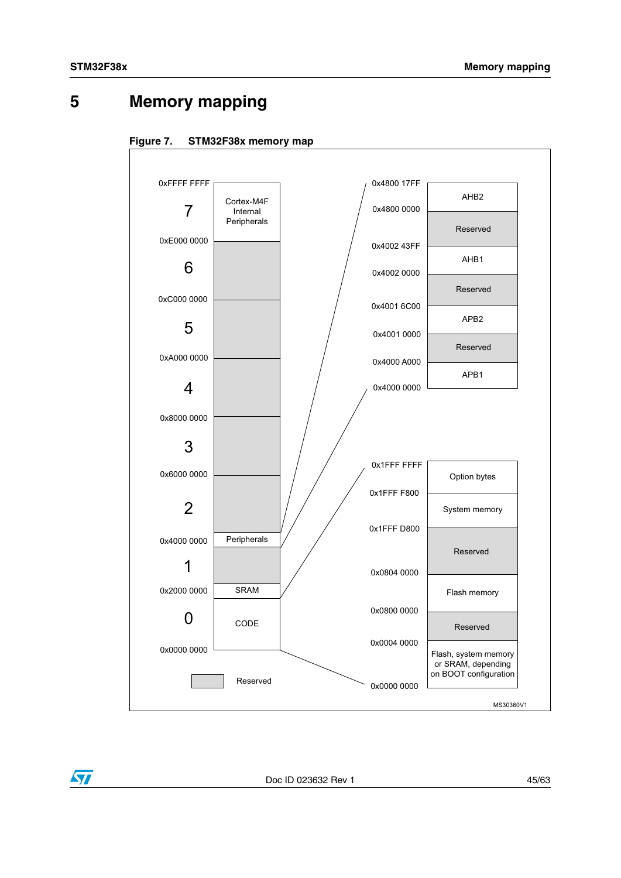# 5 Memory mapping

**Figure 7. STM32F38x memory map**

| Address | Region | Content |
|---|---|---|
| 0xFFFF FFFF – 0xE000 0000 | 7 | Cortex-M4F Internal Peripherals |
| 0xE000 0000 – 0xC000 0000 | 6 | Reserved |
| 0xC000 0000 – 0xA000 0000 | 5 | Reserved |
| 0xA000 0000 – 0x8000 0000 | 4 | Reserved |
| 0x8000 0000 – 0x6000 0000 | 3 | Reserved |
| 0x6000 0000 – 0x4000 0000 | 2 | Reserved / Peripherals |
| 0x4000 0000 – 0x2000 0000 | 1 | Reserved / SRAM |
| 0x2000 0000 – 0x0000 0000 | 0 | CODE |

Peripherals detail:

| Address | Content |
|---|---|
| 0x4800 17FF – 0x4800 0000 | AHB2 |
| 0x4800 0000 – 0x4002 43FF | Reserved |
| 0x4002 43FF – 0x4002 0000 | AHB1 |
| 0x4002 0000 – 0x4001 6C00 | Reserved |
| 0x4001 6C00 – 0x4001 0000 | APB2 |
| 0x4001 0000 – 0x4000 A000 | Reserved |
| 0x4000 A000 – 0x4000 0000 | APB1 |

CODE detail:

| Address | Content |
|---|---|
| 0x1FFF FFFF – 0x1FFF F800 | Option bytes |
| 0x1FFF F800 – 0x1FFF D800 | System memory |
| 0x1FFF D800 – 0x0804 0000 | Reserved |
| 0x0804 0000 – 0x0800 0000 | Flash memory |
| 0x0800 0000 – 0x0004 0000 | Reserved |
| 0x0004 0000 – 0x0000 0000 | Flash, system memory or SRAM, depending on BOOT configuration |

Legend: shaded = Reserved

MS30360V1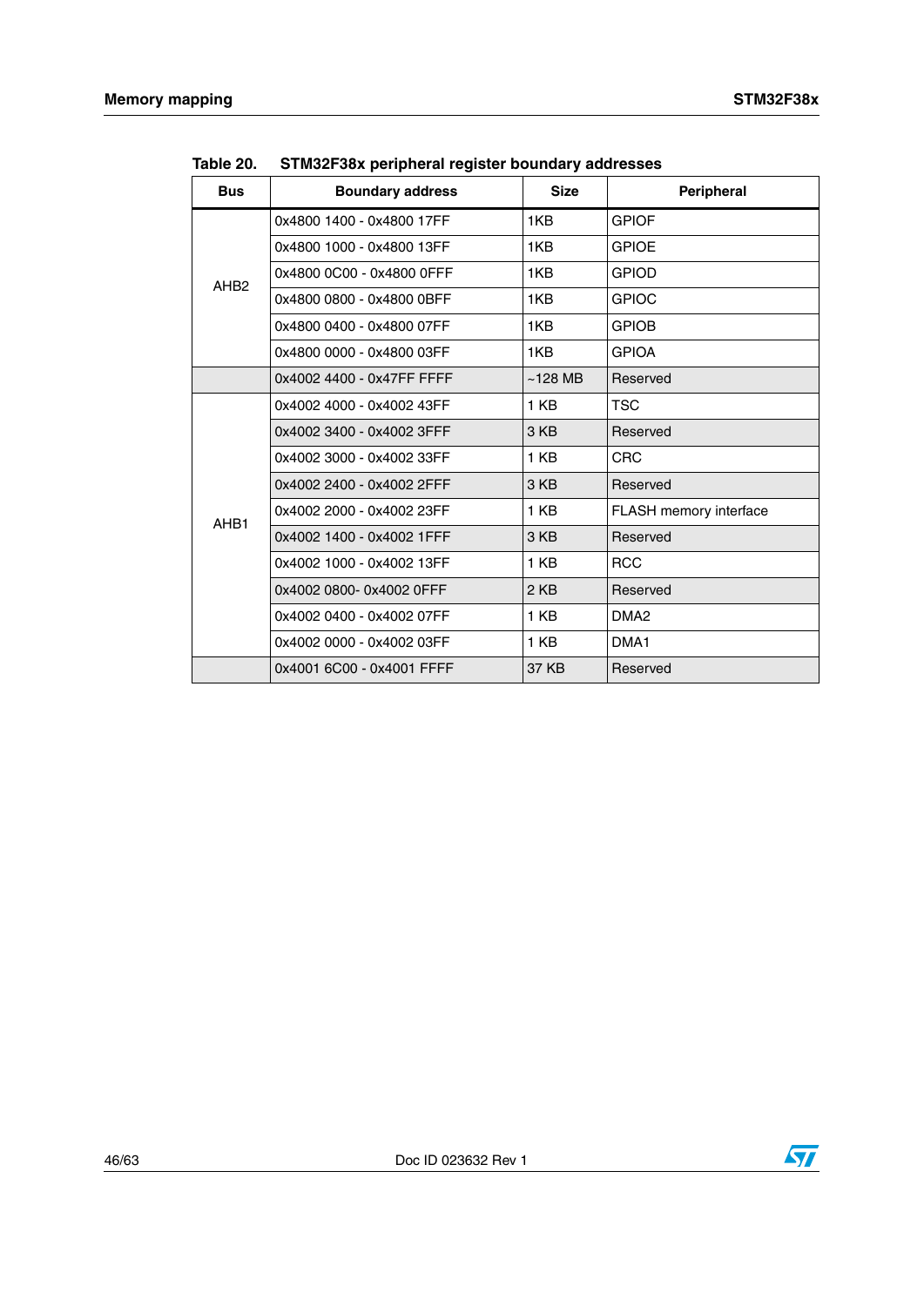Table 20. STM32F38x peripheral register boundary addresses

| Bus | Boundary address | Size | Peripheral |
|---|---|---|---|
| AHB2 | 0x4800 1400 - 0x4800 17FF | 1KB | GPIOF |
| | 0x4800 1000 - 0x4800 13FF | 1KB | GPIOE |
| | 0x4800 0C00 - 0x4800 0FFF | 1KB | GPIOD |
| | 0x4800 0800 - 0x4800 0BFF | 1KB | GPIOC |
| | 0x4800 0400 - 0x4800 07FF | 1KB | GPIOB |
| | 0x4800 0000 - 0x4800 03FF | 1KB | GPIOA |
| | 0x4002 4400 - 0x47FF FFFF | ~128 MB | Reserved |
| AHB1 | 0x4002 4000 - 0x4002 43FF | 1 KB | TSC |
| | 0x4002 3400 - 0x4002 3FFF | 3 KB | Reserved |
| | 0x4002 3000 - 0x4002 33FF | 1 KB | CRC |
| | 0x4002 2400 - 0x4002 2FFF | 3 KB | Reserved |
| | 0x4002 2000 - 0x4002 23FF | 1 KB | FLASH memory interface |
| | 0x4002 1400 - 0x4002 1FFF | 3 KB | Reserved |
| | 0x4002 1000 - 0x4002 13FF | 1 KB | RCC |
| | 0x4002 0800- 0x4002 0FFF | 2 KB | Reserved |
| | 0x4002 0400 - 0x4002 07FF | 1 KB | DMA2 |
| | 0x4002 0000 - 0x4002 03FF | 1 KB | DMA1 |
| | 0x4001 6C00 - 0x4001 FFFF | 37 KB | Reserved |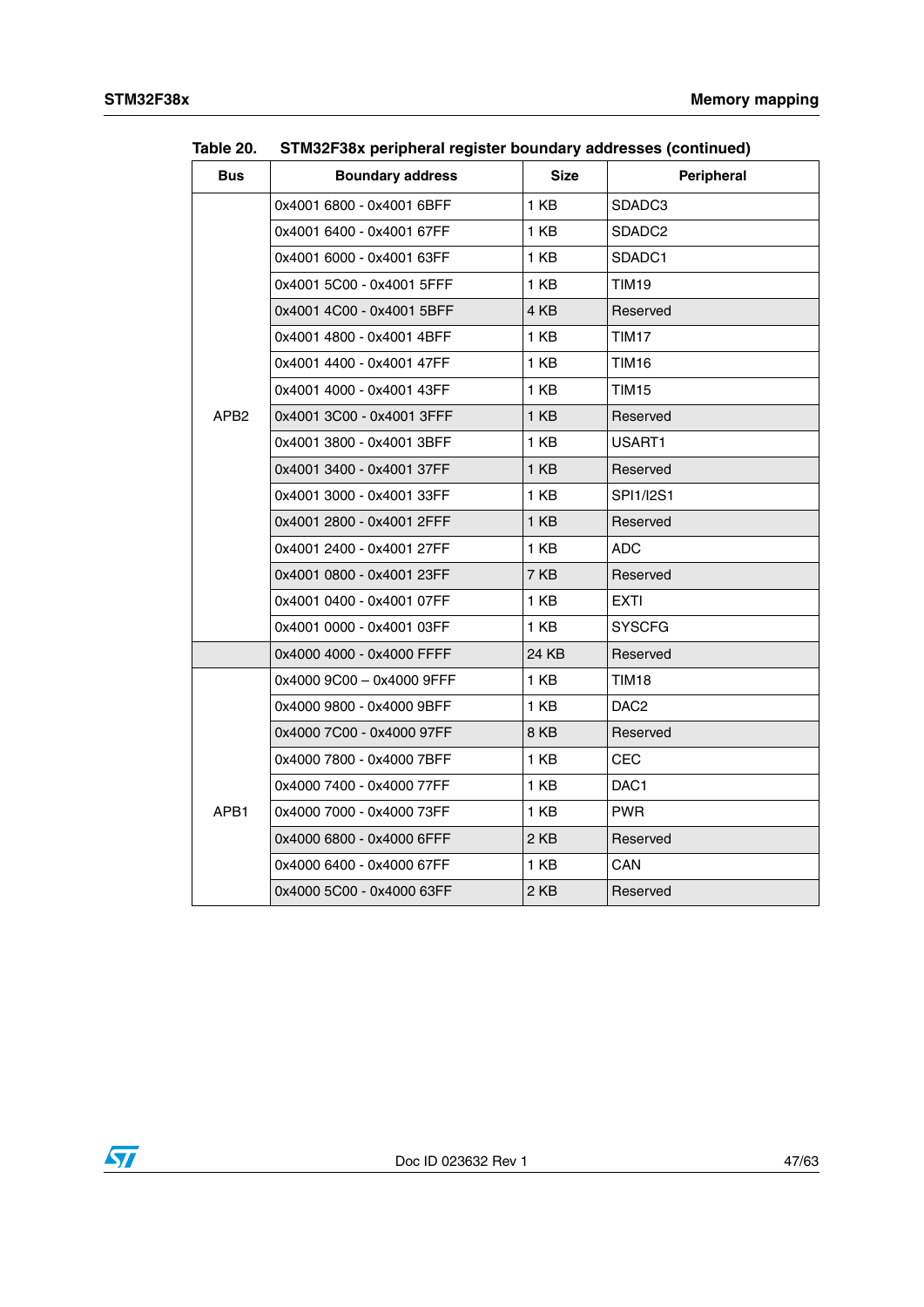Table 20. STM32F38x peripheral register boundary addresses (continued)

| Bus | Boundary address | Size | Peripheral |
|---|---|---|---|
| APB2 | 0x4001 6800 - 0x4001 6BFF | 1 KB | SDADC3 |
| | 0x4001 6400 - 0x4001 67FF | 1 KB | SDADC2 |
| | 0x4001 6000 - 0x4001 63FF | 1 KB | SDADC1 |
| | 0x4001 5C00 - 0x4001 5FFF | 1 KB | TIM19 |
| | 0x4001 4C00 - 0x4001 5BFF | 4 KB | Reserved |
| | 0x4001 4800 - 0x4001 4BFF | 1 KB | TIM17 |
| | 0x4001 4400 - 0x4001 47FF | 1 KB | TIM16 |
| | 0x4001 4000 - 0x4001 43FF | 1 KB | TIM15 |
| | 0x4001 3C00 - 0x4001 3FFF | 1 KB | Reserved |
| | 0x4001 3800 - 0x4001 3BFF | 1 KB | USART1 |
| | 0x4001 3400 - 0x4001 37FF | 1 KB | Reserved |
| | 0x4001 3000 - 0x4001 33FF | 1 KB | SPI1/I2S1 |
| | 0x4001 2800 - 0x4001 2FFF | 1 KB | Reserved |
| | 0x4001 2400 - 0x4001 27FF | 1 KB | ADC |
| | 0x4001 0800 - 0x4001 23FF | 7 KB | Reserved |
| | 0x4001 0400 - 0x4001 07FF | 1 KB | EXTI |
| | 0x4001 0000 - 0x4001 03FF | 1 KB | SYSCFG |
| | 0x4000 4000 - 0x4000 FFFF | 24 KB | Reserved |
| APB1 | 0x4000 9C00 – 0x4000 9FFF | 1 KB | TIM18 |
| | 0x4000 9800 - 0x4000 9BFF | 1 KB | DAC2 |
| | 0x4000 7C00 - 0x4000 97FF | 8 KB | Reserved |
| | 0x4000 7800 - 0x4000 7BFF | 1 KB | CEC |
| | 0x4000 7400 - 0x4000 77FF | 1 KB | DAC1 |
| | 0x4000 7000 - 0x4000 73FF | 1 KB | PWR |
| | 0x4000 6800 - 0x4000 6FFF | 2 KB | Reserved |
| | 0x4000 6400 - 0x4000 67FF | 1 KB | CAN |
| | 0x4000 5C00 - 0x4000 63FF | 2 KB | Reserved |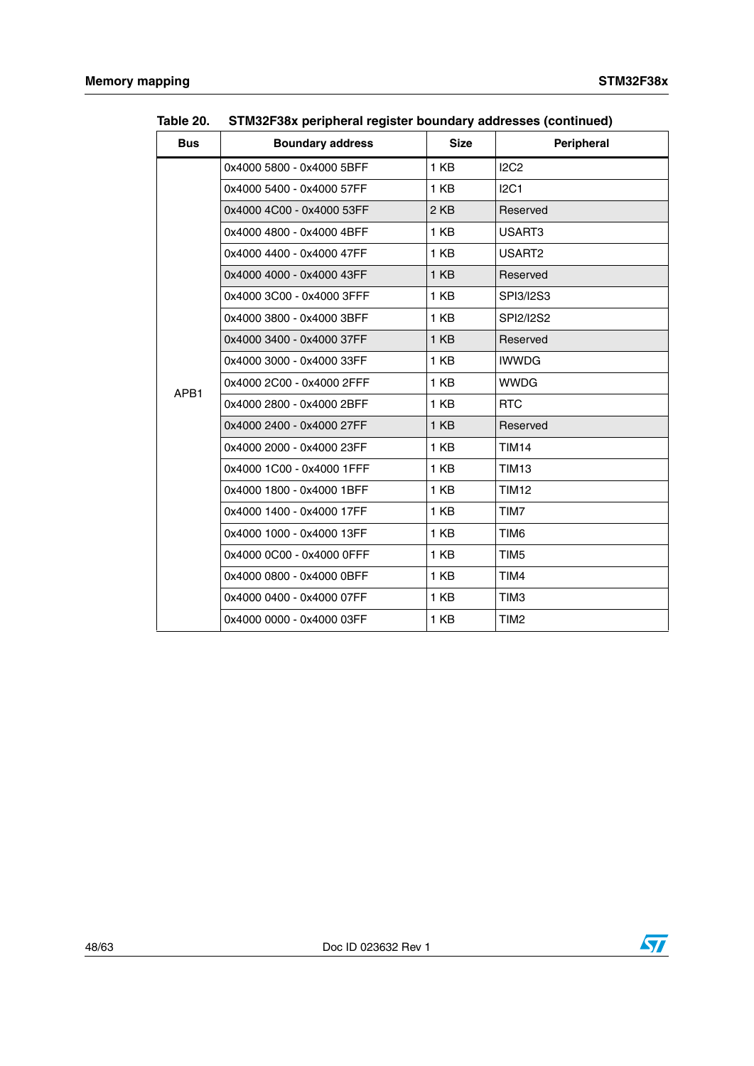Table 20. STM32F38x peripheral register boundary addresses (continued)

| Bus | Boundary address | Size | Peripheral |
|---|---|---|---|
| APB1 | 0x4000 5800 - 0x4000 5BFF | 1 KB | I2C2 |
| | 0x4000 5400 - 0x4000 57FF | 1 KB | I2C1 |
| | 0x4000 4C00 - 0x4000 53FF | 2 KB | Reserved |
| | 0x4000 4800 - 0x4000 4BFF | 1 KB | USART3 |
| | 0x4000 4400 - 0x4000 47FF | 1 KB | USART2 |
| | 0x4000 4000 - 0x4000 43FF | 1 KB | Reserved |
| | 0x4000 3C00 - 0x4000 3FFF | 1 KB | SPI3/I2S3 |
| | 0x4000 3800 - 0x4000 3BFF | 1 KB | SPI2/I2S2 |
| | 0x4000 3400 - 0x4000 37FF | 1 KB | Reserved |
| | 0x4000 3000 - 0x4000 33FF | 1 KB | IWWDG |
| | 0x4000 2C00 - 0x4000 2FFF | 1 KB | WWDG |
| | 0x4000 2800 - 0x4000 2BFF | 1 KB | RTC |
| | 0x4000 2400 - 0x4000 27FF | 1 KB | Reserved |
| | 0x4000 2000 - 0x4000 23FF | 1 KB | TIM14 |
| | 0x4000 1C00 - 0x4000 1FFF | 1 KB | TIM13 |
| | 0x4000 1800 - 0x4000 1BFF | 1 KB | TIM12 |
| | 0x4000 1400 - 0x4000 17FF | 1 KB | TIM7 |
| | 0x4000 1000 - 0x4000 13FF | 1 KB | TIM6 |
| | 0x4000 0C00 - 0x4000 0FFF | 1 KB | TIM5 |
| | 0x4000 0800 - 0x4000 0BFF | 1 KB | TIM4 |
| | 0x4000 0400 - 0x4000 07FF | 1 KB | TIM3 |
| | 0x4000 0000 - 0x4000 03FF | 1 KB | TIM2 |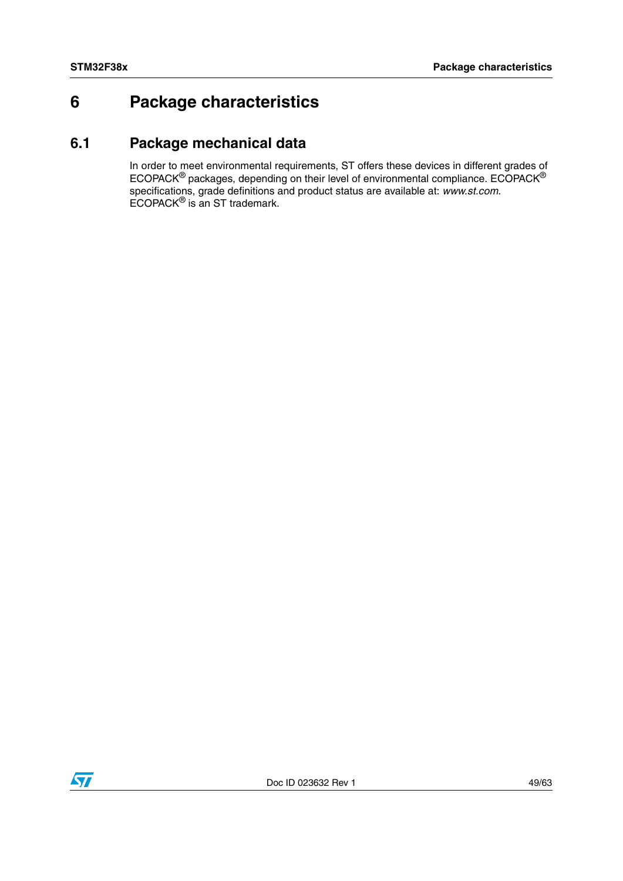# 6 Package characteristics

## 6.1 Package mechanical data

In order to meet environmental requirements, ST offers these devices in different grades of ECOPACK® packages, depending on their level of environmental compliance. ECOPACK® specifications, grade definitions and product status are available at: *www.st.com*. ECOPACK® is an ST trademark.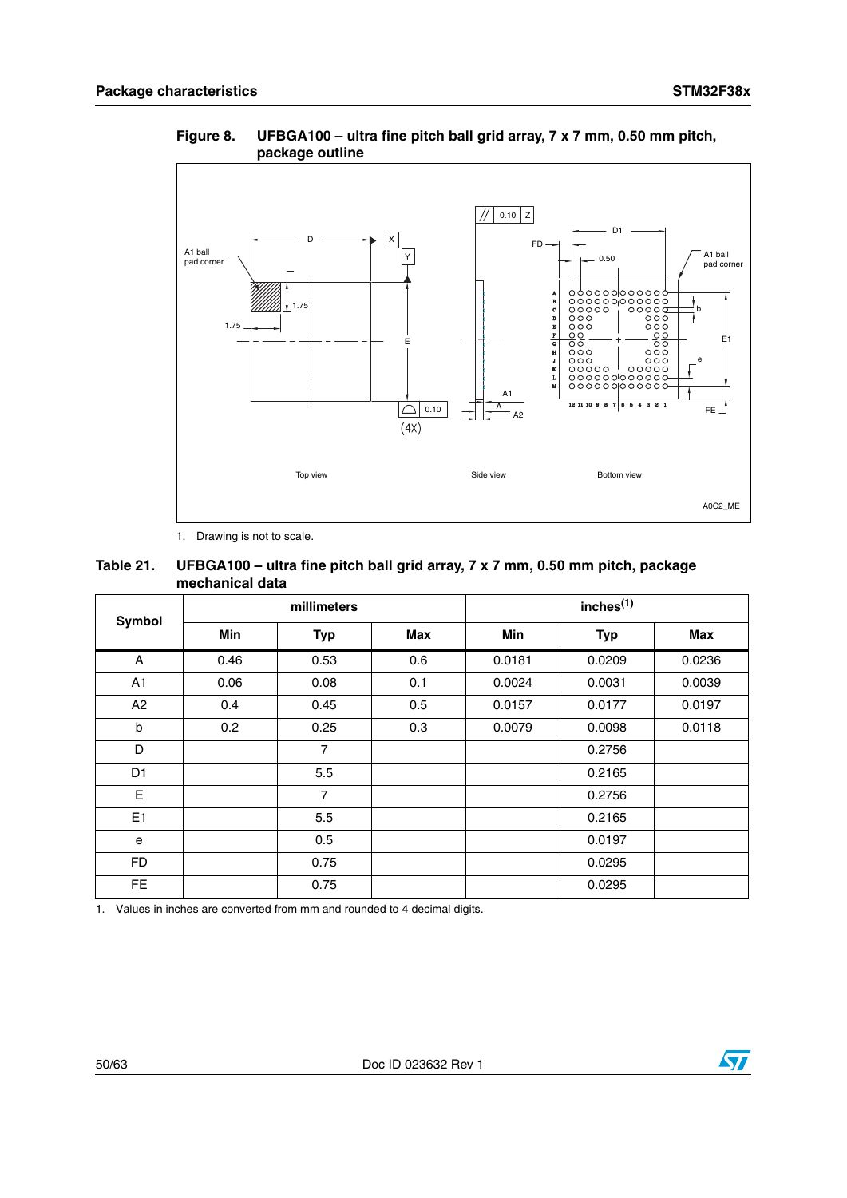**Figure 8. UFBGA100 – ultra fine pitch ball grid array, 7 x 7 mm, 0.50 mm pitch, package outline**

1. Drawing is not to scale.

**Table 21. UFBGA100 – ultra fine pitch ball grid array, 7 x 7 mm, 0.50 mm pitch, package mechanical data**

| Symbol | millimeters | | | inches(1) | | |
|---|---|---|---|---|---|---|
| | Min | Typ | Max | Min | Typ | Max |
| A | 0.46 | 0.53 | 0.6 | 0.0181 | 0.0209 | 0.0236 |
| A1 | 0.06 | 0.08 | 0.1 | 0.0024 | 0.0031 | 0.0039 |
| A2 | 0.4 | 0.45 | 0.5 | 0.0157 | 0.0177 | 0.0197 |
| b | 0.2 | 0.25 | 0.3 | 0.0079 | 0.0098 | 0.0118 |
| D | | 7 | | | 0.2756 | |
| D1 | | 5.5 | | | 0.2165 | |
| E | | 7 | | | 0.2756 | |
| E1 | | 5.5 | | | 0.2165 | |
| e | | 0.5 | | | 0.0197 | |
| FD | | 0.75 | | | 0.0295 | |
| FE | | 0.75 | | | 0.0295 | |

1. Values in inches are converted from mm and rounded to 4 decimal digits.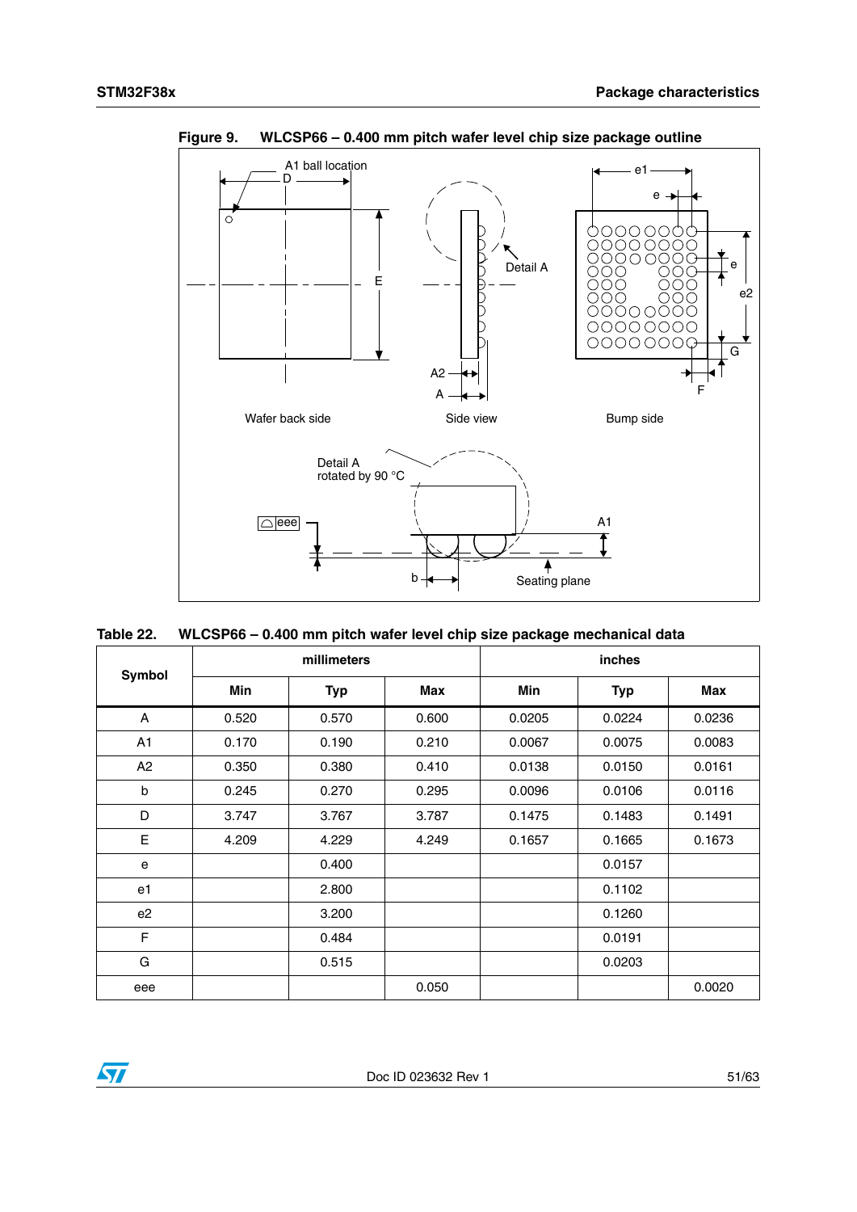Figure 9. WLCSP66 – 0.400 mm pitch wafer level chip size package outline

Table 22. WLCSP66 – 0.400 mm pitch wafer level chip size package mechanical data

| Symbol | millimeters | | | inches | | |
|---|---|---|---|---|---|---|
| | Min | Typ | Max | Min | Typ | Max |
| A | 0.520 | 0.570 | 0.600 | 0.0205 | 0.0224 | 0.0236 |
| A1 | 0.170 | 0.190 | 0.210 | 0.0067 | 0.0075 | 0.0083 |
| A2 | 0.350 | 0.380 | 0.410 | 0.0138 | 0.0150 | 0.0161 |
| b | 0.245 | 0.270 | 0.295 | 0.0096 | 0.0106 | 0.0116 |
| D | 3.747 | 3.767 | 3.787 | 0.1475 | 0.1483 | 0.1491 |
| E | 4.209 | 4.229 | 4.249 | 0.1657 | 0.1665 | 0.1673 |
| e | | 0.400 | | | 0.0157 | |
| e1 | | 2.800 | | | 0.1102 | |
| e2 | | 3.200 | | | 0.1260 | |
| F | | 0.484 | | | 0.0191 | |
| G | | 0.515 | | | 0.0203 | |
| eee | | | 0.050 | | | 0.0020 |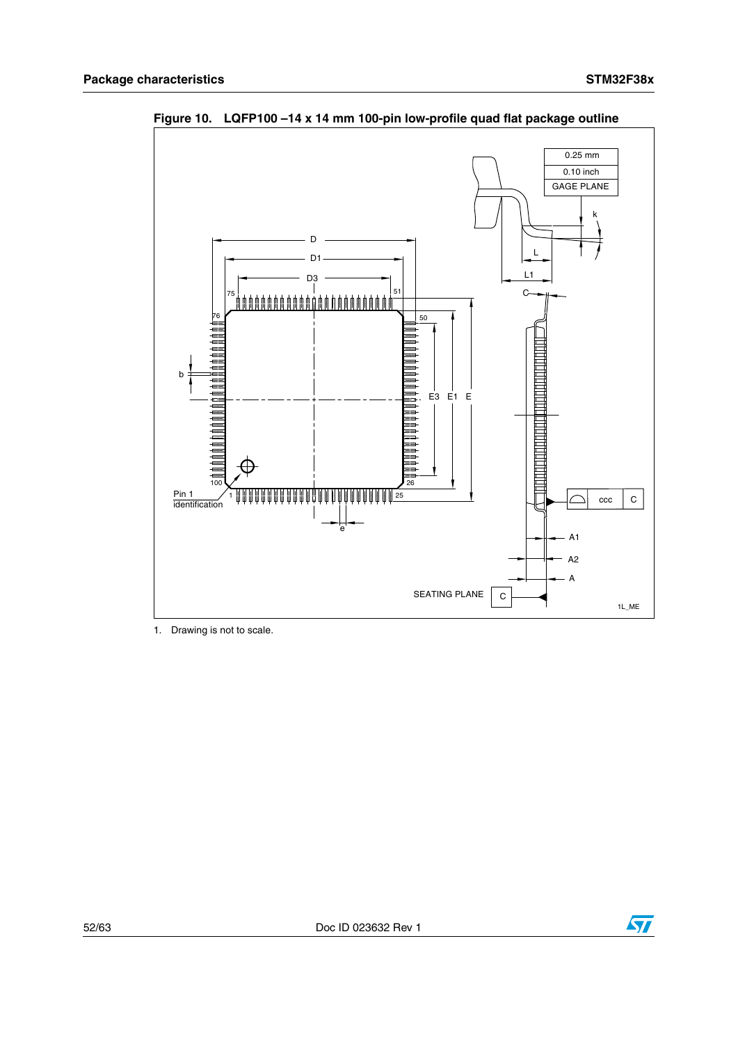**Figure 10. LQFP100 –14 x 14 mm 100-pin low-profile quad flat package outline**

1. Drawing is not to scale.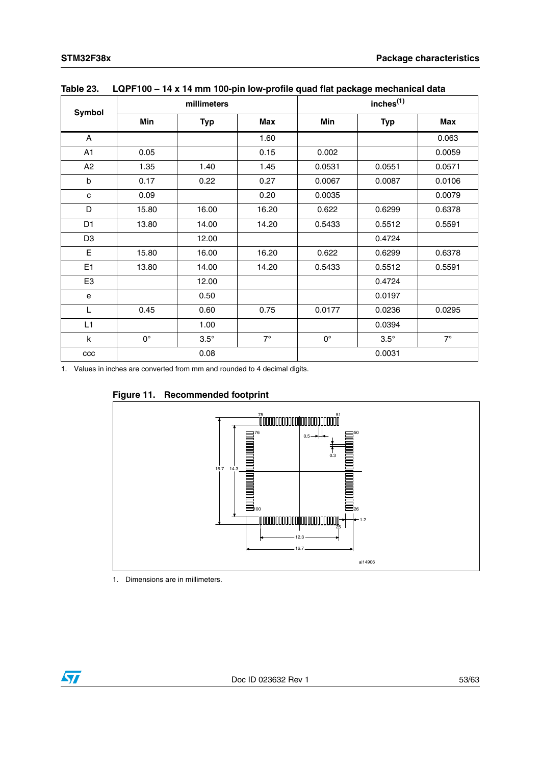Table 23. LQPF100 – 14 x 14 mm 100-pin low-profile quad flat package mechanical data

| Symbol | millimeters | | | inches[(1)] | | |
|---|---|---|---|---|---|---|
| | Min | Typ | Max | Min | Typ | Max |
| A | | | 1.60 | | | 0.063 |
| A1 | 0.05 | | 0.15 | 0.002 | | 0.0059 |
| A2 | 1.35 | 1.40 | 1.45 | 0.0531 | 0.0551 | 0.0571 |
| b | 0.17 | 0.22 | 0.27 | 0.0067 | 0.0087 | 0.0106 |
| c | 0.09 | | 0.20 | 0.0035 | | 0.0079 |
| D | 15.80 | 16.00 | 16.20 | 0.622 | 0.6299 | 0.6378 |
| D1 | 13.80 | 14.00 | 14.20 | 0.5433 | 0.5512 | 0.5591 |
| D3 | | 12.00 | | | 0.4724 | |
| E | 15.80 | 16.00 | 16.20 | 0.622 | 0.6299 | 0.6378 |
| E1 | 13.80 | 14.00 | 14.20 | 0.5433 | 0.5512 | 0.5591 |
| E3 | | 12.00 | | | 0.4724 | |
| e | | 0.50 | | | 0.0197 | |
| L | 0.45 | 0.60 | 0.75 | 0.0177 | 0.0236 | 0.0295 |
| L1 | | 1.00 | | | 0.0394 | |
| k | 0° | 3.5° | 7° | 0° | 3.5° | 7° |
| ccc | | 0.08 | | | 0.0031 | |

1. Values in inches are converted from mm and rounded to 4 decimal digits.

Figure 11. Recommended footprint

1. Dimensions are in millimeters.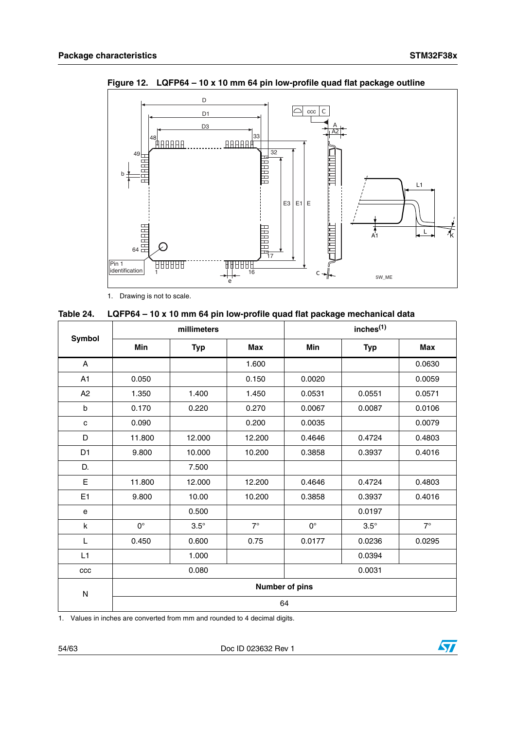**Figure 12. LQFP64 – 10 x 10 mm 64 pin low-profile quad flat package outline**

1. Drawing is not to scale.

**Table 24. LQFP64 – 10 x 10 mm 64 pin low-profile quad flat package mechanical data**

| Symbol | millimeters | | | inches(1) | | |
|---|---|---|---|---|---|---|
| | Min | Typ | Max | Min | Typ | Max |
| A | | | 1.600 | | | 0.0630 |
| A1 | 0.050 | | 0.150 | 0.0020 | | 0.0059 |
| A2 | 1.350 | 1.400 | 1.450 | 0.0531 | 0.0551 | 0.0571 |
| b | 0.170 | 0.220 | 0.270 | 0.0067 | 0.0087 | 0.0106 |
| c | 0.090 | | 0.200 | 0.0035 | | 0.0079 |
| D | 11.800 | 12.000 | 12.200 | 0.4646 | 0.4724 | 0.4803 |
| D1 | 9.800 | 10.000 | 10.200 | 0.3858 | 0.3937 | 0.4016 |
| D. | | 7.500 | | | | |
| E | 11.800 | 12.000 | 12.200 | 0.4646 | 0.4724 | 0.4803 |
| E1 | 9.800 | 10.00 | 10.200 | 0.3858 | 0.3937 | 0.4016 |
| e | | 0.500 | | | 0.0197 | |
| k | 0° | 3.5° | 7° | 0° | 3.5° | 7° |
| L | 0.450 | 0.600 | 0.75 | 0.0177 | 0.0236 | 0.0295 |
| L1 | | 1.000 | | | 0.0394 | |
| ccc | | 0.080 | | | 0.0031 | |
| N | Number of pins | | | | | |
| | 64 | | | | | |

1. Values in inches are converted from mm and rounded to 4 decimal digits.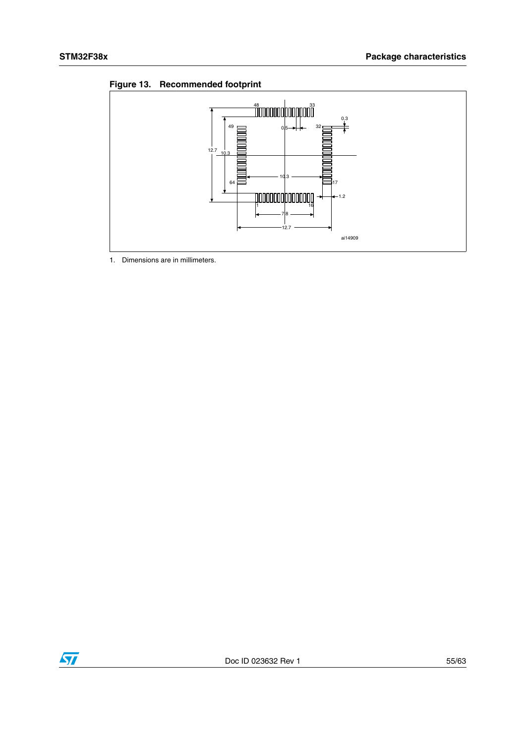**Figure 13. Recommended footprint**

1. Dimensions are in millimeters.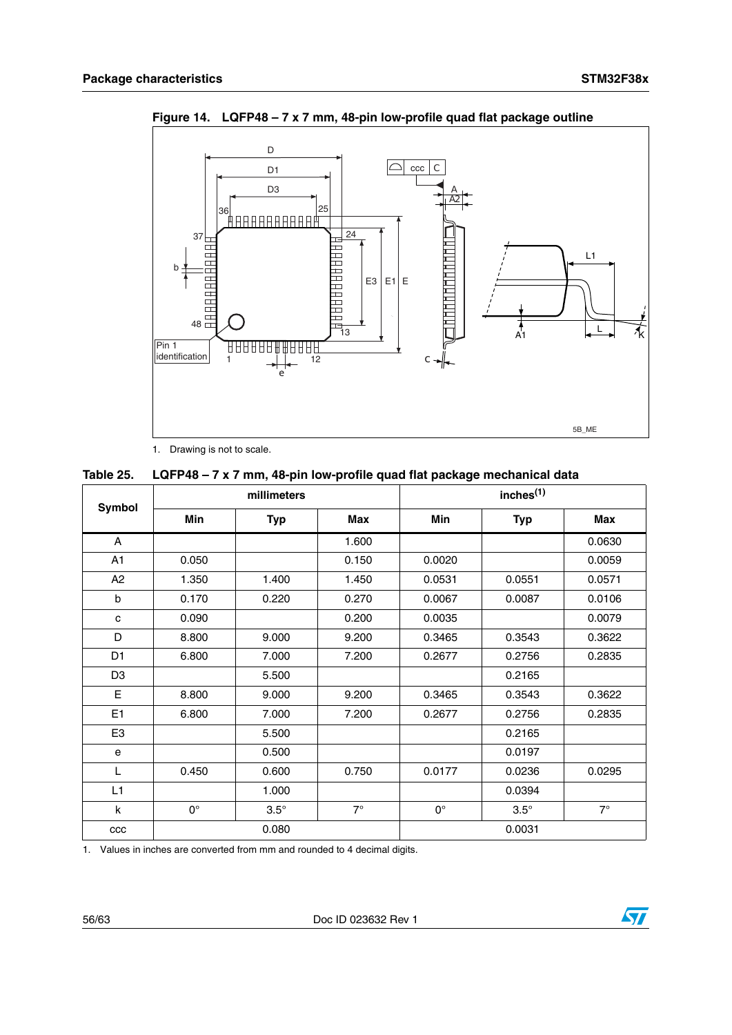**Figure 14. LQFP48 – 7 x 7 mm, 48-pin low-profile quad flat package outline**

1. Drawing is not to scale.

**Table 25. LQFP48 – 7 x 7 mm, 48-pin low-profile quad flat package mechanical data**

| Symbol | millimeters | | | inches[1] | | |
|---|---|---|---|---|---|---|
| | Min | Typ | Max | Min | Typ | Max |
| A | | | 1.600 | | | 0.0630 |
| A1 | 0.050 | | 0.150 | 0.0020 | | 0.0059 |
| A2 | 1.350 | 1.400 | 1.450 | 0.0531 | 0.0551 | 0.0571 |
| b | 0.170 | 0.220 | 0.270 | 0.0067 | 0.0087 | 0.0106 |
| c | 0.090 | | 0.200 | 0.0035 | | 0.0079 |
| D | 8.800 | 9.000 | 9.200 | 0.3465 | 0.3543 | 0.3622 |
| D1 | 6.800 | 7.000 | 7.200 | 0.2677 | 0.2756 | 0.2835 |
| D3 | | 5.500 | | | 0.2165 | |
| E | 8.800 | 9.000 | 9.200 | 0.3465 | 0.3543 | 0.3622 |
| E1 | 6.800 | 7.000 | 7.200 | 0.2677 | 0.2756 | 0.2835 |
| E3 | | 5.500 | | | 0.2165 | |
| e | | 0.500 | | | 0.0197 | |
| L | 0.450 | 0.600 | 0.750 | 0.0177 | 0.0236 | 0.0295 |
| L1 | | 1.000 | | | 0.0394 | |
| k | 0° | 3.5° | 7° | 0° | 3.5° | 7° |
| ccc | | 0.080 | | | 0.0031 | |

1. Values in inches are converted from mm and rounded to 4 decimal digits.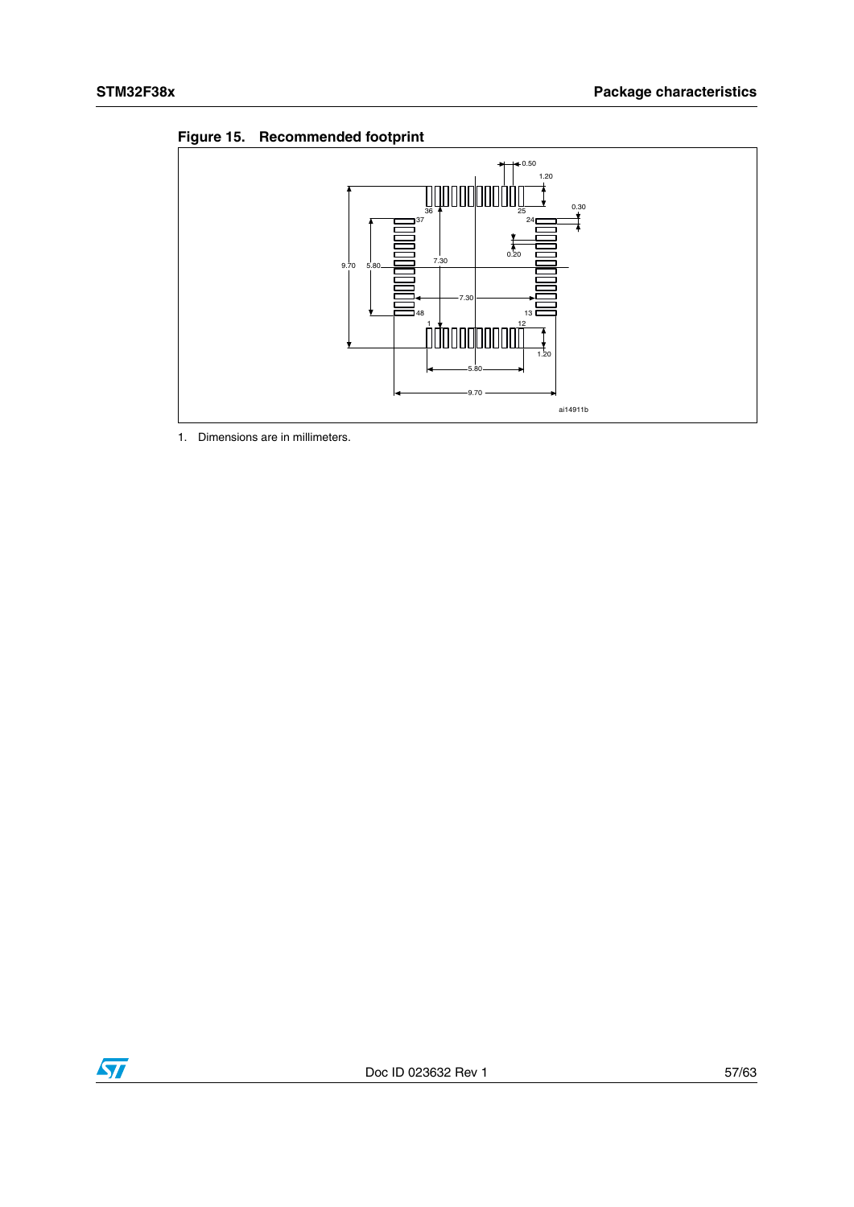**Figure 15. Recommended footprint**

1. Dimensions are in millimeters.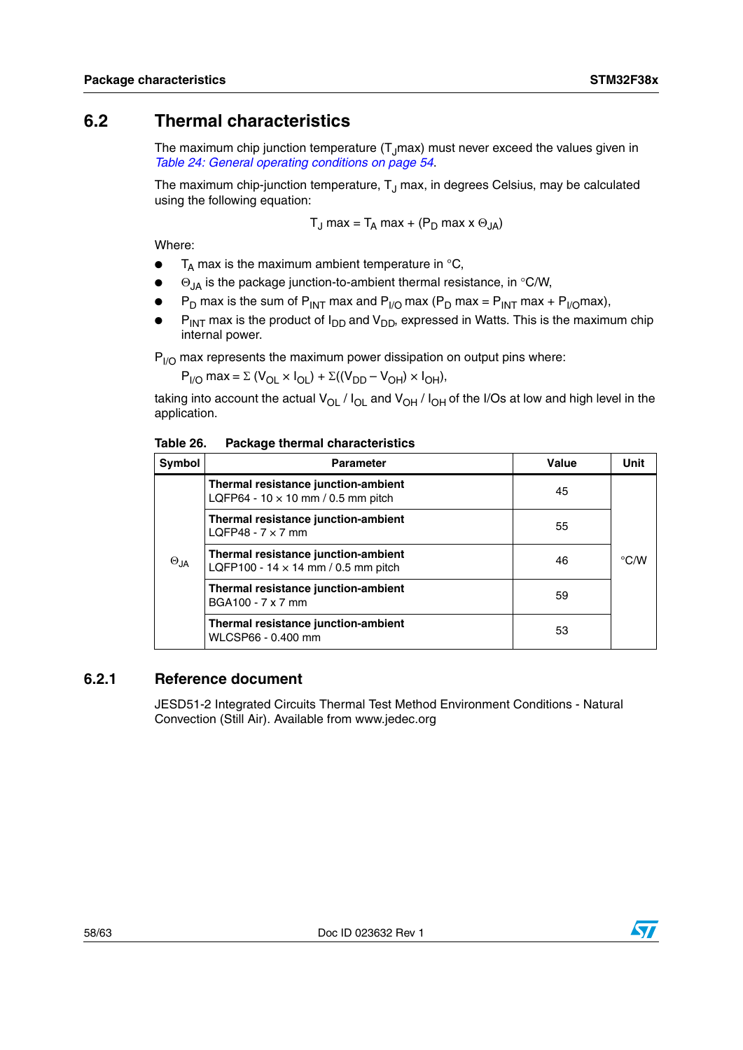## 6.2 Thermal characteristics

The maximum chip junction temperature ($T_J$max) must never exceed the values given in *Table 24: General operating conditions on page 54*.

The maximum chip-junction temperature, $T_J$ max, in degrees Celsius, may be calculated using the following equation:

$$T_J \text{ max} = T_A \text{ max} + (P_D \text{ max} \times \Theta_{JA})$$

Where:

- $T_A$ max is the maximum ambient temperature in °C,
- $\Theta_{JA}$ is the package junction-to-ambient thermal resistance, in °C/W,
- $P_D$ max is the sum of $P_{INT}$ max and $P_{I/O}$ max ($P_D$ max = $P_{INT}$ max + $P_{I/O}$max),
- $P_{INT}$ max is the product of $I_{DD}$ and $V_{DD}$, expressed in Watts. This is the maximum chip internal power.

$P_{I/O}$ max represents the maximum power dissipation on output pins where:

$$P_{I/O} \text{ max} = \Sigma (V_{OL} \times I_{OL}) + \Sigma((V_{DD} - V_{OH}) \times I_{OH}),$$

taking into account the actual $V_{OL}$ / $I_{OL}$ and $V_{OH}$ / $I_{OH}$ of the I/Os at low and high level in the application.

**Table 26. Package thermal characteristics**

| Symbol | Parameter | Value | Unit |
|---|---|---|---|
| $\Theta_{JA}$ | **Thermal resistance junction-ambient** LQFP64 - 10 × 10 mm / 0.5 mm pitch | 45 | °C/W |
| | **Thermal resistance junction-ambient** LQFP48 - 7 × 7 mm | 55 | |
| | **Thermal resistance junction-ambient** LQFP100 - 14 × 14 mm / 0.5 mm pitch | 46 | |
| | **Thermal resistance junction-ambient** BGA100 - 7 x 7 mm | 59 | |
| | **Thermal resistance junction-ambient** WLCSP66 - 0.400 mm | 53 | |

### 6.2.1 Reference document

JESD51-2 Integrated Circuits Thermal Test Method Environment Conditions - Natural Convection (Still Air). Available from www.jedec.org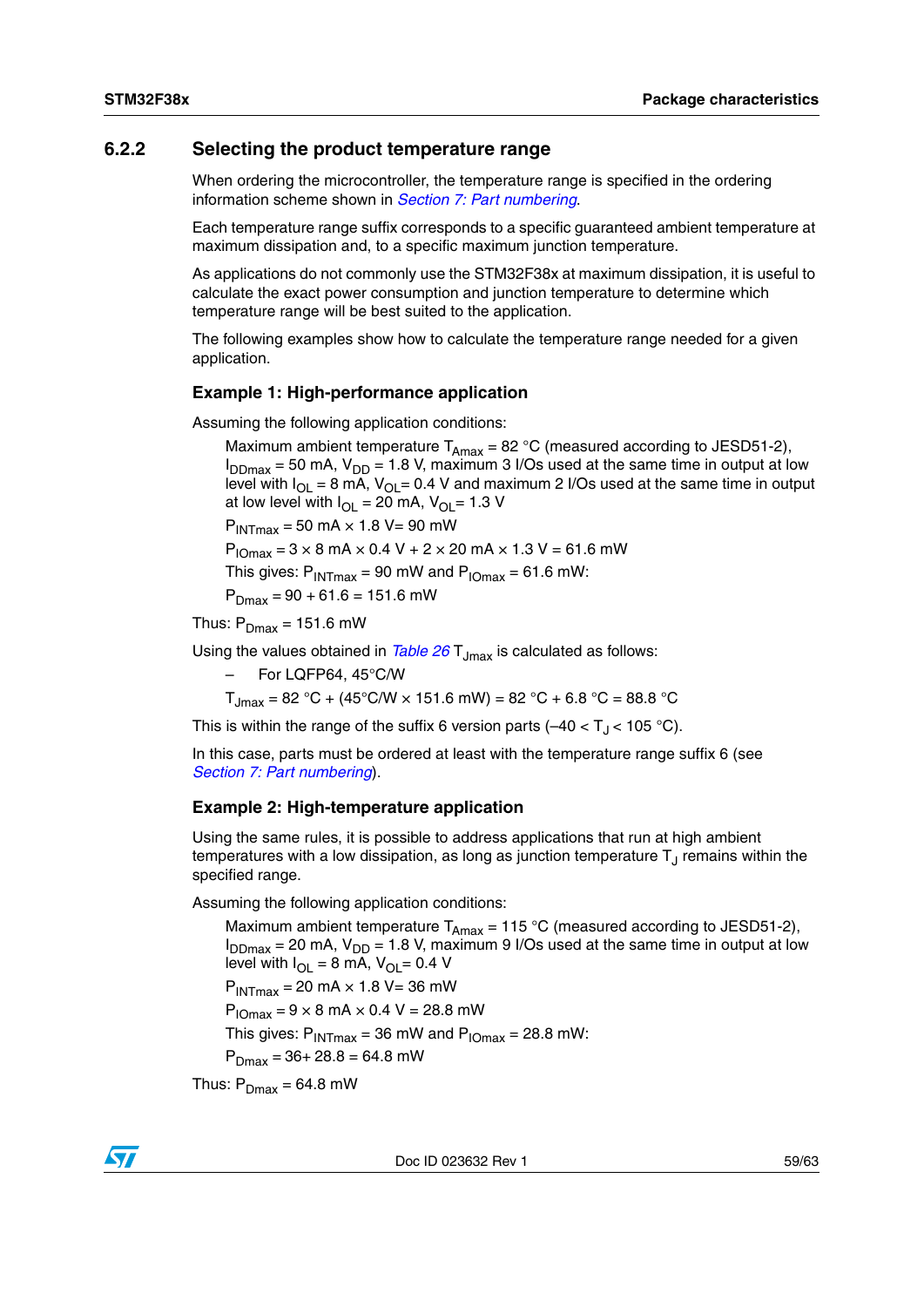### 6.2.2 Selecting the product temperature range

When ordering the microcontroller, the temperature range is specified in the ordering information scheme shown in *Section 7: Part numbering*.

Each temperature range suffix corresponds to a specific guaranteed ambient temperature at maximum dissipation and, to a specific maximum junction temperature.

As applications do not commonly use the STM32F38x at maximum dissipation, it is useful to calculate the exact power consumption and junction temperature to determine which temperature range will be best suited to the application.

The following examples show how to calculate the temperature range needed for a given application.

#### Example 1: High-performance application

Assuming the following application conditions:

Maximum ambient temperature $T_{Amax}$ = 82 °C (measured according to JESD51-2), $I_{DDmax}$ = 50 mA, $V_{DD}$ = 1.8 V, maximum 3 I/Os used at the same time in output at low level with $I_{OL}$ = 8 mA, $V_{OL}$= 0.4 V and maximum 2 I/Os used at the same time in output at low level with $I_{OL}$ = 20 mA, $V_{OL}$= 1.3 V

$P_{INTmax}$ = 50 mA × 1.8 V= 90 mW

$P_{IOmax}$ = 3 × 8 mA × 0.4 V + 2 × 20 mA × 1.3 V = 61.6 mW

This gives: $P_{INTmax}$ = 90 mW and $P_{IOmax}$ = 61.6 mW:

$P_{Dmax}$ = 90 + 61.6 = 151.6 mW

Thus: $P_{Dmax}$ = 151.6 mW

Using the values obtained in *Table 26* $T_{Jmax}$ is calculated as follows:

– For LQFP64, 45°C/W

$T_{Jmax}$ = 82 °C + (45°C/W × 151.6 mW) = 82 °C + 6.8 °C = 88.8 °C

This is within the range of the suffix 6 version parts (–40 < $T_J$ < 105 °C).

In this case, parts must be ordered at least with the temperature range suffix 6 (see *Section 7: Part numbering*).

#### Example 2: High-temperature application

Using the same rules, it is possible to address applications that run at high ambient temperatures with a low dissipation, as long as junction temperature $T_J$ remains within the specified range.

Assuming the following application conditions:

Maximum ambient temperature $T_{Amax}$ = 115 °C (measured according to JESD51-2), $I_{DDmax}$ = 20 mA, $V_{DD}$ = 1.8 V, maximum 9 I/Os used at the same time in output at low level with $I_{OL}$ = 8 mA, $V_{OL}$= 0.4 V

$P_{INTmax}$ = 20 mA × 1.8 V= 36 mW

$P_{IOmax}$ = 9 × 8 mA × 0.4 V = 28.8 mW

This gives: $P_{INTmax}$ = 36 mW and $P_{IOmax}$ = 28.8 mW:

$P_{Dmax}$ = 36+ 28.8 = 64.8 mW

Thus: $P_{Dmax}$ = 64.8 mW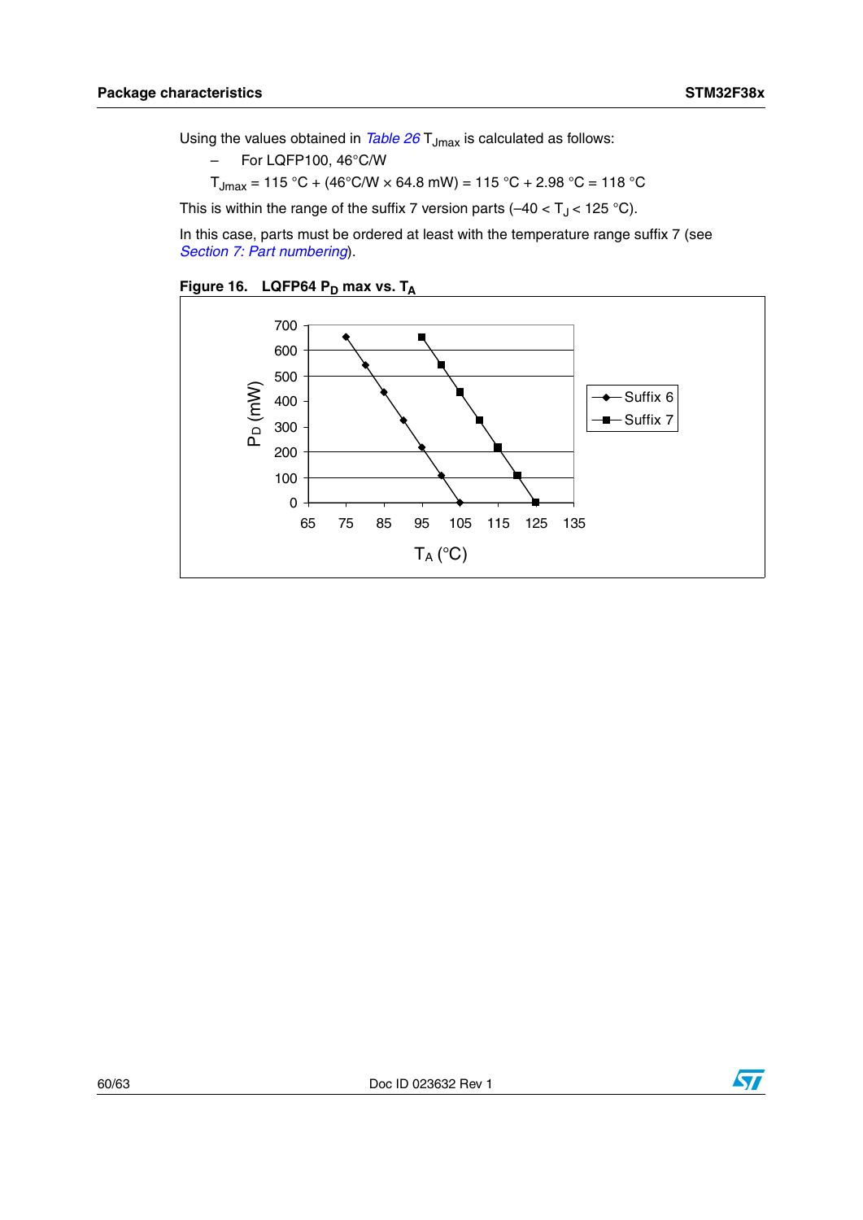Using the values obtained in *Table 26* $T_{Jmax}$ is calculated as follows:

– For LQFP100, 46°C/W

$T_{Jmax}$ = 115 °C + (46°C/W × 64.8 mW) = 115 °C + 2.98 °C = 118 °C

This is within the range of the suffix 7 version parts (–40 < $T_J$ < 125 °C).

In this case, parts must be ordered at least with the temperature range suffix 7 (see *Section 7: Part numbering*).

**Figure 16. LQFP64 $P_D$ max vs. $T_A$**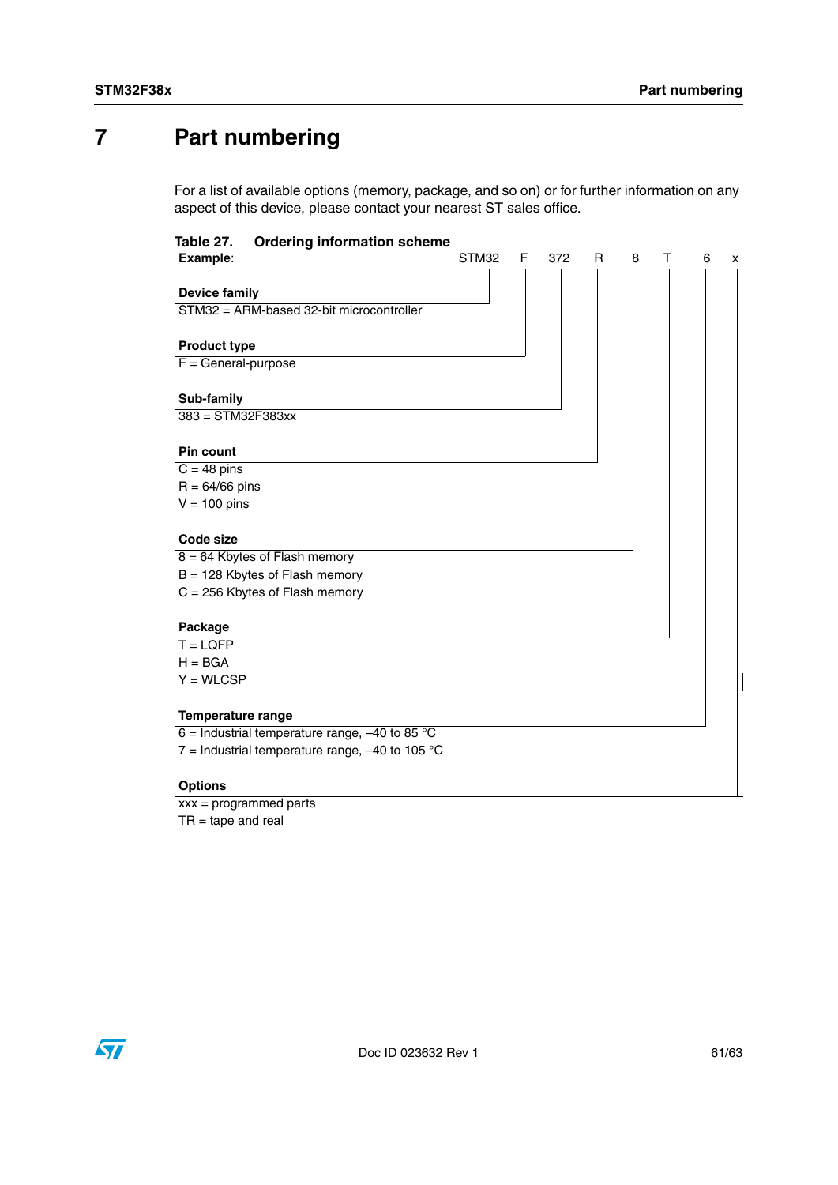# 7 Part numbering

For a list of available options (memory, package, and so on) or for further information on any aspect of this device, please contact your nearest ST sales office.

**Table 27. Ordering information scheme**

| Example: | STM32 | F | 372 | R | 8 | T | 6 | x |
|---|---|---|---|---|---|---|---|---|

**Device family**

STM32 = ARM-based 32-bit microcontroller

**Product type**

F = General-purpose

**Sub-family**

383 = STM32F383xx

**Pin count**

C = 48 pins

R = 64/66 pins

V = 100 pins

**Code size**

8 = 64 Kbytes of Flash memory

B = 128 Kbytes of Flash memory

C = 256 Kbytes of Flash memory

**Package**

T = LQFP

H = BGA

Y = WLCSP

**Temperature range**

6 = Industrial temperature range, –40 to 85 °C

7 = Industrial temperature range, –40 to 105 °C

**Options**

xxx = programmed parts

TR = tape and real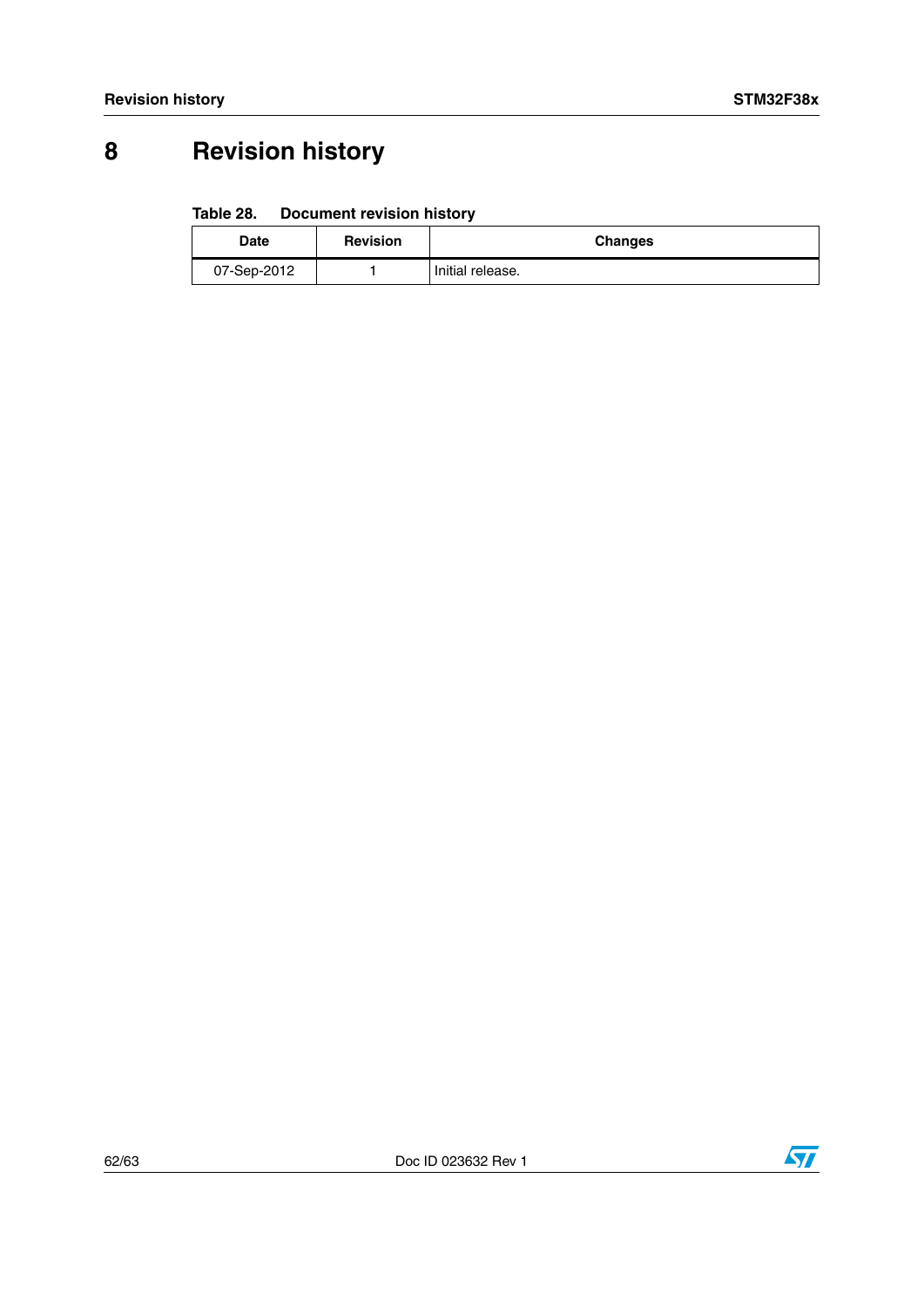# 8 Revision history

**Table 28. Document revision history**

| Date | Revision | Changes |
|---|---|---|
| 07-Sep-2012 | 1 | Initial release. |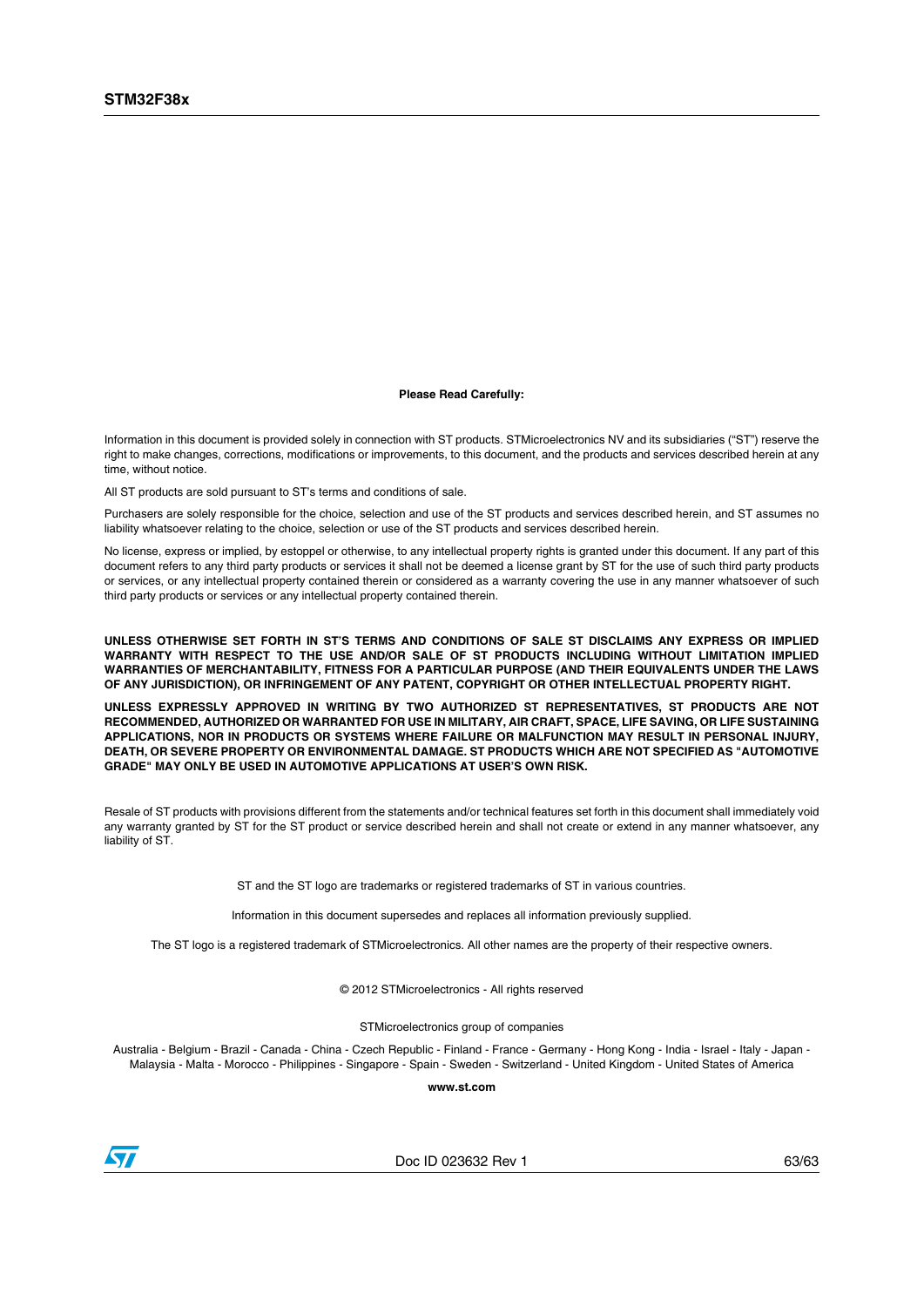**Please Read Carefully:**

Information in this document is provided solely in connection with ST products. STMicroelectronics NV and its subsidiaries ("ST") reserve the right to make changes, corrections, modifications or improvements, to this document, and the products and services described herein at any time, without notice.

All ST products are sold pursuant to ST's terms and conditions of sale.

Purchasers are solely responsible for the choice, selection and use of the ST products and services described herein, and ST assumes no liability whatsoever relating to the choice, selection or use of the ST products and services described herein.

No license, express or implied, by estoppel or otherwise, to any intellectual property rights is granted under this document. If any part of this document refers to any third party products or services it shall not be deemed a license grant by ST for the use of such third party products or services, or any intellectual property contained therein or considered as a warranty covering the use in any manner whatsoever of such third party products or services or any intellectual property contained therein.

**UNLESS OTHERWISE SET FORTH IN ST'S TERMS AND CONDITIONS OF SALE ST DISCLAIMS ANY EXPRESS OR IMPLIED WARRANTY WITH RESPECT TO THE USE AND/OR SALE OF ST PRODUCTS INCLUDING WITHOUT LIMITATION IMPLIED WARRANTIES OF MERCHANTABILITY, FITNESS FOR A PARTICULAR PURPOSE (AND THEIR EQUIVALENTS UNDER THE LAWS OF ANY JURISDICTION), OR INFRINGEMENT OF ANY PATENT, COPYRIGHT OR OTHER INTELLECTUAL PROPERTY RIGHT.**

**UNLESS EXPRESSLY APPROVED IN WRITING BY TWO AUTHORIZED ST REPRESENTATIVES, ST PRODUCTS ARE NOT RECOMMENDED, AUTHORIZED OR WARRANTED FOR USE IN MILITARY, AIR CRAFT, SPACE, LIFE SAVING, OR LIFE SUSTAINING APPLICATIONS, NOR IN PRODUCTS OR SYSTEMS WHERE FAILURE OR MALFUNCTION MAY RESULT IN PERSONAL INJURY, DEATH, OR SEVERE PROPERTY OR ENVIRONMENTAL DAMAGE. ST PRODUCTS WHICH ARE NOT SPECIFIED AS "AUTOMOTIVE GRADE" MAY ONLY BE USED IN AUTOMOTIVE APPLICATIONS AT USER'S OWN RISK.**

Resale of ST products with provisions different from the statements and/or technical features set forth in this document shall immediately void any warranty granted by ST for the ST product or service described herein and shall not create or extend in any manner whatsoever, any liability of ST.

ST and the ST logo are trademarks or registered trademarks of ST in various countries.

Information in this document supersedes and replaces all information previously supplied.

The ST logo is a registered trademark of STMicroelectronics. All other names are the property of their respective owners.

© 2012 STMicroelectronics - All rights reserved

STMicroelectronics group of companies

Australia - Belgium - Brazil - Canada - China - Czech Republic - Finland - France - Germany - Hong Kong - India - Israel - Italy - Japan - Malaysia - Malta - Morocco - Philippines - Singapore - Spain - Sweden - Switzerland - United Kingdom - United States of America

**www.st.com**